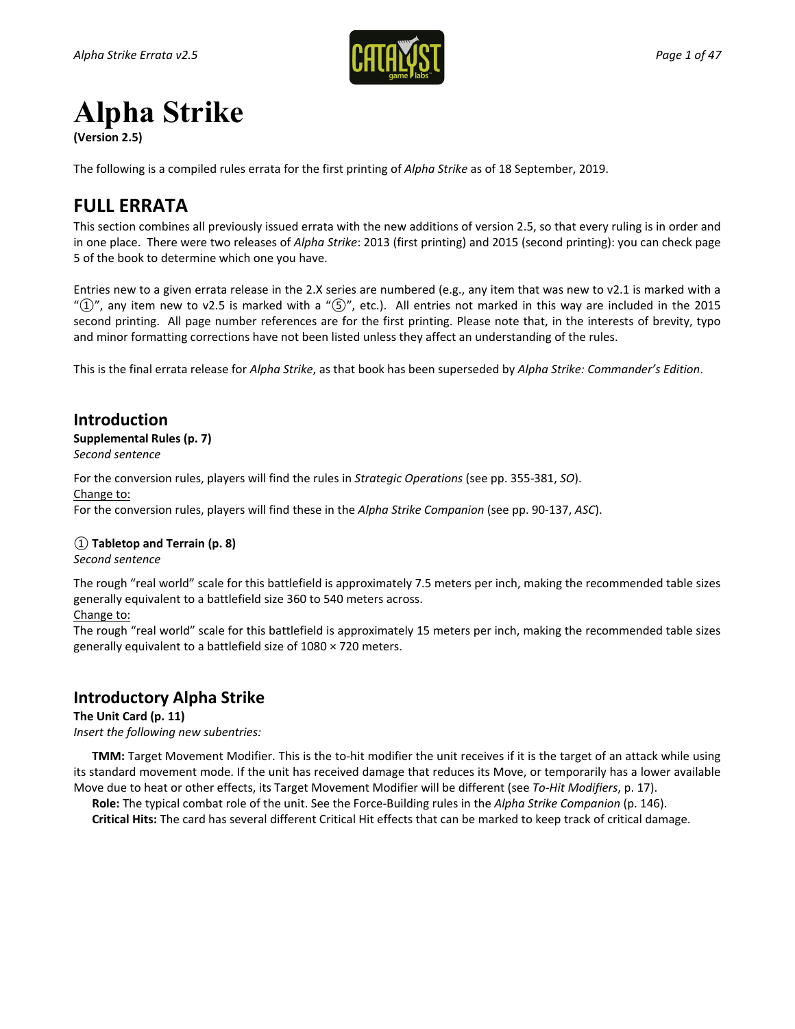# Alpha Strike

**(Version 2.5)**

The following is a compiled rules errata for the first printing of *Alpha Strike* as of 18 September, 2019.

## FULL ERRATA

This section combines all previously issued errata with the new additions of version 2.5, so that every ruling is in order and in one place. There were two releases of *Alpha Strike*: 2013 (first printing) and 2015 (second printing): you can check page 5 of the book to determine which one you have.

Entries new to a given errata release in the 2.X series are numbered (e.g., any item that was new to v2.1 is marked with a "①", any item new to v2.5 is marked with a "⑤", etc.). All entries not marked in this way are included in the 2015 second printing. All page number references are for the first printing. Please note that, in the interests of brevity, typo and minor formatting corrections have not been listed unless they affect an understanding of the rules.

This is the final errata release for *Alpha Strike*, as that book has been superseded by *Alpha Strike: Commander's Edition*.

### Introduction

**Supplemental Rules (p. 7)**

*Second sentence*

For the conversion rules, players will find the rules in *Strategic Operations* (see pp. 355-381, *SO*).

Change to:

For the conversion rules, players will find these in the *Alpha Strike Companion* (see pp. 90-137, *ASC*).

**① Tabletop and Terrain (p. 8)**

*Second sentence*

The rough "real world" scale for this battlefield is approximately 7.5 meters per inch, making the recommended table sizes generally equivalent to a battlefield size 360 to 540 meters across.

Change to:

The rough "real world" scale for this battlefield is approximately 15 meters per inch, making the recommended table sizes generally equivalent to a battlefield size of 1080 × 720 meters.

### Introductory Alpha Strike

**The Unit Card (p. 11)**

*Insert the following new subentries:*

**TMM:** Target Movement Modifier. This is the to-hit modifier the unit receives if it is the target of an attack while using its standard movement mode. If the unit has received damage that reduces its Move, or temporarily has a lower available Move due to heat or other effects, its Target Movement Modifier will be different (see *To-Hit Modifiers*, p. 17).

**Role:** The typical combat role of the unit. See the Force-Building rules in the *Alpha Strike Companion* (p. 146).

**Critical Hits:** The card has several different Critical Hit effects that can be marked to keep track of critical damage.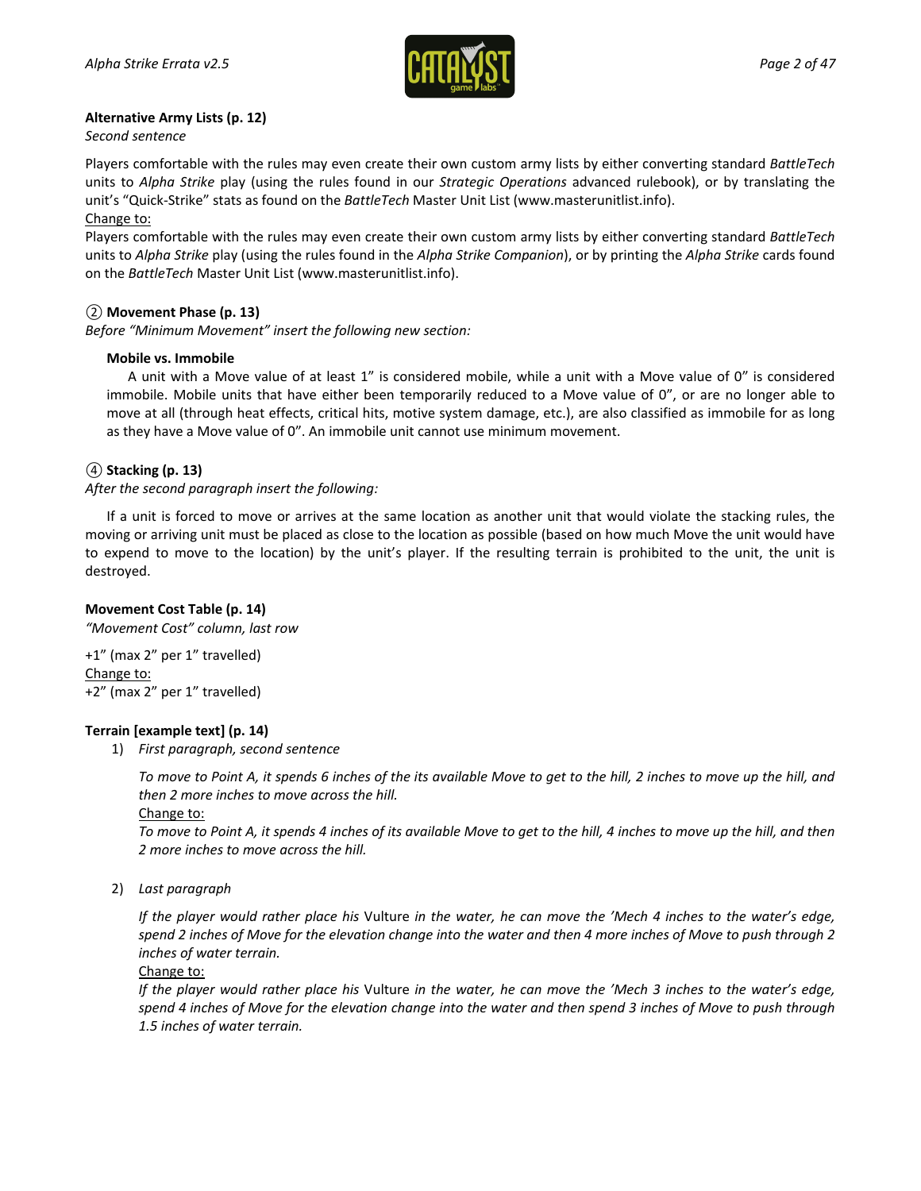**Alternative Army Lists (p. 12)**

*Second sentence*

Players comfortable with the rules may even create their own custom army lists by either converting standard *BattleTech* units to *Alpha Strike* play (using the rules found in our *Strategic Operations* advanced rulebook), or by translating the unit's "Quick-Strike" stats as found on the *BattleTech* Master Unit List (www.masterunitlist.info).

<u>Change to:</u>

Players comfortable with the rules may even create their own custom army lists by either converting standard *BattleTech* units to *Alpha Strike* play (using the rules found in the *Alpha Strike Companion*), or by printing the *Alpha Strike* cards found on the *BattleTech* Master Unit List (www.masterunitlist.info).

**② Movement Phase (p. 13)**

*Before "Minimum Movement" insert the following new section:*

**Mobile vs. Immobile**

A unit with a Move value of at least 1" is considered mobile, while a unit with a Move value of 0" is considered immobile. Mobile units that have either been temporarily reduced to a Move value of 0", or are no longer able to move at all (through heat effects, critical hits, motive system damage, etc.), are also classified as immobile for as long as they have a Move value of 0". An immobile unit cannot use minimum movement.

**④ Stacking (p. 13)**

*After the second paragraph insert the following:*

If a unit is forced to move or arrives at the same location as another unit that would violate the stacking rules, the moving or arriving unit must be placed as close to the location as possible (based on how much Move the unit would have to expend to move to the location) by the unit's player. If the resulting terrain is prohibited to the unit, the unit is destroyed.

**Movement Cost Table (p. 14)**

*"Movement Cost" column, last row*

+1" (max 2" per 1" travelled)

<u>Change to:</u>

+2" (max 2" per 1" travelled)

**Terrain [example text] (p. 14)**

1) *First paragraph, second sentence*

   *To move to Point A, it spends 6 inches of the its available Move to get to the hill, 2 inches to move up the hill, and then 2 more inches to move across the hill.*

   <u>Change to:</u>

   *To move to Point A, it spends 4 inches of its available Move to get to the hill, 4 inches to move up the hill, and then 2 more inches to move across the hill.*

2) *Last paragraph*

   *If the player would rather place his* Vulture *in the water, he can move the 'Mech 4 inches to the water's edge, spend 2 inches of Move for the elevation change into the water and then 4 more inches of Move to push through 2 inches of water terrain.*

   <u>Change to:</u>

   *If the player would rather place his* Vulture *in the water, he can move the 'Mech 3 inches to the water's edge, spend 4 inches of Move for the elevation change into the water and then spend 3 inches of Move to push through 1.5 inches of water terrain.*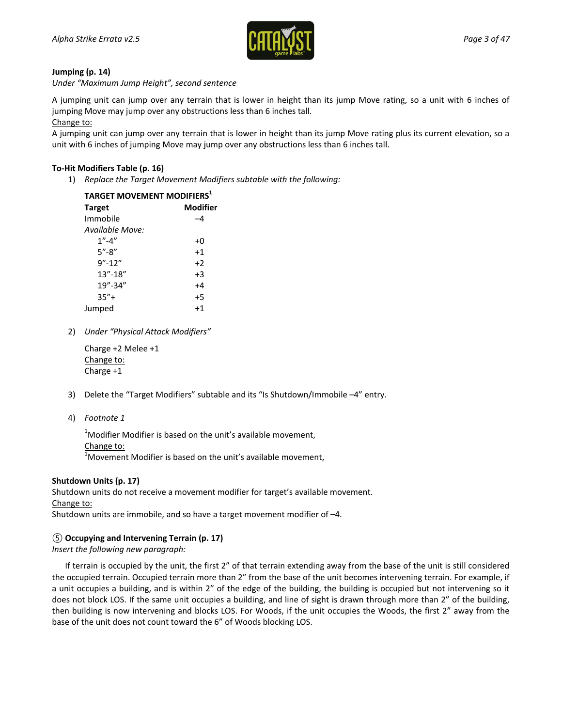**Jumping (p. 14)**

*Under "Maximum Jump Height", second sentence*

A jumping unit can jump over any terrain that is lower in height than its jump Move rating, so a unit with 6 inches of jumping Move may jump over any obstructions less than 6 inches tall.

Change to:

A jumping unit can jump over any terrain that is lower in height than its jump Move rating plus its current elevation, so a unit with 6 inches of jumping Move may jump over any obstructions less than 6 inches tall.

**To-Hit Modifiers Table (p. 16)**

1) *Replace the Target Movement Modifiers subtable with the following:*

**TARGET MOVEMENT MODIFIERS**[1]

| Target | Modifier |
|---|---|
| Immobile | –4 |
| *Available Move:* | |
| 1"-4" | +0 |
| 5"-8" | +1 |
| 9"-12" | +2 |
| 13"-18" | +3 |
| 19"-34" | +4 |
| 35"+ | +5 |
| Jumped | +1 |

2) *Under "Physical Attack Modifiers"*

Charge +2 Melee +1

Change to:

Charge +1

3) Delete the "Target Modifiers" subtable and its "Is Shutdown/Immobile –4" entry.

4) *Footnote 1*

[1]Modifier Modifier is based on the unit's available movement,

Change to:

[1]Movement Modifier is based on the unit's available movement,

**Shutdown Units (p. 17)**

Shutdown units do not receive a movement modifier for target's available movement.

Change to:

Shutdown units are immobile, and so have a target movement modifier of –4.

⑤ **Occupying and Intervening Terrain (p. 17)**

*Insert the following new paragraph:*

If terrain is occupied by the unit, the first 2" of that terrain extending away from the base of the unit is still considered the occupied terrain. Occupied terrain more than 2" from the base of the unit becomes intervening terrain. For example, if a unit occupies a building, and is within 2" of the edge of the building, the building is occupied but not intervening so it does not block LOS. If the same unit occupies a building, and line of sight is drawn through more than 2" of the building, then building is now intervening and blocks LOS. For Woods, if the unit occupies the Woods, the first 2" away from the base of the unit does not count toward the 6" of Woods blocking LOS.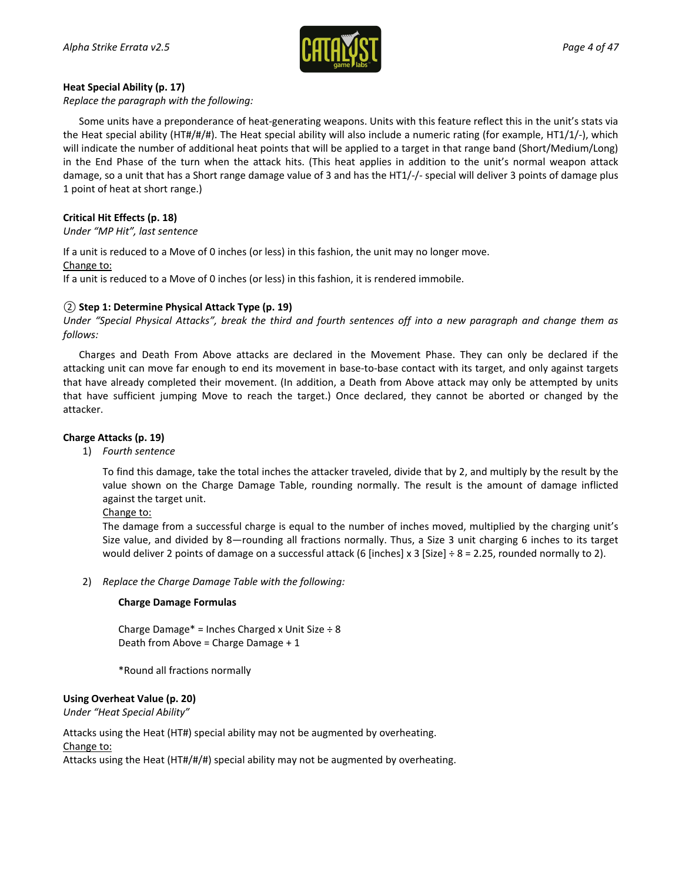**Heat Special Ability (p. 17)**

*Replace the paragraph with the following:*

Some units have a preponderance of heat-generating weapons. Units with this feature reflect this in the unit's stats via the Heat special ability (HT#/#/#). The Heat special ability will also include a numeric rating (for example, HT1/1/-), which will indicate the number of additional heat points that will be applied to a target in that range band (Short/Medium/Long) in the End Phase of the turn when the attack hits. (This heat applies in addition to the unit's normal weapon attack damage, so a unit that has a Short range damage value of 3 and has the HT1/-/- special will deliver 3 points of damage plus 1 point of heat at short range.)

**Critical Hit Effects (p. 18)**

*Under "MP Hit", last sentence*

If a unit is reduced to a Move of 0 inches (or less) in this fashion, the unit may no longer move.

Change to:

If a unit is reduced to a Move of 0 inches (or less) in this fashion, it is rendered immobile.

② **Step 1: Determine Physical Attack Type (p. 19)**

*Under "Special Physical Attacks", break the third and fourth sentences off into a new paragraph and change them as follows:*

Charges and Death From Above attacks are declared in the Movement Phase. They can only be declared if the attacking unit can move far enough to end its movement in base-to-base contact with its target, and only against targets that have already completed their movement. (In addition, a Death from Above attack may only be attempted by units that have sufficient jumping Move to reach the target.) Once declared, they cannot be aborted or changed by the attacker.

**Charge Attacks (p. 19)**

1) *Fourth sentence*

   To find this damage, take the total inches the attacker traveled, divide that by 2, and multiply by the result by the value shown on the Charge Damage Table, rounding normally. The result is the amount of damage inflicted against the target unit.

   Change to:

   The damage from a successful charge is equal to the number of inches moved, multiplied by the charging unit's Size value, and divided by 8—rounding all fractions normally. Thus, a Size 3 unit charging 6 inches to its target would deliver 2 points of damage on a successful attack (6 [inches] x 3 [Size] ÷ 8 = 2.25, rounded normally to 2).

2) *Replace the Charge Damage Table with the following:*

   **Charge Damage Formulas**

   Charge Damage* = Inches Charged x Unit Size ÷ 8
   Death from Above = Charge Damage + 1

   *Round all fractions normally

**Using Overheat Value (p. 20)**

*Under "Heat Special Ability"*

Attacks using the Heat (HT#) special ability may not be augmented by overheating.

Change to:

Attacks using the Heat (HT#/#/#) special ability may not be augmented by overheating.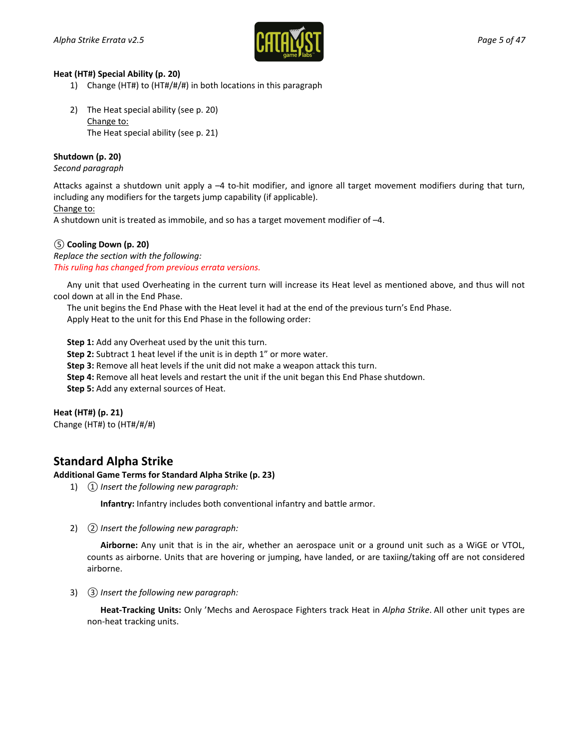**Heat (HT#) Special Ability (p. 20)**

1) Change (HT#) to (HT#/#/#) in both locations in this paragraph

2) The Heat special ability (see p. 20)
   Change to:
   The Heat special ability (see p. 21)

**Shutdown (p. 20)**
*Second paragraph*

Attacks against a shutdown unit apply a –4 to-hit modifier, and ignore all target movement modifiers during that turn, including any modifiers for the targets jump capability (if applicable).
Change to:
A shutdown unit is treated as immobile, and so has a target movement modifier of –4.

**⑤ Cooling Down (p. 20)**
*Replace the section with the following:*
*This ruling has changed from previous errata versions.*

Any unit that used Overheating in the current turn will increase its Heat level as mentioned above, and thus will not cool down at all in the End Phase.
The unit begins the End Phase with the Heat level it had at the end of the previous turn's End Phase.
Apply Heat to the unit for this End Phase in the following order:

**Step 1:** Add any Overheat used by the unit this turn.
**Step 2:** Subtract 1 heat level if the unit is in depth 1" or more water.
**Step 3:** Remove all heat levels if the unit did not make a weapon attack this turn.
**Step 4:** Remove all heat levels and restart the unit if the unit began this End Phase shutdown.
**Step 5:** Add any external sources of Heat.

**Heat (HT#) (p. 21)**
Change (HT#) to (HT#/#/#)

## Standard Alpha Strike

**Additional Game Terms for Standard Alpha Strike (p. 23)**

1) ① *Insert the following new paragraph:*

   **Infantry:** Infantry includes both conventional infantry and battle armor.

2) ② *Insert the following new paragraph:*

   **Airborne:** Any unit that is in the air, whether an aerospace unit or a ground unit such as a WiGE or VTOL, counts as airborne. Units that are hovering or jumping, have landed, or are taxiing/taking off are not considered airborne.

3) ③ *Insert the following new paragraph:*

   **Heat-Tracking Units:** Only 'Mechs and Aerospace Fighters track Heat in *Alpha Strike*. All other unit types are non-heat tracking units.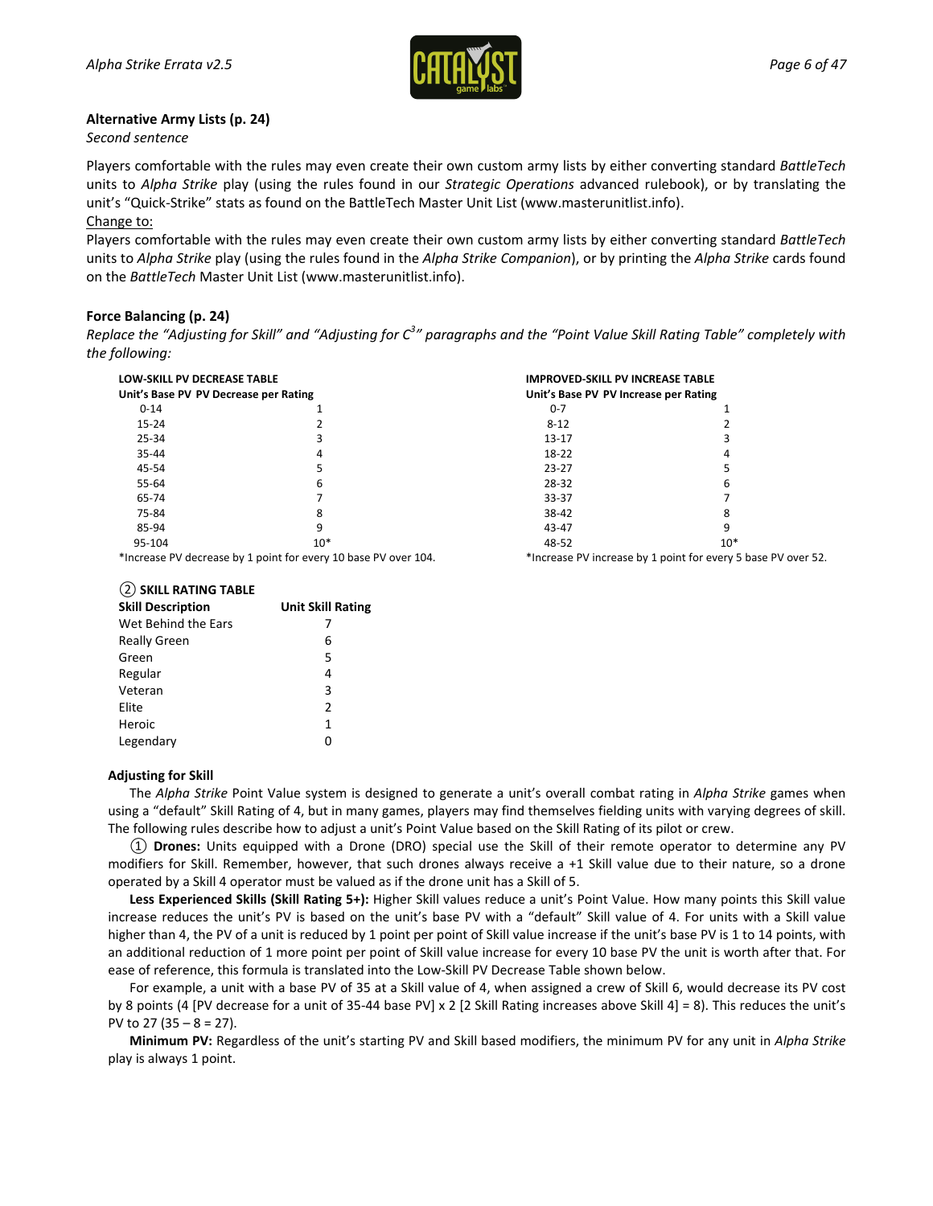**Alternative Army Lists (p. 24)**

*Second sentence*

Players comfortable with the rules may even create their own custom army lists by either converting standard *BattleTech* units to *Alpha Strike* play (using the rules found in our *Strategic Operations* advanced rulebook), or by translating the unit's "Quick-Strike" stats as found on the BattleTech Master Unit List (www.masterunitlist.info).

Change to:

Players comfortable with the rules may even create their own custom army lists by either converting standard *BattleTech* units to *Alpha Strike* play (using the rules found in the *Alpha Strike Companion*), or by printing the *Alpha Strike* cards found on the *BattleTech* Master Unit List (www.masterunitlist.info).

**Force Balancing (p. 24)**

*Replace the "Adjusting for Skill" and "Adjusting for C$^3$" paragraphs and the "Point Value Skill Rating Table" completely with the following:*

**LOW-SKILL PV DECREASE TABLE**

| Unit's Base PV | PV Decrease per Rating |
|---|---|
| 0-14 | 1 |
| 15-24 | 2 |
| 25-34 | 3 |
| 35-44 | 4 |
| 45-54 | 5 |
| 55-64 | 6 |
| 65-74 | 7 |
| 75-84 | 8 |
| 85-94 | 9 |
| 95-104 | 10* |

*Increase PV decrease by 1 point for every 10 base PV over 104.

**IMPROVED-SKILL PV INCREASE TABLE**

| Unit's Base PV | PV Increase per Rating |
|---|---|
| 0-7 | 1 |
| 8-12 | 2 |
| 13-17 | 3 |
| 18-22 | 4 |
| 23-27 | 5 |
| 28-32 | 6 |
| 33-37 | 7 |
| 38-42 | 8 |
| 43-47 | 9 |
| 48-52 | 10* |

*Increase PV increase by 1 point for every 5 base PV over 52.

**② SKILL RATING TABLE**

| Skill Description | Unit Skill Rating |
|---|---|
| Wet Behind the Ears | 7 |
| Really Green | 6 |
| Green | 5 |
| Regular | 4 |
| Veteran | 3 |
| Elite | 2 |
| Heroic | 1 |
| Legendary | 0 |

**Adjusting for Skill**

The *Alpha Strike* Point Value system is designed to generate a unit's overall combat rating in *Alpha Strike* games when using a "default" Skill Rating of 4, but in many games, players may find themselves fielding units with varying degrees of skill. The following rules describe how to adjust a unit's Point Value based on the Skill Rating of its pilot or crew.

① **Drones:** Units equipped with a Drone (DRO) special use the Skill of their remote operator to determine any PV modifiers for Skill. Remember, however, that such drones always receive a +1 Skill value due to their nature, so a drone operated by a Skill 4 operator must be valued as if the drone unit has a Skill of 5.

**Less Experienced Skills (Skill Rating 5+):** Higher Skill values reduce a unit's Point Value. How many points this Skill value increase reduces the unit's PV is based on the unit's base PV with a "default" Skill value of 4. For units with a Skill value higher than 4, the PV of a unit is reduced by 1 point per point of Skill value increase if the unit's base PV is 1 to 14 points, with an additional reduction of 1 more point per point of Skill value increase for every 10 base PV the unit is worth after that. For ease of reference, this formula is translated into the Low-Skill PV Decrease Table shown below.

For example, a unit with a base PV of 35 at a Skill value of 4, when assigned a crew of Skill 6, would decrease its PV cost by 8 points (4 [PV decrease for a unit of 35-44 base PV] x 2 [2 Skill Rating increases above Skill 4] = 8). This reduces the unit's PV to 27 (35 – 8 = 27).

**Minimum PV:** Regardless of the unit's starting PV and Skill based modifiers, the minimum PV for any unit in *Alpha Strike* play is always 1 point.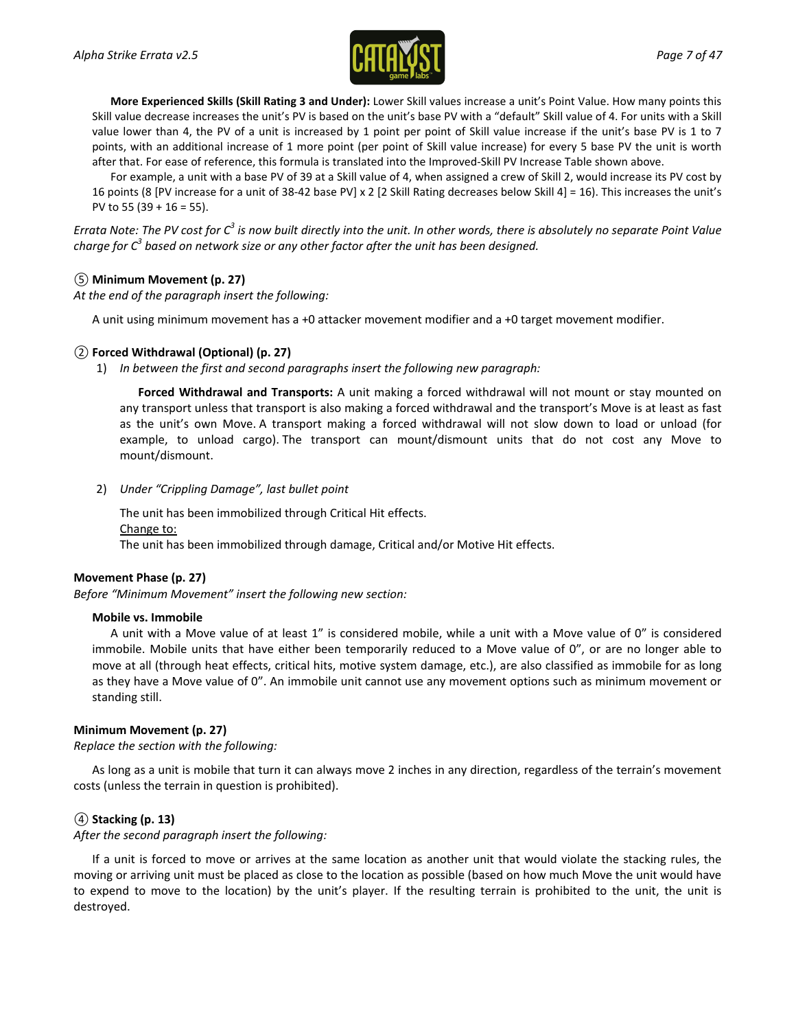**More Experienced Skills (Skill Rating 3 and Under):** Lower Skill values increase a unit's Point Value. How many points this Skill value decrease increases the unit's PV is based on the unit's base PV with a "default" Skill value of 4. For units with a Skill value lower than 4, the PV of a unit is increased by 1 point per point of Skill value increase if the unit's base PV is 1 to 7 points, with an additional increase of 1 more point (per point of Skill value increase) for every 5 base PV the unit is worth after that. For ease of reference, this formula is translated into the Improved-Skill PV Increase Table shown above.

For example, a unit with a base PV of 39 at a Skill value of 4, when assigned a crew of Skill 2, would increase its PV cost by 16 points (8 [PV increase for a unit of 38-42 base PV] x 2 [2 Skill Rating decreases below Skill 4] = 16). This increases the unit's PV to 55 (39 + 16 = 55).

*Errata Note: The PV cost for $C^3$ is now built directly into the unit. In other words, there is absolutely no separate Point Value charge for $C^3$ based on network size or any other factor after the unit has been designed.*

### ⑤ Minimum Movement (p. 27)

*At the end of the paragraph insert the following:*

A unit using minimum movement has a +0 attacker movement modifier and a +0 target movement modifier.

### ② Forced Withdrawal (Optional) (p. 27)

1) *In between the first and second paragraphs insert the following new paragraph:*

   **Forced Withdrawal and Transports:** A unit making a forced withdrawal will not mount or stay mounted on any transport unless that transport is also making a forced withdrawal and the transport's Move is at least as fast as the unit's own Move. A transport making a forced withdrawal will not slow down to load or unload (for example, to unload cargo). The transport can mount/dismount units that do not cost any Move to mount/dismount.

2) *Under "Crippling Damage", last bullet point*

   The unit has been immobilized through Critical Hit effects.
   
   Change to:
   
   The unit has been immobilized through damage, Critical and/or Motive Hit effects.

### Movement Phase (p. 27)

*Before "Minimum Movement" insert the following new section:*

**Mobile vs. Immobile**

A unit with a Move value of at least 1" is considered mobile, while a unit with a Move value of 0" is considered immobile. Mobile units that have either been temporarily reduced to a Move value of 0", or are no longer able to move at all (through heat effects, critical hits, motive system damage, etc.), are also classified as immobile for as long as they have a Move value of 0". An immobile unit cannot use any movement options such as minimum movement or standing still.

### Minimum Movement (p. 27)

*Replace the section with the following:*

As long as a unit is mobile that turn it can always move 2 inches in any direction, regardless of the terrain's movement costs (unless the terrain in question is prohibited).

### ④ Stacking (p. 13)

*After the second paragraph insert the following:*

If a unit is forced to move or arrives at the same location as another unit that would violate the stacking rules, the moving or arriving unit must be placed as close to the location as possible (based on how much Move the unit would have to expend to move to the location) by the unit's player. If the resulting terrain is prohibited to the unit, the unit is destroyed.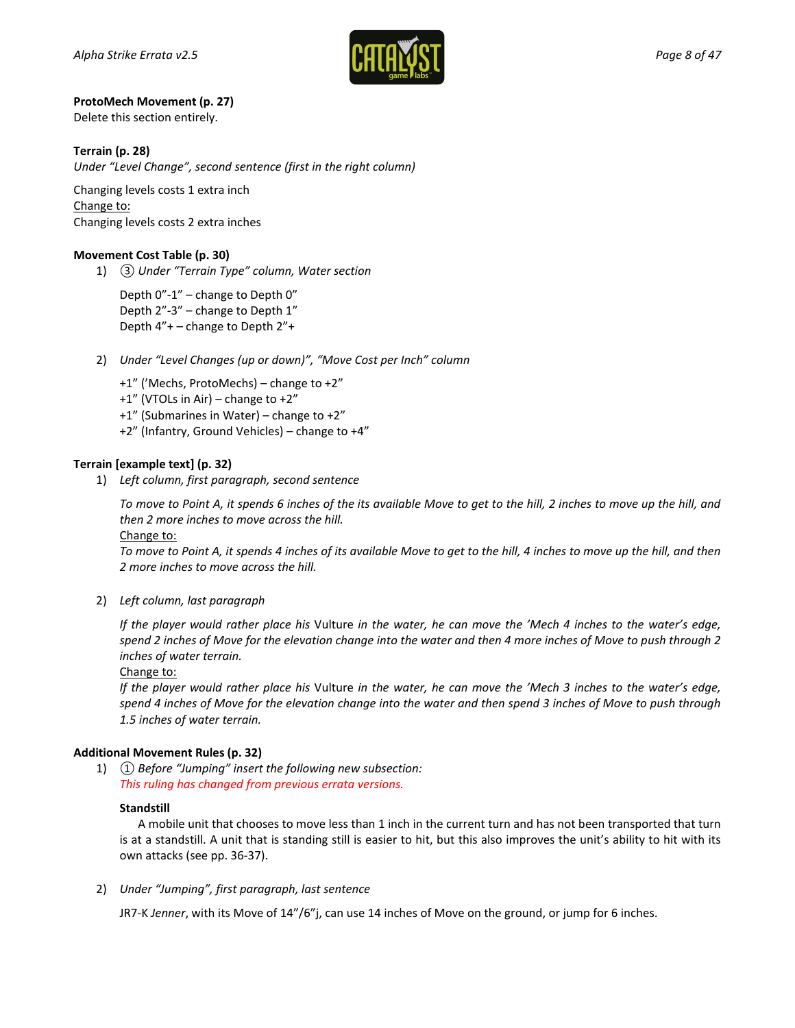**ProtoMech Movement (p. 27)**
Delete this section entirely.

**Terrain (p. 28)**
*Under "Level Change", second sentence (first in the right column)*

Changing levels costs 1 extra inch
<u>Change to:</u>
Changing levels costs 2 extra inches

**Movement Cost Table (p. 30)**

1) ③ *Under "Terrain Type" column, Water section*

   Depth 0"-1" – change to Depth 0"
   Depth 2"-3" – change to Depth 1"
   Depth 4"+ – change to Depth 2"+

2) *Under "Level Changes (up or down)", "Move Cost per Inch" column*

   +1" ('Mechs, ProtoMechs) – change to +2"
   +1" (VTOLs in Air) – change to +2"
   +1" (Submarines in Water) – change to +2"
   +2" (Infantry, Ground Vehicles) – change to +4"

**Terrain [example text] (p. 32)**

1) *Left column, first paragraph, second sentence*

   *To move to Point A, it spends 6 inches of the its available Move to get to the hill, 2 inches to move up the hill, and then 2 more inches to move across the hill.*
   <u>Change to:</u>
   *To move to Point A, it spends 4 inches of its available Move to get to the hill, 4 inches to move up the hill, and then 2 more inches to move across the hill.*

2) *Left column, last paragraph*

   *If the player would rather place his* Vulture *in the water, he can move the 'Mech 4 inches to the water's edge, spend 2 inches of Move for the elevation change into the water and then 4 more inches of Move to push through 2 inches of water terrain.*
   <u>Change to:</u>
   *If the player would rather place his* Vulture *in the water, he can move the 'Mech 3 inches to the water's edge, spend 4 inches of Move for the elevation change into the water and then spend 3 inches of Move to push through 1.5 inches of water terrain.*

**Additional Movement Rules (p. 32)**

1) ① *Before "Jumping" insert the following new subsection:*
   *This ruling has changed from previous errata versions.*

   **Standstill**
   A mobile unit that chooses to move less than 1 inch in the current turn and has not been transported that turn is at a standstill. A unit that is standing still is easier to hit, but this also improves the unit's ability to hit with its own attacks (see pp. 36-37).

2) *Under "Jumping", first paragraph, last sentence*

   JR7-K *Jenner*, with its Move of 14"/6"j, can use 14 inches of Move on the ground, or jump for 6 inches.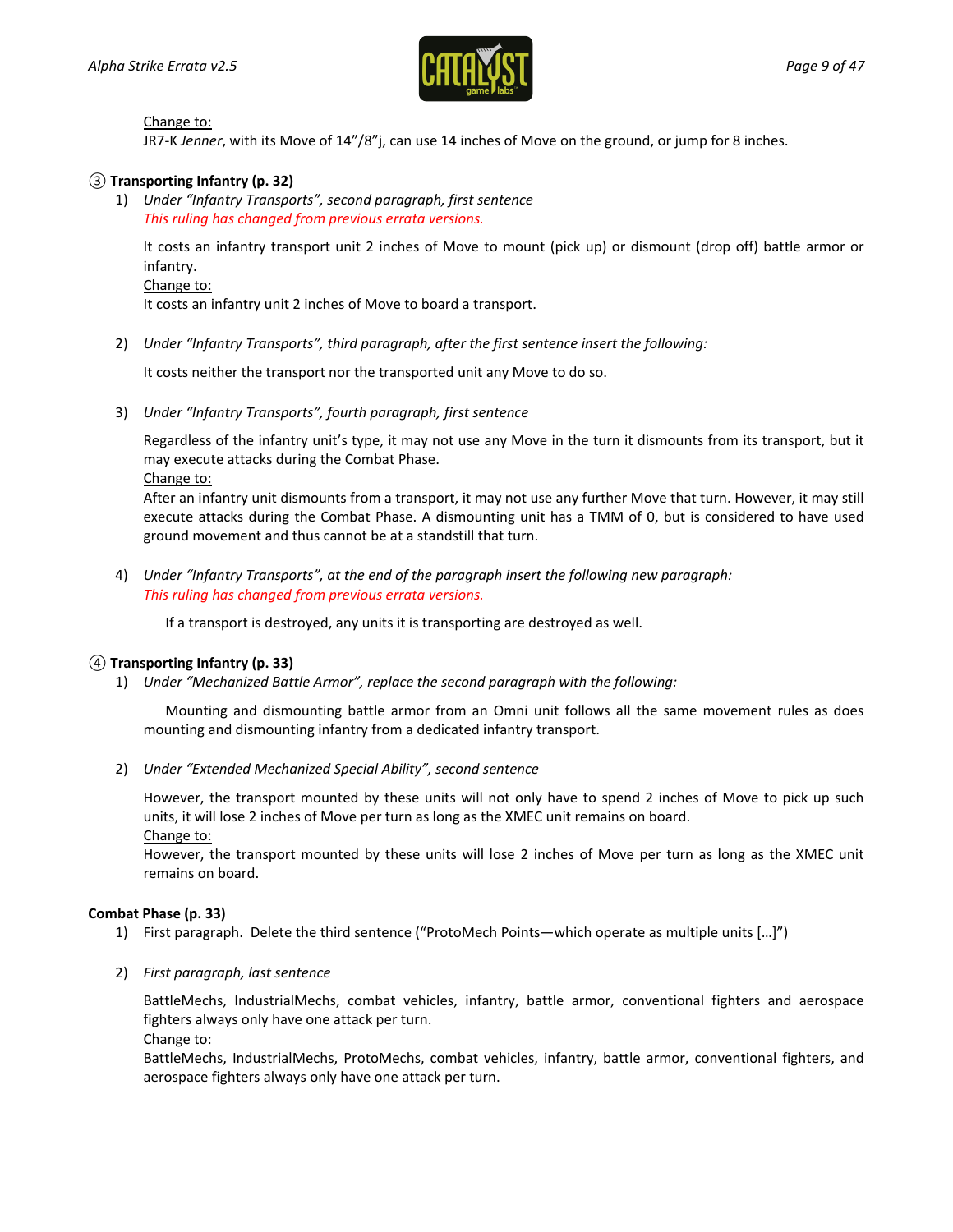Change to:
JR7-K *Jenner*, with its Move of 14"/8"j, can use 14 inches of Move on the ground, or jump for 8 inches.

### ③ Transporting Infantry (p. 32)

1) *Under "Infantry Transports", second paragraph, first sentence*
   *This ruling has changed from previous errata versions.*

   It costs an infantry transport unit 2 inches of Move to mount (pick up) or dismount (drop off) battle armor or infantry.
   Change to:
   It costs an infantry unit 2 inches of Move to board a transport.

2) *Under "Infantry Transports", third paragraph, after the first sentence insert the following:*

   It costs neither the transport nor the transported unit any Move to do so.

3) *Under "Infantry Transports", fourth paragraph, first sentence*

   Regardless of the infantry unit's type, it may not use any Move in the turn it dismounts from its transport, but it may execute attacks during the Combat Phase.
   Change to:
   After an infantry unit dismounts from a transport, it may not use any further Move that turn. However, it may still execute attacks during the Combat Phase. A dismounting unit has a TMM of 0, but is considered to have used ground movement and thus cannot be at a standstill that turn.

4) *Under "Infantry Transports", at the end of the paragraph insert the following new paragraph:*
   *This ruling has changed from previous errata versions.*

   If a transport is destroyed, any units it is transporting are destroyed as well.

### ④ Transporting Infantry (p. 33)

1) *Under "Mechanized Battle Armor", replace the second paragraph with the following:*

   Mounting and dismounting battle armor from an Omni unit follows all the same movement rules as does mounting and dismounting infantry from a dedicated infantry transport.

2) *Under "Extended Mechanized Special Ability", second sentence*

   However, the transport mounted by these units will not only have to spend 2 inches of Move to pick up such units, it will lose 2 inches of Move per turn as long as the XMEC unit remains on board.
   Change to:
   However, the transport mounted by these units will lose 2 inches of Move per turn as long as the XMEC unit remains on board.

### Combat Phase (p. 33)

1) First paragraph. Delete the third sentence ("ProtoMech Points—which operate as multiple units […]")

2) *First paragraph, last sentence*

   BattleMechs, IndustrialMechs, combat vehicles, infantry, battle armor, conventional fighters and aerospace fighters always only have one attack per turn.
   Change to:
   BattleMechs, IndustrialMechs, ProtoMechs, combat vehicles, infantry, battle armor, conventional fighters, and aerospace fighters always only have one attack per turn.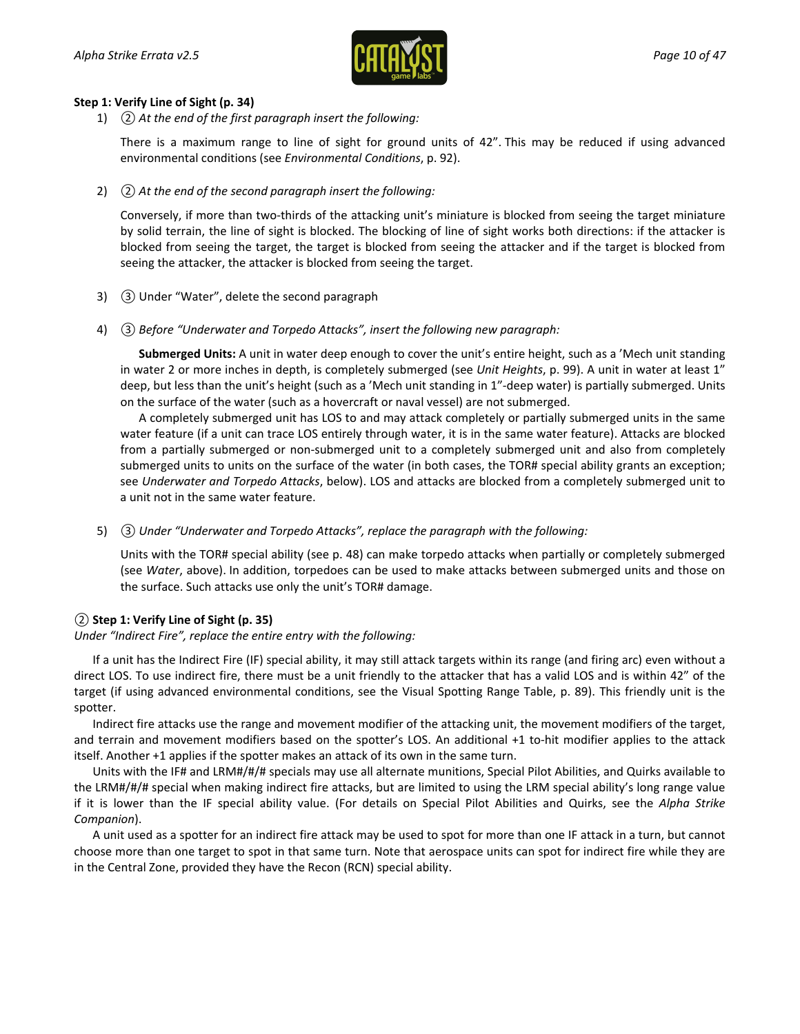**Step 1: Verify Line of Sight (p. 34)**

1) ② *At the end of the first paragraph insert the following:*

   There is a maximum range to line of sight for ground units of 42". This may be reduced if using advanced environmental conditions (see *Environmental Conditions*, p. 92).

2) ② *At the end of the second paragraph insert the following:*

   Conversely, if more than two-thirds of the attacking unit's miniature is blocked from seeing the target miniature by solid terrain, the line of sight is blocked. The blocking of line of sight works both directions: if the attacker is blocked from seeing the target, the target is blocked from seeing the attacker and if the target is blocked from seeing the attacker, the attacker is blocked from seeing the target.

3) ③ Under "Water", delete the second paragraph

4) ③ *Before "Underwater and Torpedo Attacks", insert the following new paragraph:*

   **Submerged Units:** A unit in water deep enough to cover the unit's entire height, such as a 'Mech unit standing in water 2 or more inches in depth, is completely submerged (see *Unit Heights*, p. 99). A unit in water at least 1" deep, but less than the unit's height (such as a 'Mech unit standing in 1"-deep water) is partially submerged. Units on the surface of the water (such as a hovercraft or naval vessel) are not submerged.

   A completely submerged unit has LOS to and may attack completely or partially submerged units in the same water feature (if a unit can trace LOS entirely through water, it is in the same water feature). Attacks are blocked from a partially submerged or non-submerged unit to a completely submerged unit and also from completely submerged units to units on the surface of the water (in both cases, the TOR# special ability grants an exception; see *Underwater and Torpedo Attacks*, below). LOS and attacks are blocked from a completely submerged unit to a unit not in the same water feature.

5) ③ *Under "Underwater and Torpedo Attacks", replace the paragraph with the following:*

   Units with the TOR# special ability (see p. 48) can make torpedo attacks when partially or completely submerged (see *Water*, above). In addition, torpedoes can be used to make attacks between submerged units and those on the surface. Such attacks use only the unit's TOR# damage.

**② Step 1: Verify Line of Sight (p. 35)**

*Under "Indirect Fire", replace the entire entry with the following:*

If a unit has the Indirect Fire (IF) special ability, it may still attack targets within its range (and firing arc) even without a direct LOS. To use indirect fire, there must be a unit friendly to the attacker that has a valid LOS and is within 42" of the target (if using advanced environmental conditions, see the Visual Spotting Range Table, p. 89). This friendly unit is the spotter.

Indirect fire attacks use the range and movement modifier of the attacking unit, the movement modifiers of the target, and terrain and movement modifiers based on the spotter's LOS. An additional +1 to-hit modifier applies to the attack itself. Another +1 applies if the spotter makes an attack of its own in the same turn.

Units with the IF# and LRM#/#/# specials may use all alternate munitions, Special Pilot Abilities, and Quirks available to the LRM#/#/# special when making indirect fire attacks, but are limited to using the LRM special ability's long range value if it is lower than the IF special ability value. (For details on Special Pilot Abilities and Quirks, see the *Alpha Strike Companion*).

A unit used as a spotter for an indirect fire attack may be used to spot for more than one IF attack in a turn, but cannot choose more than one target to spot in that same turn. Note that aerospace units can spot for indirect fire while they are in the Central Zone, provided they have the Recon (RCN) special ability.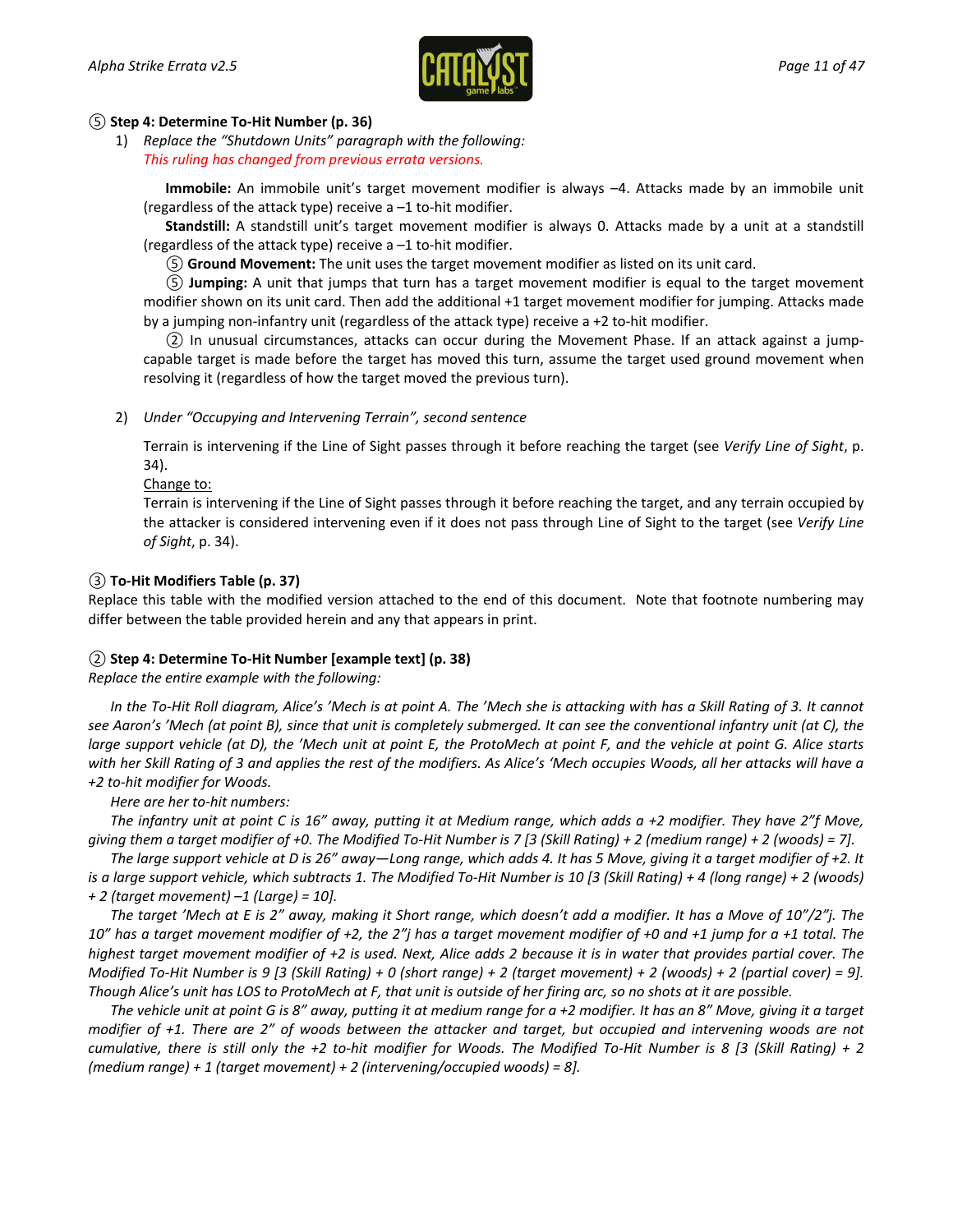### ⑤ Step 4: Determine To-Hit Number (p. 36)

1) *Replace the "Shutdown Units" paragraph with the following:*
   *This ruling has changed from previous errata versions.*

   **Immobile:** An immobile unit's target movement modifier is always –4. Attacks made by an immobile unit (regardless of the attack type) receive a –1 to-hit modifier.

   **Standstill:** A standstill unit's target movement modifier is always 0. Attacks made by a unit at a standstill (regardless of the attack type) receive a –1 to-hit modifier.

   ⑤ **Ground Movement:** The unit uses the target movement modifier as listed on its unit card.

   ⑤ **Jumping:** A unit that jumps that turn has a target movement modifier is equal to the target movement modifier shown on its unit card. Then add the additional +1 target movement modifier for jumping. Attacks made by a jumping non-infantry unit (regardless of the attack type) receive a +2 to-hit modifier.

   ② In unusual circumstances, attacks can occur during the Movement Phase. If an attack against a jump-capable target is made before the target has moved this turn, assume the target used ground movement when resolving it (regardless of how the target moved the previous turn).

2) *Under "Occupying and Intervening Terrain", second sentence*

   Terrain is intervening if the Line of Sight passes through it before reaching the target (see *Verify Line of Sight*, p. 34).

   Change to:

   Terrain is intervening if the Line of Sight passes through it before reaching the target, and any terrain occupied by the attacker is considered intervening even if it does not pass through Line of Sight to the target (see *Verify Line of Sight*, p. 34).

### ③ To-Hit Modifiers Table (p. 37)

Replace this table with the modified version attached to the end of this document. Note that footnote numbering may differ between the table provided herein and any that appears in print.

### ② Step 4: Determine To-Hit Number [example text] (p. 38)

*Replace the entire example with the following:*

*In the To-Hit Roll diagram, Alice's 'Mech is at point A. The 'Mech she is attacking with has a Skill Rating of 3. It cannot see Aaron's 'Mech (at point B), since that unit is completely submerged. It can see the conventional infantry unit (at C), the large support vehicle (at D), the 'Mech unit at point E, the ProtoMech at point F, and the vehicle at point G. Alice starts with her Skill Rating of 3 and applies the rest of the modifiers. As Alice's 'Mech occupies Woods, all her attacks will have a +2 to-hit modifier for Woods.*

*Here are her to-hit numbers:*

*The infantry unit at point C is 16" away, putting it at Medium range, which adds a +2 modifier. They have 2"f Move, giving them a target modifier of +0. The Modified To-Hit Number is 7 [3 (Skill Rating) + 2 (medium range) + 2 (woods) = 7].*

*The large support vehicle at D is 26" away—Long range, which adds 4. It has 5 Move, giving it a target modifier of +2. It is a large support vehicle, which subtracts 1. The Modified To-Hit Number is 10 [3 (Skill Rating) + 4 (long range) + 2 (woods) + 2 (target movement) –1 (Large) = 10].*

*The target 'Mech at E is 2" away, making it Short range, which doesn't add a modifier. It has a Move of 10"/2"j. The 10" has a target movement modifier of +2, the 2"j has a target movement modifier of +0 and +1 jump for a +1 total. The highest target movement modifier of +2 is used. Next, Alice adds 2 because it is in water that provides partial cover. The Modified To-Hit Number is 9 [3 (Skill Rating) + 0 (short range) + 2 (target movement) + 2 (woods) + 2 (partial cover) = 9]. Though Alice's unit has LOS to ProtoMech at F, that unit is outside of her firing arc, so no shots at it are possible.*

*The vehicle unit at point G is 8" away, putting it at medium range for a +2 modifier. It has an 8" Move, giving it a target modifier of +1. There are 2" of woods between the attacker and target, but occupied and intervening woods are not cumulative, there is still only the +2 to-hit modifier for Woods. The Modified To-Hit Number is 8 [3 (Skill Rating) + 2 (medium range) + 1 (target movement) + 2 (intervening/occupied woods) = 8].*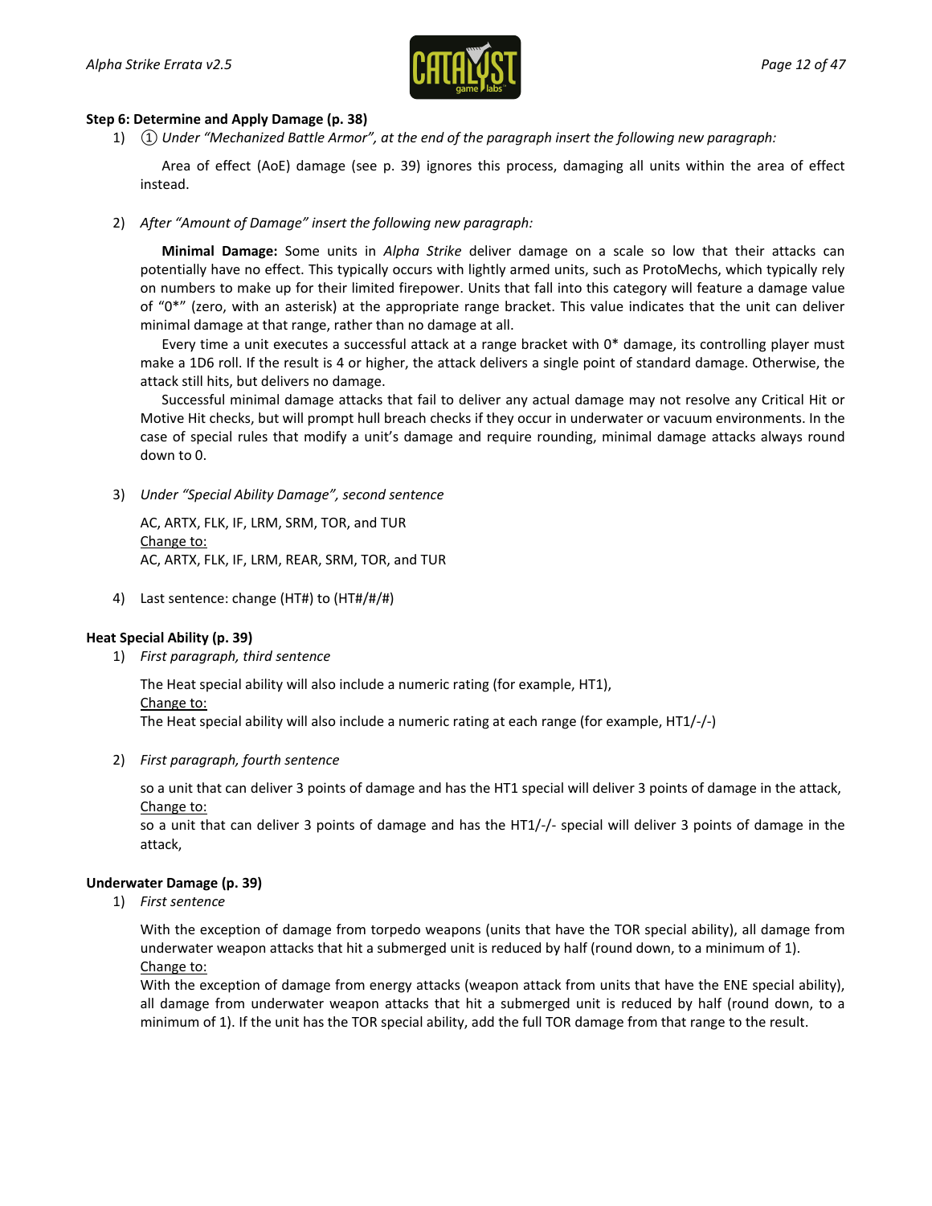**Step 6: Determine and Apply Damage (p. 38)**

1) ① *Under "Mechanized Battle Armor", at the end of the paragraph insert the following new paragraph:*

   Area of effect (AoE) damage (see p. 39) ignores this process, damaging all units within the area of effect instead.

2) *After "Amount of Damage" insert the following new paragraph:*

   **Minimal Damage:** Some units in *Alpha Strike* deliver damage on a scale so low that their attacks can potentially have no effect. This typically occurs with lightly armed units, such as ProtoMechs, which typically rely on numbers to make up for their limited firepower. Units that fall into this category will feature a damage value of "0*" (zero, with an asterisk) at the appropriate range bracket. This value indicates that the unit can deliver minimal damage at that range, rather than no damage at all.

   Every time a unit executes a successful attack at a range bracket with 0* damage, its controlling player must make a 1D6 roll. If the result is 4 or higher, the attack delivers a single point of standard damage. Otherwise, the attack still hits, but delivers no damage.

   Successful minimal damage attacks that fail to deliver any actual damage may not resolve any Critical Hit or Motive Hit checks, but will prompt hull breach checks if they occur in underwater or vacuum environments. In the case of special rules that modify a unit's damage and require rounding, minimal damage attacks always round down to 0.

3) *Under "Special Ability Damage", second sentence*

   AC, ARTX, FLK, IF, LRM, SRM, TOR, and TUR
   <u>Change to:</u>
   AC, ARTX, FLK, IF, LRM, REAR, SRM, TOR, and TUR

4) Last sentence: change (HT#) to (HT#/#/#)

**Heat Special Ability (p. 39)**

1) *First paragraph, third sentence*

   The Heat special ability will also include a numeric rating (for example, HT1),
   <u>Change to:</u>
   The Heat special ability will also include a numeric rating at each range (for example, HT1/-/-)

2) *First paragraph, fourth sentence*

   so a unit that can deliver 3 points of damage and has the HT1 special will deliver 3 points of damage in the attack,
   <u>Change to:</u>
   so a unit that can deliver 3 points of damage and has the HT1/-/- special will deliver 3 points of damage in the attack,

**Underwater Damage (p. 39)**

1) *First sentence*

   With the exception of damage from torpedo weapons (units that have the TOR special ability), all damage from underwater weapon attacks that hit a submerged unit is reduced by half (round down, to a minimum of 1).
   <u>Change to:</u>
   With the exception of damage from energy attacks (weapon attack from units that have the ENE special ability), all damage from underwater weapon attacks that hit a submerged unit is reduced by half (round down, to a minimum of 1). If the unit has the TOR special ability, add the full TOR damage from that range to the result.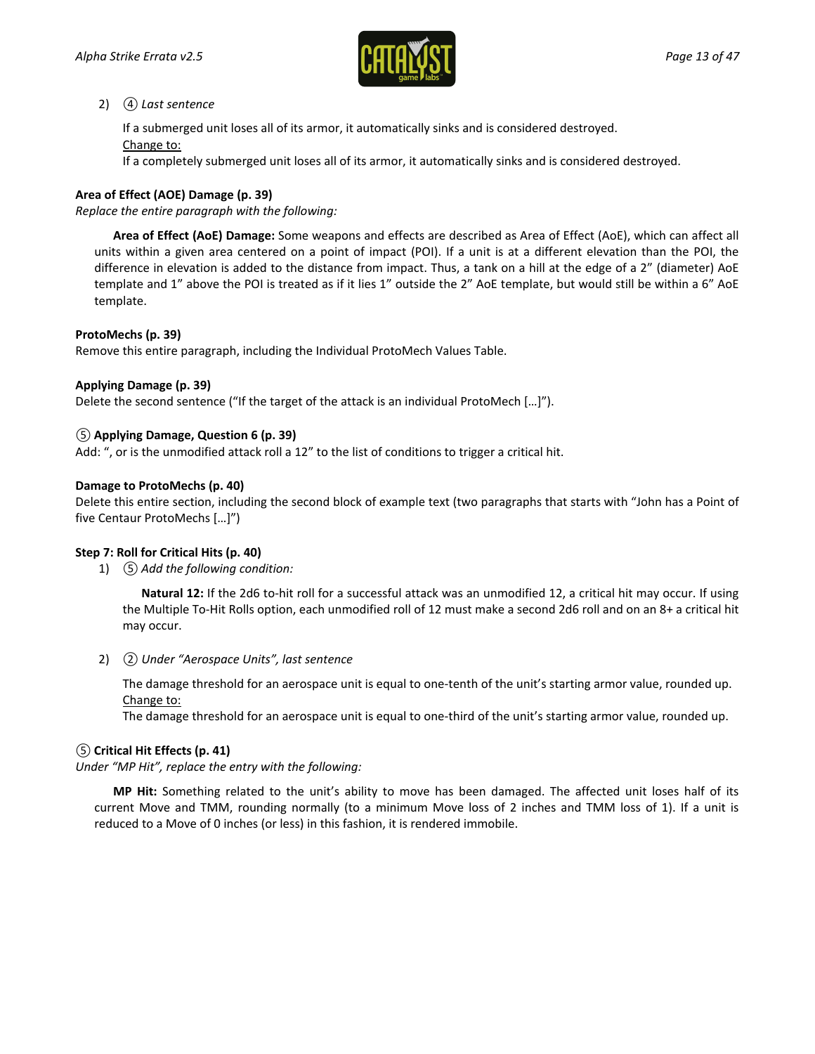2) ④ *Last sentence*

   If a submerged unit loses all of its armor, it automatically sinks and is considered destroyed.
   Change to:
   If a completely submerged unit loses all of its armor, it automatically sinks and is considered destroyed.

**Area of Effect (AOE) Damage (p. 39)**
*Replace the entire paragraph with the following:*

> **Area of Effect (AoE) Damage:** Some weapons and effects are described as Area of Effect (AoE), which can affect all units within a given area centered on a point of impact (POI). If a unit is at a different elevation than the POI, the difference in elevation is added to the distance from impact. Thus, a tank on a hill at the edge of a 2" (diameter) AoE template and 1" above the POI is treated as if it lies 1" outside the 2" AoE template, but would still be within a 6" AoE template.

**ProtoMechs (p. 39)**
Remove this entire paragraph, including the Individual ProtoMech Values Table.

**Applying Damage (p. 39)**
Delete the second sentence ("If the target of the attack is an individual ProtoMech […]").

**⑤ Applying Damage, Question 6 (p. 39)**
Add: ", or is the unmodified attack roll a 12" to the list of conditions to trigger a critical hit.

**Damage to ProtoMechs (p. 40)**
Delete this entire section, including the second block of example text (two paragraphs that starts with "John has a Point of five Centaur ProtoMechs […]")

**Step 7: Roll for Critical Hits (p. 40)**

1) ⑤ *Add the following condition:*

   > **Natural 12:** If the 2d6 to-hit roll for a successful attack was an unmodified 12, a critical hit may occur. If using the Multiple To-Hit Rolls option, each unmodified roll of 12 must make a second 2d6 roll and on an 8+ a critical hit may occur.

2) ② *Under "Aerospace Units", last sentence*

   The damage threshold for an aerospace unit is equal to one-tenth of the unit's starting armor value, rounded up.
   Change to:
   The damage threshold for an aerospace unit is equal to one-third of the unit's starting armor value, rounded up.

**⑤ Critical Hit Effects (p. 41)**
*Under "MP Hit", replace the entry with the following:*

> **MP Hit:** Something related to the unit's ability to move has been damaged. The affected unit loses half of its current Move and TMM, rounding normally (to a minimum Move loss of 2 inches and TMM loss of 1). If a unit is reduced to a Move of 0 inches (or less) in this fashion, it is rendered immobile.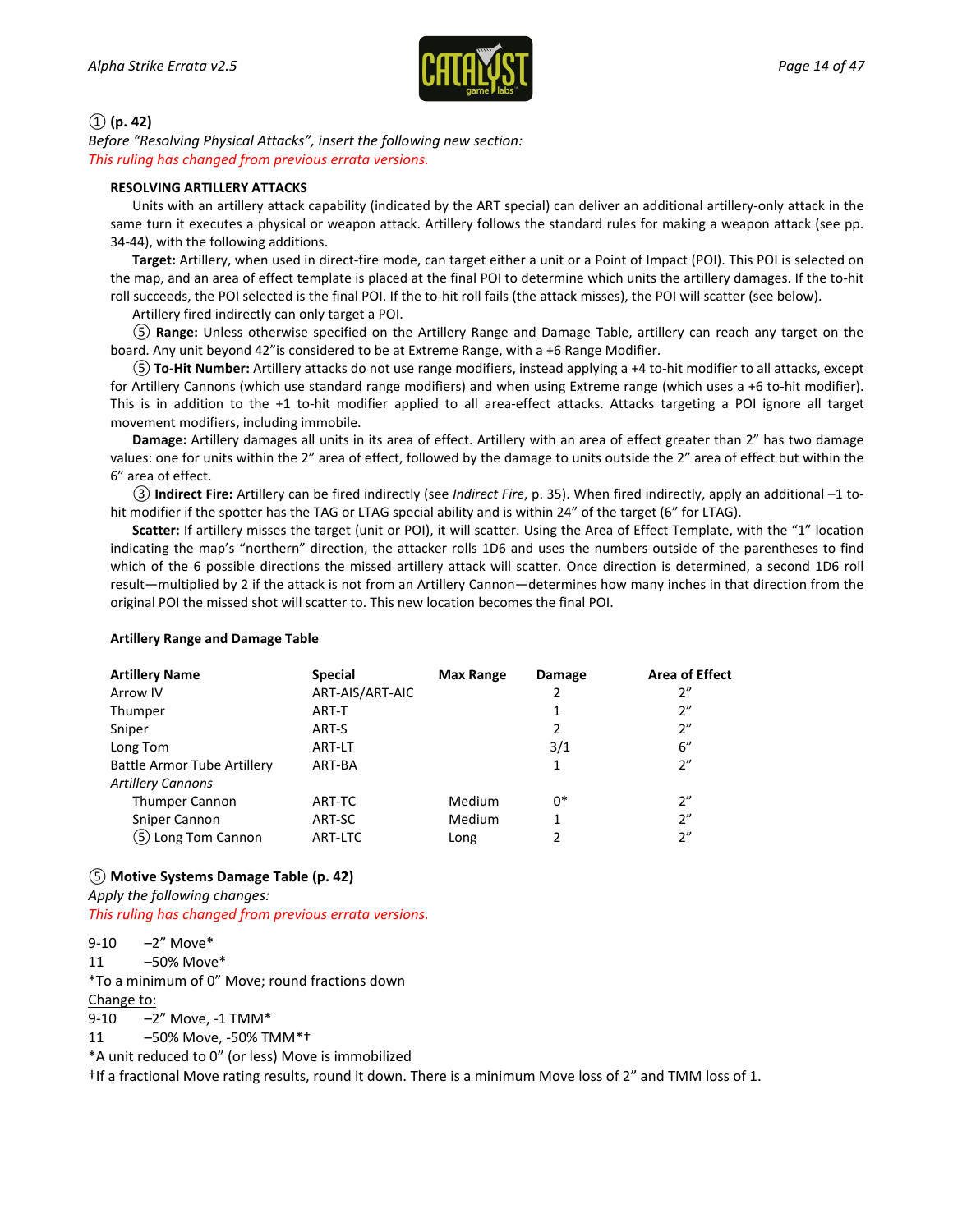① **(p. 42)**

*Before "Resolving Physical Attacks", insert the following new section:*

*This ruling has changed from previous errata versions.*

**RESOLVING ARTILLERY ATTACKS**

Units with an artillery attack capability (indicated by the ART special) can deliver an additional artillery-only attack in the same turn it executes a physical or weapon attack. Artillery follows the standard rules for making a weapon attack (see pp. 34-44), with the following additions.

**Target:** Artillery, when used in direct-fire mode, can target either a unit or a Point of Impact (POI). This POI is selected on the map, and an area of effect template is placed at the final POI to determine which units the artillery damages. If the to-hit roll succeeds, the POI selected is the final POI. If the to-hit roll fails (the attack misses), the POI will scatter (see below).

Artillery fired indirectly can only target a POI.

⑤ **Range:** Unless otherwise specified on the Artillery Range and Damage Table, artillery can reach any target on the board. Any unit beyond 42"is considered to be at Extreme Range, with a +6 Range Modifier.

⑤ **To-Hit Number:** Artillery attacks do not use range modifiers, instead applying a +4 to-hit modifier to all attacks, except for Artillery Cannons (which use standard range modifiers) and when using Extreme range (which uses a +6 to-hit modifier). This is in addition to the +1 to-hit modifier applied to all area-effect attacks. Attacks targeting a POI ignore all target movement modifiers, including immobile.

**Damage:** Artillery damages all units in its area of effect. Artillery with an area of effect greater than 2" has two damage values: one for units within the 2" area of effect, followed by the damage to units outside the 2" area of effect but within the 6" area of effect.

③ **Indirect Fire:** Artillery can be fired indirectly (see *Indirect Fire*, p. 35). When fired indirectly, apply an additional –1 to-hit modifier if the spotter has the TAG or LTAG special ability and is within 24" of the target (6" for LTAG).

**Scatter:** If artillery misses the target (unit or POI), it will scatter. Using the Area of Effect Template, with the "1" location indicating the map's "northern" direction, the attacker rolls 1D6 and uses the numbers outside of the parentheses to find which of the 6 possible directions the missed artillery attack will scatter. Once direction is determined, a second 1D6 roll result—multiplied by 2 if the attack is not from an Artillery Cannon—determines how many inches in that direction from the original POI the missed shot will scatter to. This new location becomes the final POI.

**Artillery Range and Damage Table**

| Artillery Name | Special | Max Range | Damage | Area of Effect |
|---|---|---|---|---|
| Arrow IV | ART-AIS/ART-AIC | | 2 | 2" |
| Thumper | ART-T | | 1 | 2" |
| Sniper | ART-S | | 2 | 2" |
| Long Tom | ART-LT | | 3/1 | 6" |
| Battle Armor Tube Artillery | ART-BA | | 1 | 2" |
| *Artillery Cannons* | | | | |
| Thumper Cannon | ART-TC | Medium | 0* | 2" |
| Sniper Cannon | ART-SC | Medium | 1 | 2" |
| ⑤ Long Tom Cannon | ART-LTC | Long | 2 | 2" |

⑤ **Motive Systems Damage Table (p. 42)**

*Apply the following changes:*

*This ruling has changed from previous errata versions.*

9-10 –2" Move*
11 –50% Move*
*To a minimum of 0" Move; round fractions down

Change to:

9-10 –2" Move, -1 TMM*
11 –50% Move, -50% TMM*†
*A unit reduced to 0" (or less) Move is immobilized
†If a fractional Move rating results, round it down. There is a minimum Move loss of 2" and TMM loss of 1.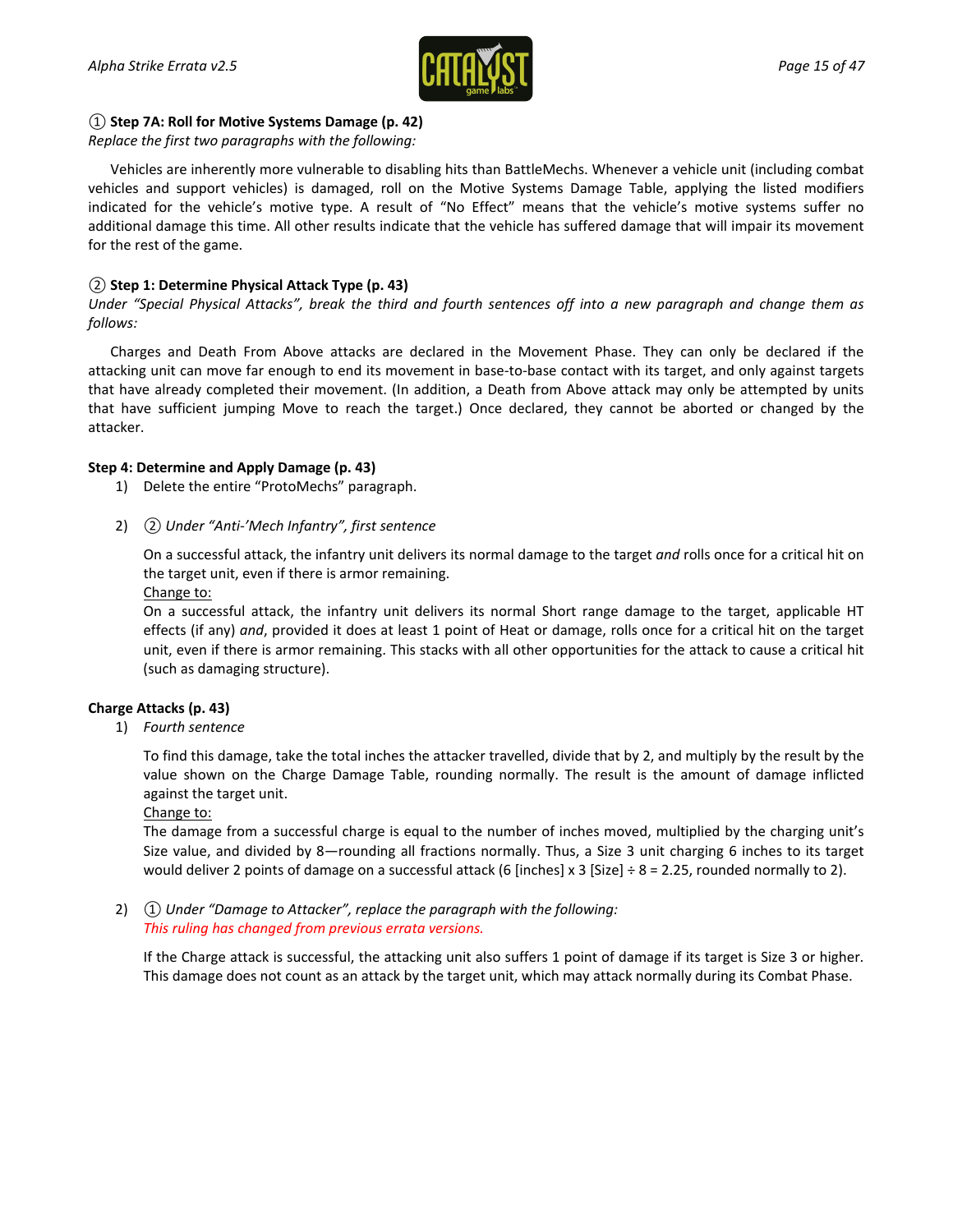**① Step 7A: Roll for Motive Systems Damage (p. 42)**

*Replace the first two paragraphs with the following:*

Vehicles are inherently more vulnerable to disabling hits than BattleMechs. Whenever a vehicle unit (including combat vehicles and support vehicles) is damaged, roll on the Motive Systems Damage Table, applying the listed modifiers indicated for the vehicle's motive type. A result of "No Effect" means that the vehicle's motive systems suffer no additional damage this time. All other results indicate that the vehicle has suffered damage that will impair its movement for the rest of the game.

**② Step 1: Determine Physical Attack Type (p. 43)**

*Under "Special Physical Attacks", break the third and fourth sentences off into a new paragraph and change them as follows:*

Charges and Death From Above attacks are declared in the Movement Phase. They can only be declared if the attacking unit can move far enough to end its movement in base-to-base contact with its target, and only against targets that have already completed their movement. (In addition, a Death from Above attack may only be attempted by units that have sufficient jumping Move to reach the target.) Once declared, they cannot be aborted or changed by the attacker.

**Step 4: Determine and Apply Damage (p. 43)**

1) Delete the entire "ProtoMechs" paragraph.

2) ② *Under "Anti-'Mech Infantry", first sentence*

   On a successful attack, the infantry unit delivers its normal damage to the target *and* rolls once for a critical hit on the target unit, even if there is armor remaining.

   Change to:

   On a successful attack, the infantry unit delivers its normal Short range damage to the target, applicable HT effects (if any) *and*, provided it does at least 1 point of Heat or damage, rolls once for a critical hit on the target unit, even if there is armor remaining. This stacks with all other opportunities for the attack to cause a critical hit (such as damaging structure).

**Charge Attacks (p. 43)**

1) *Fourth sentence*

   To find this damage, take the total inches the attacker travelled, divide that by 2, and multiply by the result by the value shown on the Charge Damage Table, rounding normally. The result is the amount of damage inflicted against the target unit.

   Change to:

   The damage from a successful charge is equal to the number of inches moved, multiplied by the charging unit's Size value, and divided by 8—rounding all fractions normally. Thus, a Size 3 unit charging 6 inches to its target would deliver 2 points of damage on a successful attack (6 [inches] x 3 [Size] ÷ 8 = 2.25, rounded normally to 2).

2) ① *Under "Damage to Attacker", replace the paragraph with the following:*
   *This ruling has changed from previous errata versions.*

   If the Charge attack is successful, the attacking unit also suffers 1 point of damage if its target is Size 3 or higher. This damage does not count as an attack by the target unit, which may attack normally during its Combat Phase.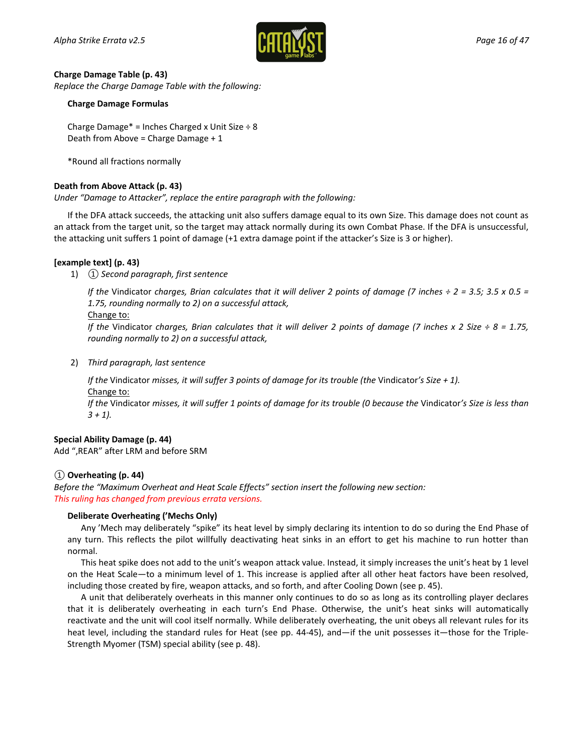**Charge Damage Table (p. 43)**

*Replace the Charge Damage Table with the following:*

**Charge Damage Formulas**

Charge Damage* = Inches Charged x Unit Size ÷ 8
Death from Above = Charge Damage + 1

*Round all fractions normally

**Death from Above Attack (p. 43)**

*Under "Damage to Attacker", replace the entire paragraph with the following:*

If the DFA attack succeeds, the attacking unit also suffers damage equal to its own Size. This damage does not count as an attack from the target unit, so the target may attack normally during its own Combat Phase. If the DFA is unsuccessful, the attacking unit suffers 1 point of damage (+1 extra damage point if the attacker's Size is 3 or higher).

**[example text] (p. 43)**

1) ① *Second paragraph, first sentence*

   *If the* Vindicator *charges, Brian calculates that it will deliver 2 points of damage (7 inches ÷ 2 = 3.5; 3.5 x 0.5 = 1.75, rounding normally to 2) on a successful attack,*
   Change to:
   *If the* Vindicator *charges, Brian calculates that it will deliver 2 points of damage (7 inches x 2 Size ÷ 8 = 1.75, rounding normally to 2) on a successful attack,*

2) *Third paragraph, last sentence*

   *If the* Vindicator *misses, it will suffer 3 points of damage for its trouble (the* Vindicator*'s Size + 1).*
   Change to:
   *If the* Vindicator *misses, it will suffer 1 points of damage for its trouble (0 because the* Vindicator*'s Size is less than 3 + 1).*

**Special Ability Damage (p. 44)**

Add ",REAR" after LRM and before SRM

① **Overheating (p. 44)**

*Before the "Maximum Overheat and Heat Scale Effects" section insert the following new section:*
*This ruling has changed from previous errata versions.*

**Deliberate Overheating ('Mechs Only)**

Any 'Mech may deliberately "spike" its heat level by simply declaring its intention to do so during the End Phase of any turn. This reflects the pilot willfully deactivating heat sinks in an effort to get his machine to run hotter than normal.

This heat spike does not add to the unit's weapon attack value. Instead, it simply increases the unit's heat by 1 level on the Heat Scale—to a minimum level of 1. This increase is applied after all other heat factors have been resolved, including those created by fire, weapon attacks, and so forth, and after Cooling Down (see p. 45).

A unit that deliberately overheats in this manner only continues to do so as long as its controlling player declares that it is deliberately overheating in each turn's End Phase. Otherwise, the unit's heat sinks will automatically reactivate and the unit will cool itself normally. While deliberately overheating, the unit obeys all relevant rules for its heat level, including the standard rules for Heat (see pp. 44-45), and—if the unit possesses it—those for the Triple-Strength Myomer (TSM) special ability (see p. 48).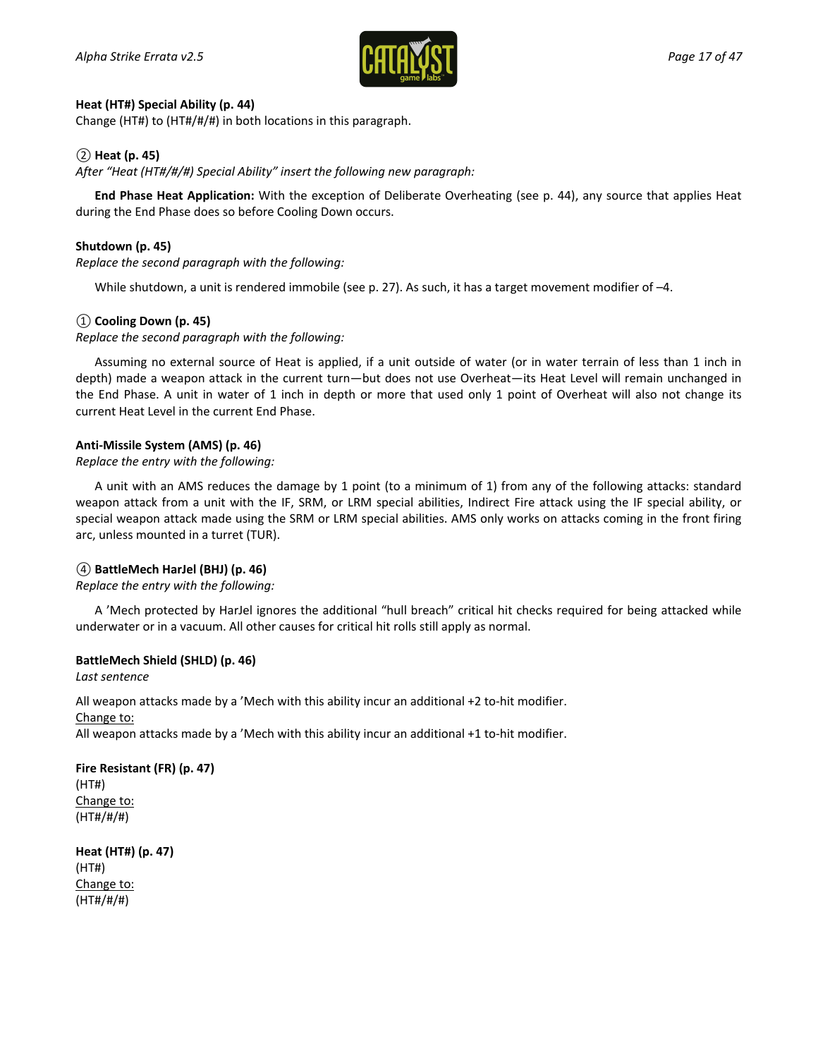**Heat (HT#) Special Ability (p. 44)**
Change (HT#) to (HT#/#/#) in both locations in this paragraph.

**② Heat (p. 45)**
*After "Heat (HT#/#/#) Special Ability" insert the following new paragraph:*

**End Phase Heat Application:** With the exception of Deliberate Overheating (see p. 44), any source that applies Heat during the End Phase does so before Cooling Down occurs.

**Shutdown (p. 45)**
*Replace the second paragraph with the following:*

While shutdown, a unit is rendered immobile (see p. 27). As such, it has a target movement modifier of –4.

**① Cooling Down (p. 45)**
*Replace the second paragraph with the following:*

Assuming no external source of Heat is applied, if a unit outside of water (or in water terrain of less than 1 inch in depth) made a weapon attack in the current turn—but does not use Overheat—its Heat Level will remain unchanged in the End Phase. A unit in water of 1 inch in depth or more that used only 1 point of Overheat will also not change its current Heat Level in the current End Phase.

**Anti-Missile System (AMS) (p. 46)**
*Replace the entry with the following:*

A unit with an AMS reduces the damage by 1 point (to a minimum of 1) from any of the following attacks: standard weapon attack from a unit with the IF, SRM, or LRM special abilities, Indirect Fire attack using the IF special ability, or special weapon attack made using the SRM or LRM special abilities. AMS only works on attacks coming in the front firing arc, unless mounted in a turret (TUR).

**④ BattleMech HarJel (BHJ) (p. 46)**
*Replace the entry with the following:*

A 'Mech protected by HarJel ignores the additional "hull breach" critical hit checks required for being attacked while underwater or in a vacuum. All other causes for critical hit rolls still apply as normal.

**BattleMech Shield (SHLD) (p. 46)**
*Last sentence*

All weapon attacks made by a 'Mech with this ability incur an additional +2 to-hit modifier.
Change to:
All weapon attacks made by a 'Mech with this ability incur an additional +1 to-hit modifier.

**Fire Resistant (FR) (p. 47)**
(HT#)
Change to:
(HT#/#/#)

**Heat (HT#) (p. 47)**
(HT#)
Change to:
(HT#/#/#)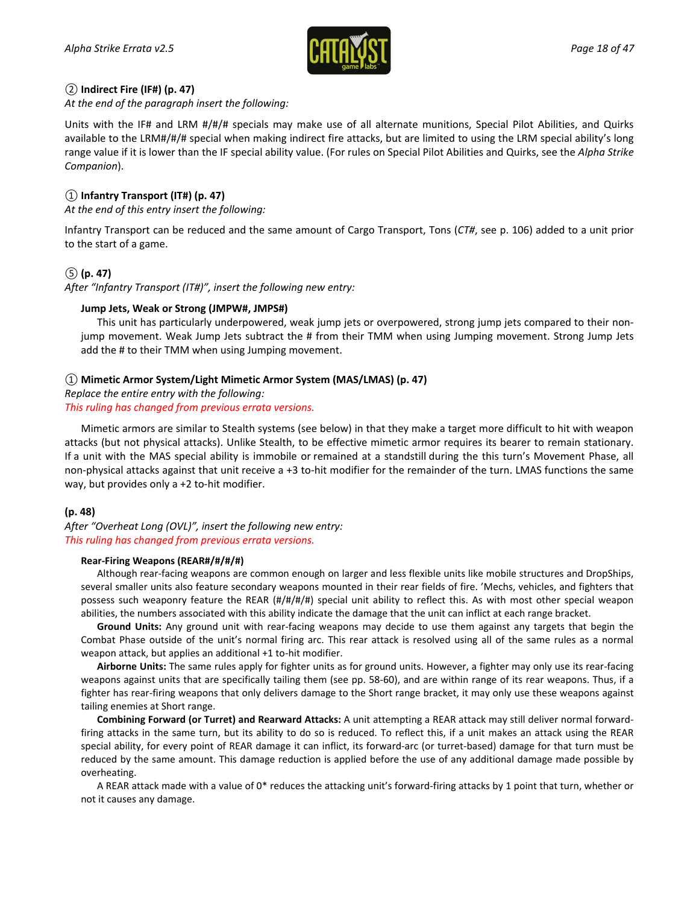② **Indirect Fire (IF#) (p. 47)**

*At the end of the paragraph insert the following:*

Units with the IF# and LRM #/#/# specials may make use of all alternate munitions, Special Pilot Abilities, and Quirks available to the LRM#/#/# special when making indirect fire attacks, but are limited to using the LRM special ability's long range value if it is lower than the IF special ability value. (For rules on Special Pilot Abilities and Quirks, see the *Alpha Strike Companion*).

① **Infantry Transport (IT#) (p. 47)**

*At the end of this entry insert the following:*

Infantry Transport can be reduced and the same amount of Cargo Transport, Tons (*CT#*, see p. 106) added to a unit prior to the start of a game.

⑤ **(p. 47)**

*After "Infantry Transport (IT#)", insert the following new entry:*

**Jump Jets, Weak or Strong (JMPW#, JMPS#)**

This unit has particularly underpowered, weak jump jets or overpowered, strong jump jets compared to their non-jump movement. Weak Jump Jets subtract the # from their TMM when using Jumping movement. Strong Jump Jets add the # to their TMM when using Jumping movement.

① **Mimetic Armor System/Light Mimetic Armor System (MAS/LMAS) (p. 47)**

*Replace the entire entry with the following:*

*This ruling has changed from previous errata versions.*

Mimetic armors are similar to Stealth systems (see below) in that they make a target more difficult to hit with weapon attacks (but not physical attacks). Unlike Stealth, to be effective mimetic armor requires its bearer to remain stationary. If a unit with the MAS special ability is immobile or remained at a standstill during the this turn's Movement Phase, all non-physical attacks against that unit receive a +3 to-hit modifier for the remainder of the turn. LMAS functions the same way, but provides only a +2 to-hit modifier.

**(p. 48)**

*After "Overheat Long (OVL)", insert the following new entry:*

*This ruling has changed from previous errata versions.*

**Rear-Firing Weapons (REAR#/#/#/#)**

Although rear-facing weapons are common enough on larger and less flexible units like mobile structures and DropShips, several smaller units also feature secondary weapons mounted in their rear fields of fire. 'Mechs, vehicles, and fighters that possess such weaponry feature the REAR (#/#/#/#) special unit ability to reflect this. As with most other special weapon abilities, the numbers associated with this ability indicate the damage that the unit can inflict at each range bracket.

**Ground Units:** Any ground unit with rear-facing weapons may decide to use them against any targets that begin the Combat Phase outside of the unit's normal firing arc. This rear attack is resolved using all of the same rules as a normal weapon attack, but applies an additional +1 to-hit modifier.

**Airborne Units:** The same rules apply for fighter units as for ground units. However, a fighter may only use its rear-facing weapons against units that are specifically tailing them (see pp. 58-60), and are within range of its rear weapons. Thus, if a fighter has rear-firing weapons that only delivers damage to the Short range bracket, it may only use these weapons against tailing enemies at Short range.

**Combining Forward (or Turret) and Rearward Attacks:** A unit attempting a REAR attack may still deliver normal forward-firing attacks in the same turn, but its ability to do so is reduced. To reflect this, if a unit makes an attack using the REAR special ability, for every point of REAR damage it can inflict, its forward-arc (or turret-based) damage for that turn must be reduced by the same amount. This damage reduction is applied before the use of any additional damage made possible by overheating.

A REAR attack made with a value of 0* reduces the attacking unit's forward-firing attacks by 1 point that turn, whether or not it causes any damage.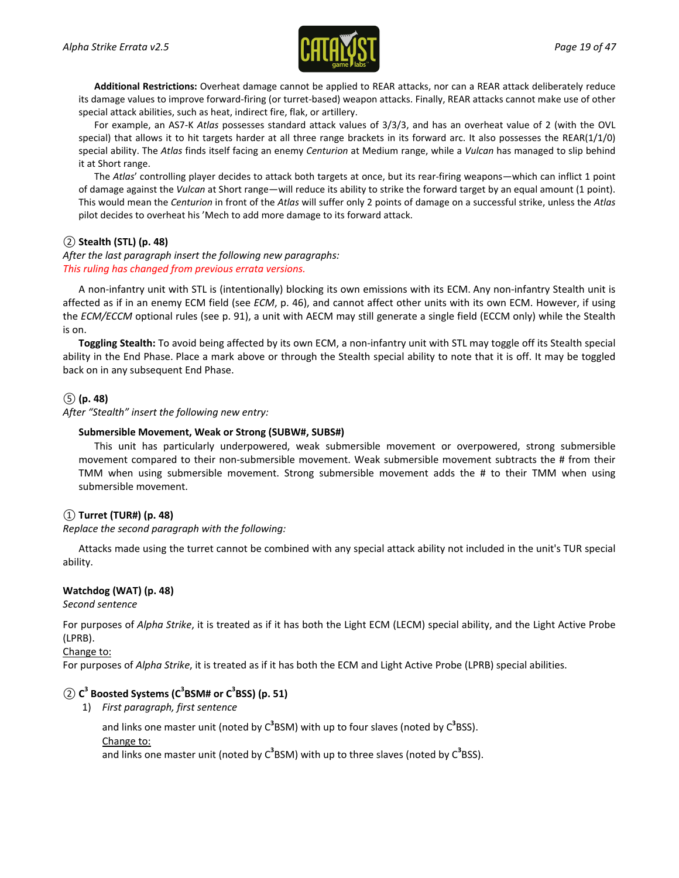**Additional Restrictions:** Overheat damage cannot be applied to REAR attacks, nor can a REAR attack deliberately reduce its damage values to improve forward-firing (or turret-based) weapon attacks. Finally, REAR attacks cannot make use of other special attack abilities, such as heat, indirect fire, flak, or artillery.

For example, an AS7-K *Atlas* possesses standard attack values of 3/3/3, and has an overheat value of 2 (with the OVL special) that allows it to hit targets harder at all three range brackets in its forward arc. It also possesses the REAR(1/1/0) special ability. The *Atlas* finds itself facing an enemy *Centurion* at Medium range, while a *Vulcan* has managed to slip behind it at Short range.

The *Atlas*' controlling player decides to attack both targets at once, but its rear-firing weapons—which can inflict 1 point of damage against the *Vulcan* at Short range—will reduce its ability to strike the forward target by an equal amount (1 point). This would mean the *Centurion* in front of the *Atlas* will suffer only 2 points of damage on a successful strike, unless the *Atlas* pilot decides to overheat his 'Mech to add more damage to its forward attack.

**② Stealth (STL) (p. 48)**

*After the last paragraph insert the following new paragraphs:*

*This ruling has changed from previous errata versions.*

A non-infantry unit with STL is (intentionally) blocking its own emissions with its ECM. Any non-infantry Stealth unit is affected as if in an enemy ECM field (see *ECM*, p. 46), and cannot affect other units with its own ECM. However, if using the *ECM/ECCM* optional rules (see p. 91), a unit with AECM may still generate a single field (ECCM only) while the Stealth is on.

**Toggling Stealth:** To avoid being affected by its own ECM, a non-infantry unit with STL may toggle off its Stealth special ability in the End Phase. Place a mark above or through the Stealth special ability to note that it is off. It may be toggled back on in any subsequent End Phase.

**⑤ (p. 48)**

*After "Stealth" insert the following new entry:*

**Submersible Movement, Weak or Strong (SUBW#, SUBS#)**

This unit has particularly underpowered, weak submersible movement or overpowered, strong submersible movement compared to their non-submersible movement. Weak submersible movement subtracts the # from their TMM when using submersible movement. Strong submersible movement adds the # to their TMM when using submersible movement.

**① Turret (TUR#) (p. 48)**

*Replace the second paragraph with the following:*

Attacks made using the turret cannot be combined with any special attack ability not included in the unit's TUR special ability.

**Watchdog (WAT) (p. 48)**

*Second sentence*

For purposes of *Alpha Strike*, it is treated as if it has both the Light ECM (LECM) special ability, and the Light Active Probe (LPRB).

<u>Change to:</u>

For purposes of *Alpha Strike*, it is treated as if it has both the ECM and Light Active Probe (LPRB) special abilities.

**② C³ Boosted Systems (C³BSM# or C³BSS) (p. 51)**

1) *First paragraph, first sentence*

   and links one master unit (noted by C³BSM) with up to four slaves (noted by C³BSS).

   <u>Change to:</u>

   and links one master unit (noted by C³BSM) with up to three slaves (noted by C³BSS).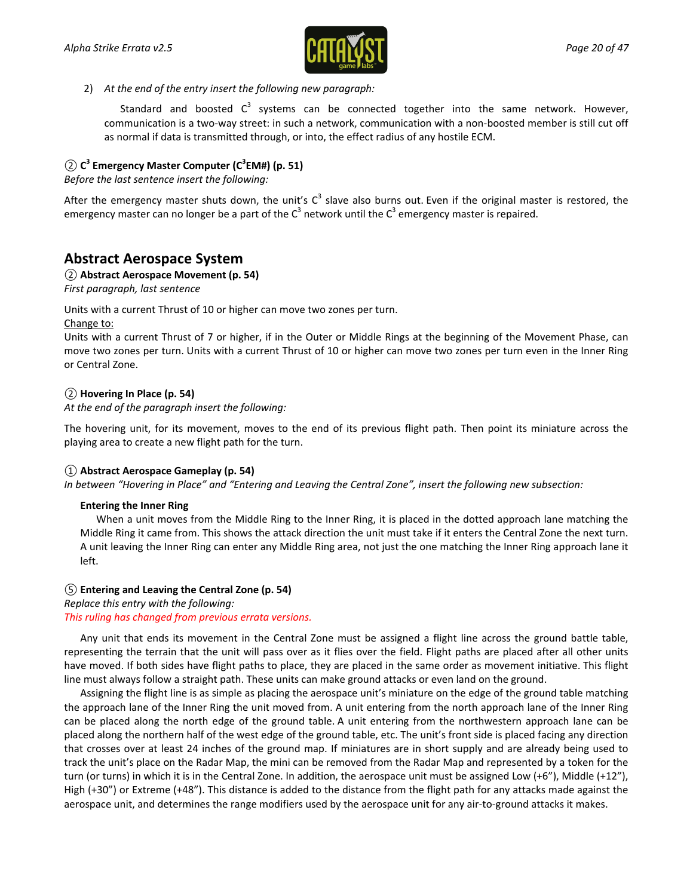2) *At the end of the entry insert the following new paragraph:*

   Standard and boosted C$^3$ systems can be connected together into the same network. However, communication is a two-way street: in such a network, communication with a non-boosted member is still cut off as normal if data is transmitted through, or into, the effect radius of any hostile ECM.

**② C$^3$ Emergency Master Computer (C$^3$EM#) (p. 51)**
*Before the last sentence insert the following:*

After the emergency master shuts down, the unit's C$^3$ slave also burns out. Even if the original master is restored, the emergency master can no longer be a part of the C$^3$ network until the C$^3$ emergency master is repaired.

## Abstract Aerospace System

**② Abstract Aerospace Movement (p. 54)**
*First paragraph, last sentence*

Units with a current Thrust of 10 or higher can move two zones per turn.
Change to:
Units with a current Thrust of 7 or higher, if in the Outer or Middle Rings at the beginning of the Movement Phase, can move two zones per turn. Units with a current Thrust of 10 or higher can move two zones per turn even in the Inner Ring or Central Zone.

**② Hovering In Place (p. 54)**
*At the end of the paragraph insert the following:*

The hovering unit, for its movement, moves to the end of its previous flight path. Then point its miniature across the playing area to create a new flight path for the turn.

**① Abstract Aerospace Gameplay (p. 54)**
*In between "Hovering in Place" and "Entering and Leaving the Central Zone", insert the following new subsection:*

**Entering the Inner Ring**
When a unit moves from the Middle Ring to the Inner Ring, it is placed in the dotted approach lane matching the Middle Ring it came from. This shows the attack direction the unit must take if it enters the Central Zone the next turn. A unit leaving the Inner Ring can enter any Middle Ring area, not just the one matching the Inner Ring approach lane it left.

**⑤ Entering and Leaving the Central Zone (p. 54)**
*Replace this entry with the following:*
*This ruling has changed from previous errata versions.*

Any unit that ends its movement in the Central Zone must be assigned a flight line across the ground battle table, representing the terrain that the unit will pass over as it flies over the field. Flight paths are placed after all other units have moved. If both sides have flight paths to place, they are placed in the same order as movement initiative. This flight line must always follow a straight path. These units can make ground attacks or even land on the ground.

Assigning the flight line is as simple as placing the aerospace unit's miniature on the edge of the ground table matching the approach lane of the Inner Ring the unit moved from. A unit entering from the north approach lane of the Inner Ring can be placed along the north edge of the ground table. A unit entering from the northwestern approach lane can be placed along the northern half of the west edge of the ground table, etc. The unit's front side is placed facing any direction that crosses over at least 24 inches of the ground map. If miniatures are in short supply and are already being used to track the unit's place on the Radar Map, the mini can be removed from the Radar Map and represented by a token for the turn (or turns) in which it is in the Central Zone. In addition, the aerospace unit must be assigned Low (+6"), Middle (+12"), High (+30") or Extreme (+48"). This distance is added to the distance from the flight path for any attacks made against the aerospace unit, and determines the range modifiers used by the aerospace unit for any air-to-ground attacks it makes.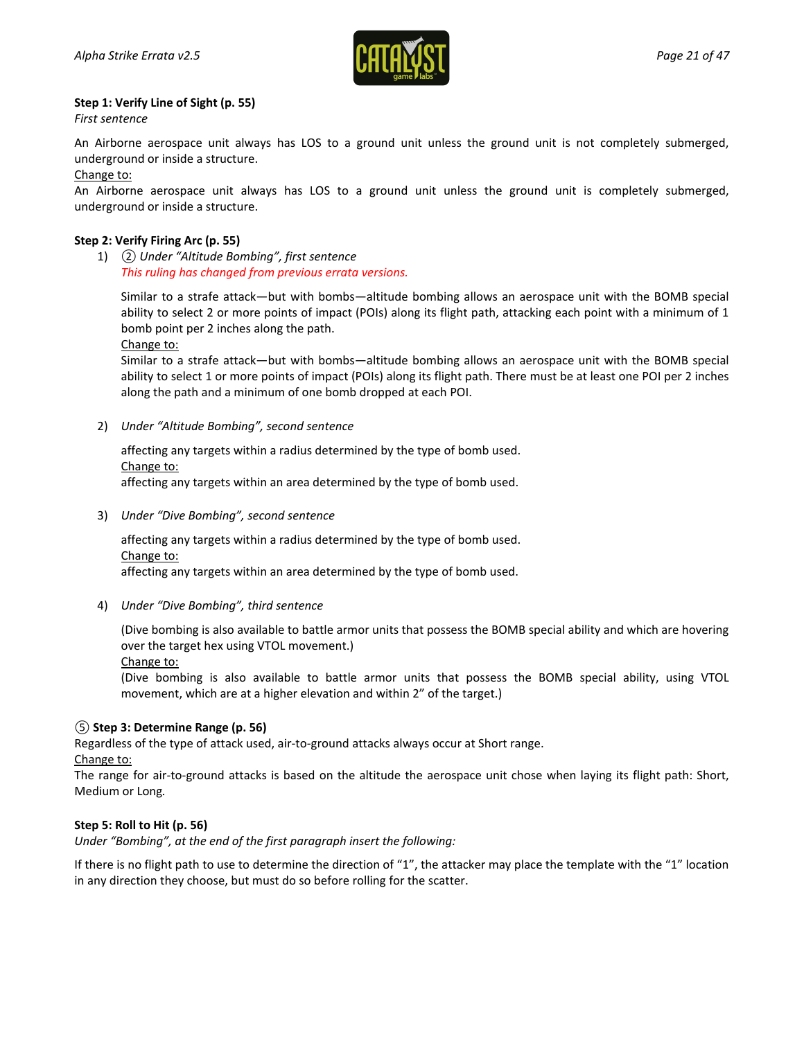**Step 1: Verify Line of Sight (p. 55)**

*First sentence*

An Airborne aerospace unit always has LOS to a ground unit unless the ground unit is not completely submerged, underground or inside a structure.

Change to:

An Airborne aerospace unit always has LOS to a ground unit unless the ground unit is completely submerged, underground or inside a structure.

**Step 2: Verify Firing Arc (p. 55)**

1) ② *Under "Altitude Bombing", first sentence*

   *This ruling has changed from previous errata versions.*

   Similar to a strafe attack—but with bombs—altitude bombing allows an aerospace unit with the BOMB special ability to select 2 or more points of impact (POIs) along its flight path, attacking each point with a minimum of 1 bomb point per 2 inches along the path.

   Change to:

   Similar to a strafe attack—but with bombs—altitude bombing allows an aerospace unit with the BOMB special ability to select 1 or more points of impact (POIs) along its flight path. There must be at least one POI per 2 inches along the path and a minimum of one bomb dropped at each POI.

2) *Under "Altitude Bombing", second sentence*

   affecting any targets within a radius determined by the type of bomb used.

   Change to:

   affecting any targets within an area determined by the type of bomb used.

3) *Under "Dive Bombing", second sentence*

   affecting any targets within a radius determined by the type of bomb used.

   Change to:

   affecting any targets within an area determined by the type of bomb used.

4) *Under "Dive Bombing", third sentence*

   (Dive bombing is also available to battle armor units that possess the BOMB special ability and which are hovering over the target hex using VTOL movement.)

   Change to:

   (Dive bombing is also available to battle armor units that possess the BOMB special ability, using VTOL movement, which are at a higher elevation and within 2" of the target.)

**⑤ Step 3: Determine Range (p. 56)**

Regardless of the type of attack used, air-to-ground attacks always occur at Short range.

Change to:

The range for air-to-ground attacks is based on the altitude the aerospace unit chose when laying its flight path: Short, Medium or Long.

**Step 5: Roll to Hit (p. 56)**

*Under "Bombing", at the end of the first paragraph insert the following:*

If there is no flight path to use to determine the direction of "1", the attacker may place the template with the "1" location in any direction they choose, but must do so before rolling for the scatter.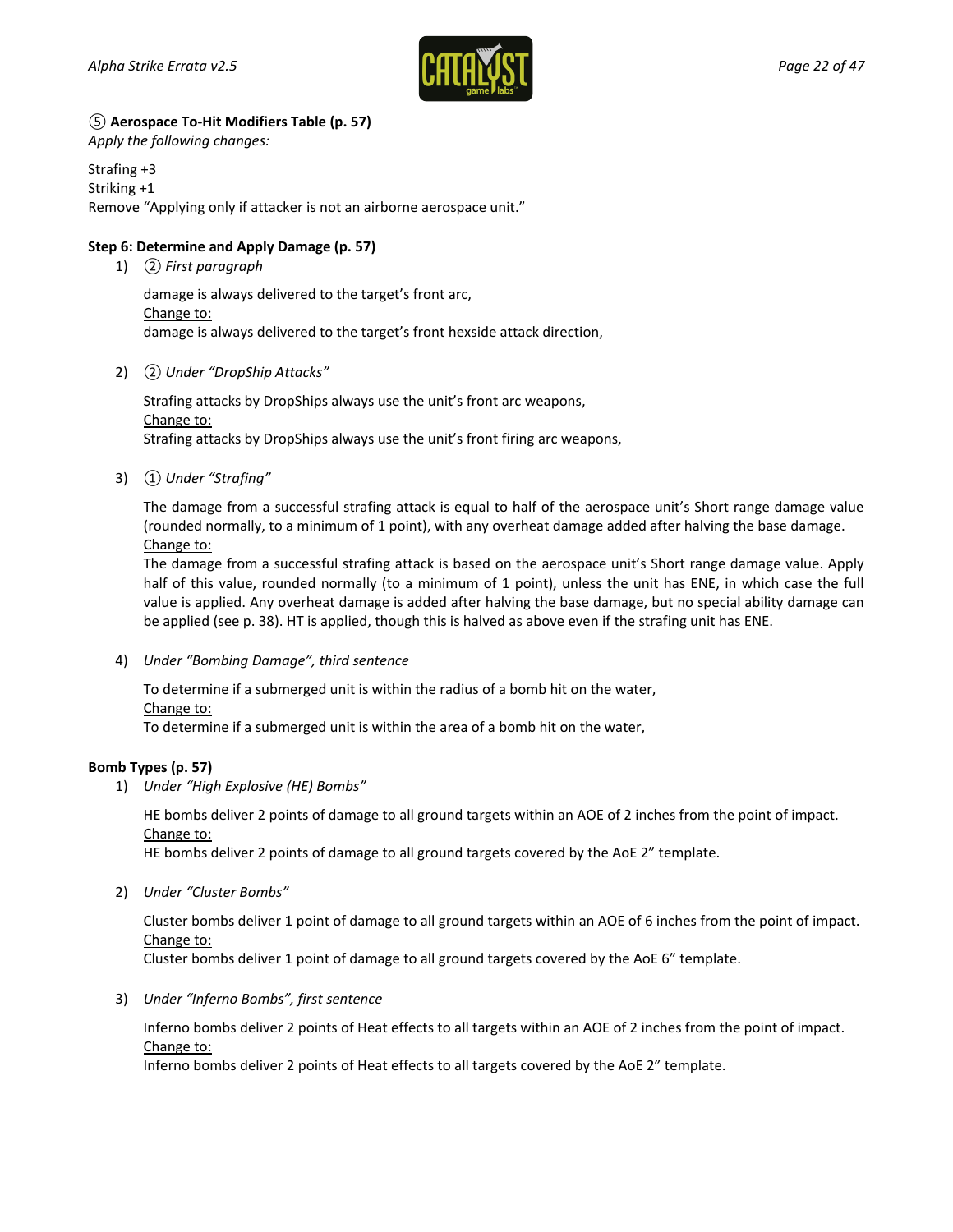**⑤ Aerospace To-Hit Modifiers Table (p. 57)**

*Apply the following changes:*

Strafing +3
Striking +1
Remove "Applying only if attacker is not an airborne aerospace unit."

**Step 6: Determine and Apply Damage (p. 57)**

1) ② *First paragraph*

   damage is always delivered to the target's front arc,
   Change to:
   damage is always delivered to the target's front hexside attack direction,

2) ② *Under "DropShip Attacks"*

   Strafing attacks by DropShips always use the unit's front arc weapons,
   Change to:
   Strafing attacks by DropShips always use the unit's front firing arc weapons,

3) ① *Under "Strafing"*

   The damage from a successful strafing attack is equal to half of the aerospace unit's Short range damage value (rounded normally, to a minimum of 1 point), with any overheat damage added after halving the base damage.
   Change to:
   The damage from a successful strafing attack is based on the aerospace unit's Short range damage value. Apply half of this value, rounded normally (to a minimum of 1 point), unless the unit has ENE, in which case the full value is applied. Any overheat damage is added after halving the base damage, but no special ability damage can be applied (see p. 38). HT is applied, though this is halved as above even if the strafing unit has ENE.

4) *Under "Bombing Damage", third sentence*

   To determine if a submerged unit is within the radius of a bomb hit on the water,
   Change to:
   To determine if a submerged unit is within the area of a bomb hit on the water,

**Bomb Types (p. 57)**

1) *Under "High Explosive (HE) Bombs"*

   HE bombs deliver 2 points of damage to all ground targets within an AOE of 2 inches from the point of impact.
   Change to:
   HE bombs deliver 2 points of damage to all ground targets covered by the AoE 2" template.

2) *Under "Cluster Bombs"*

   Cluster bombs deliver 1 point of damage to all ground targets within an AOE of 6 inches from the point of impact.
   Change to:
   Cluster bombs deliver 1 point of damage to all ground targets covered by the AoE 6" template.

3) *Under "Inferno Bombs", first sentence*

   Inferno bombs deliver 2 points of Heat effects to all targets within an AOE of 2 inches from the point of impact.
   Change to:
   Inferno bombs deliver 2 points of Heat effects to all targets covered by the AoE 2" template.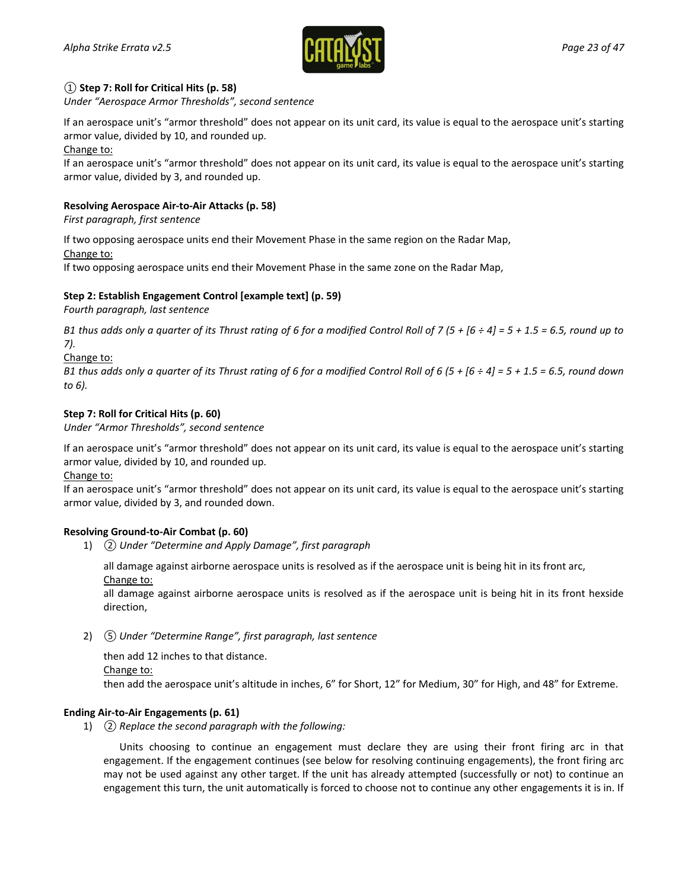**① Step 7: Roll for Critical Hits (p. 58)**
*Under "Aerospace Armor Thresholds", second sentence*

If an aerospace unit's "armor threshold" does not appear on its unit card, its value is equal to the aerospace unit's starting armor value, divided by 10, and rounded up.
Change to:
If an aerospace unit's "armor threshold" does not appear on its unit card, its value is equal to the aerospace unit's starting armor value, divided by 3, and rounded up.

**Resolving Aerospace Air-to-Air Attacks (p. 58)**
*First paragraph, first sentence*

If two opposing aerospace units end their Movement Phase in the same region on the Radar Map,
Change to:
If two opposing aerospace units end their Movement Phase in the same zone on the Radar Map,

**Step 2: Establish Engagement Control [example text] (p. 59)**
*Fourth paragraph, last sentence*

*B1 thus adds only a quarter of its Thrust rating of 6 for a modified Control Roll of 7 (5 + [6 ÷ 4] = 5 + 1.5 = 6.5, round up to 7).*
Change to:
*B1 thus adds only a quarter of its Thrust rating of 6 for a modified Control Roll of 6 (5 + [6 ÷ 4] = 5 + 1.5 = 6.5, round down to 6).*

**Step 7: Roll for Critical Hits (p. 60)**
*Under "Armor Thresholds", second sentence*

If an aerospace unit's "armor threshold" does not appear on its unit card, its value is equal to the aerospace unit's starting armor value, divided by 10, and rounded up.
Change to:
If an aerospace unit's "armor threshold" does not appear on its unit card, its value is equal to the aerospace unit's starting armor value, divided by 3, and rounded down.

**Resolving Ground-to-Air Combat (p. 60)**

1) ② *Under "Determine and Apply Damage", first paragraph*

   all damage against airborne aerospace units is resolved as if the aerospace unit is being hit in its front arc,
   Change to:
   all damage against airborne aerospace units is resolved as if the aerospace unit is being hit in its front hexside direction,

2) ⑤ *Under "Determine Range", first paragraph, last sentence*

   then add 12 inches to that distance.
   Change to:
   then add the aerospace unit's altitude in inches, 6" for Short, 12" for Medium, 30" for High, and 48" for Extreme.

**Ending Air-to-Air Engagements (p. 61)**

1) ② *Replace the second paragraph with the following:*

   Units choosing to continue an engagement must declare they are using their front firing arc in that engagement. If the engagement continues (see below for resolving continuing engagements), the front firing arc may not be used against any other target. If the unit has already attempted (successfully or not) to continue an engagement this turn, the unit automatically is forced to choose not to continue any other engagements it is in. If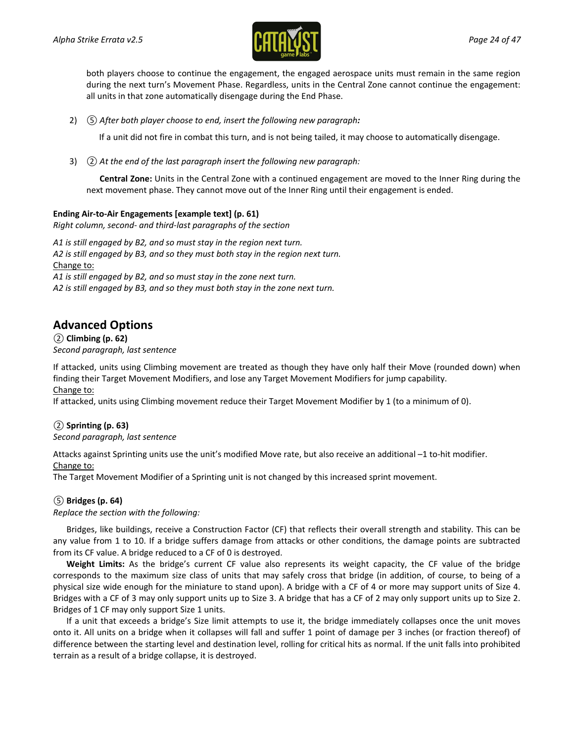both players choose to continue the engagement, the engaged aerospace units must remain in the same region during the next turn's Movement Phase. Regardless, units in the Central Zone cannot continue the engagement: all units in that zone automatically disengage during the End Phase.

2) ⑤ *After both player choose to end, insert the following new paragraph:*

   If a unit did not fire in combat this turn, and is not being tailed, it may choose to automatically disengage.

3) ② *At the end of the last paragraph insert the following new paragraph:*

   **Central Zone:** Units in the Central Zone with a continued engagement are moved to the Inner Ring during the next movement phase. They cannot move out of the Inner Ring until their engagement is ended.

**Ending Air-to-Air Engagements [example text] (p. 61)**
*Right column, second- and third-last paragraphs of the section*

*A1 is still engaged by B2, and so must stay in the region next turn.*
*A2 is still engaged by B3, and so they must both stay in the region next turn.*
Change to:
*A1 is still engaged by B2, and so must stay in the zone next turn.*
*A2 is still engaged by B3, and so they must both stay in the zone next turn.*

## Advanced Options

② **Climbing (p. 62)**
*Second paragraph, last sentence*

If attacked, units using Climbing movement are treated as though they have only half their Move (rounded down) when finding their Target Movement Modifiers, and lose any Target Movement Modifiers for jump capability.
Change to:
If attacked, units using Climbing movement reduce their Target Movement Modifier by 1 (to a minimum of 0).

② **Sprinting (p. 63)**
*Second paragraph, last sentence*

Attacks against Sprinting units use the unit's modified Move rate, but also receive an additional –1 to-hit modifier.
Change to:
The Target Movement Modifier of a Sprinting unit is not changed by this increased sprint movement.

⑤ **Bridges (p. 64)**
*Replace the section with the following:*

Bridges, like buildings, receive a Construction Factor (CF) that reflects their overall strength and stability. This can be any value from 1 to 10. If a bridge suffers damage from attacks or other conditions, the damage points are subtracted from its CF value. A bridge reduced to a CF of 0 is destroyed.

**Weight Limits:** As the bridge's current CF value also represents its weight capacity, the CF value of the bridge corresponds to the maximum size class of units that may safely cross that bridge (in addition, of course, to being of a physical size wide enough for the miniature to stand upon). A bridge with a CF of 4 or more may support units of Size 4. Bridges with a CF of 3 may only support units up to Size 3. A bridge that has a CF of 2 may only support units up to Size 2. Bridges of 1 CF may only support Size 1 units.

If a unit that exceeds a bridge's Size limit attempts to use it, the bridge immediately collapses once the unit moves onto it. All units on a bridge when it collapses will fall and suffer 1 point of damage per 3 inches (or fraction thereof) of difference between the starting level and destination level, rolling for critical hits as normal. If the unit falls into prohibited terrain as a result of a bridge collapse, it is destroyed.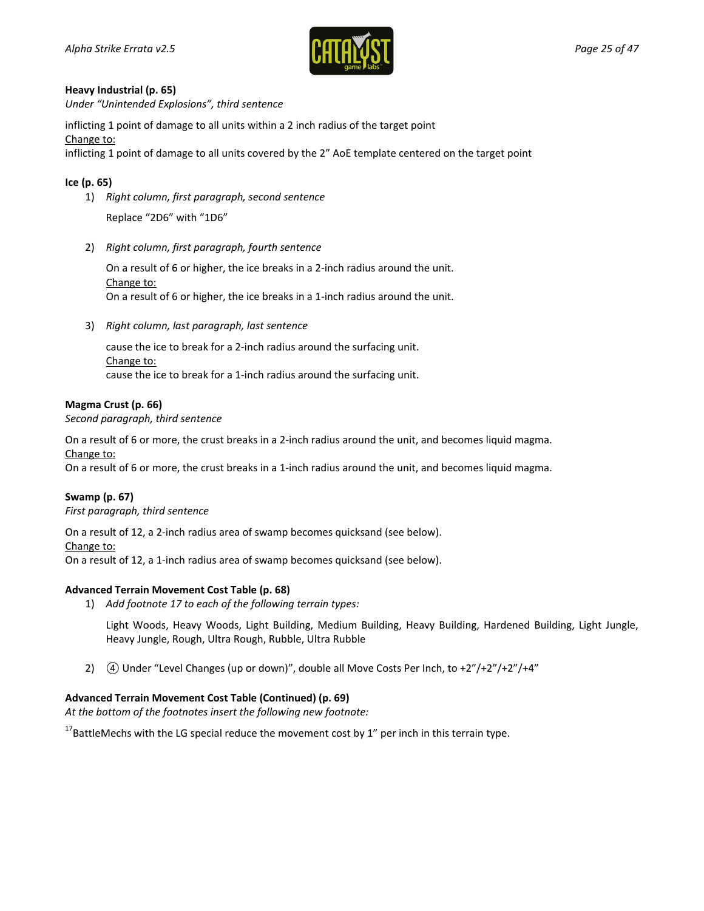**Heavy Industrial (p. 65)**

*Under "Unintended Explosions", third sentence*

inflicting 1 point of damage to all units within a 2 inch radius of the target point

Change to:

inflicting 1 point of damage to all units covered by the 2" AoE template centered on the target point

**Ice (p. 65)**

1) *Right column, first paragraph, second sentence*

   Replace "2D6" with "1D6"

2) *Right column, first paragraph, fourth sentence*

   On a result of 6 or higher, the ice breaks in a 2-inch radius around the unit.

   Change to:

   On a result of 6 or higher, the ice breaks in a 1-inch radius around the unit.

3) *Right column, last paragraph, last sentence*

   cause the ice to break for a 2-inch radius around the surfacing unit.

   Change to:

   cause the ice to break for a 1-inch radius around the surfacing unit.

**Magma Crust (p. 66)**

*Second paragraph, third sentence*

On a result of 6 or more, the crust breaks in a 2-inch radius around the unit, and becomes liquid magma.

Change to:

On a result of 6 or more, the crust breaks in a 1-inch radius around the unit, and becomes liquid magma.

**Swamp (p. 67)**

*First paragraph, third sentence*

On a result of 12, a 2-inch radius area of swamp becomes quicksand (see below).

Change to:

On a result of 12, a 1-inch radius area of swamp becomes quicksand (see below).

**Advanced Terrain Movement Cost Table (p. 68)**

1) *Add footnote 17 to each of the following terrain types:*

   Light Woods, Heavy Woods, Light Building, Medium Building, Heavy Building, Hardened Building, Light Jungle, Heavy Jungle, Rough, Ultra Rough, Rubble, Ultra Rubble

2) ④ Under "Level Changes (up or down)", double all Move Costs Per Inch, to +2"/+2"/+2"/+4"

**Advanced Terrain Movement Cost Table (Continued) (p. 69)**

*At the bottom of the footnotes insert the following new footnote:*

[17]BattleMechs with the LG special reduce the movement cost by 1" per inch in this terrain type.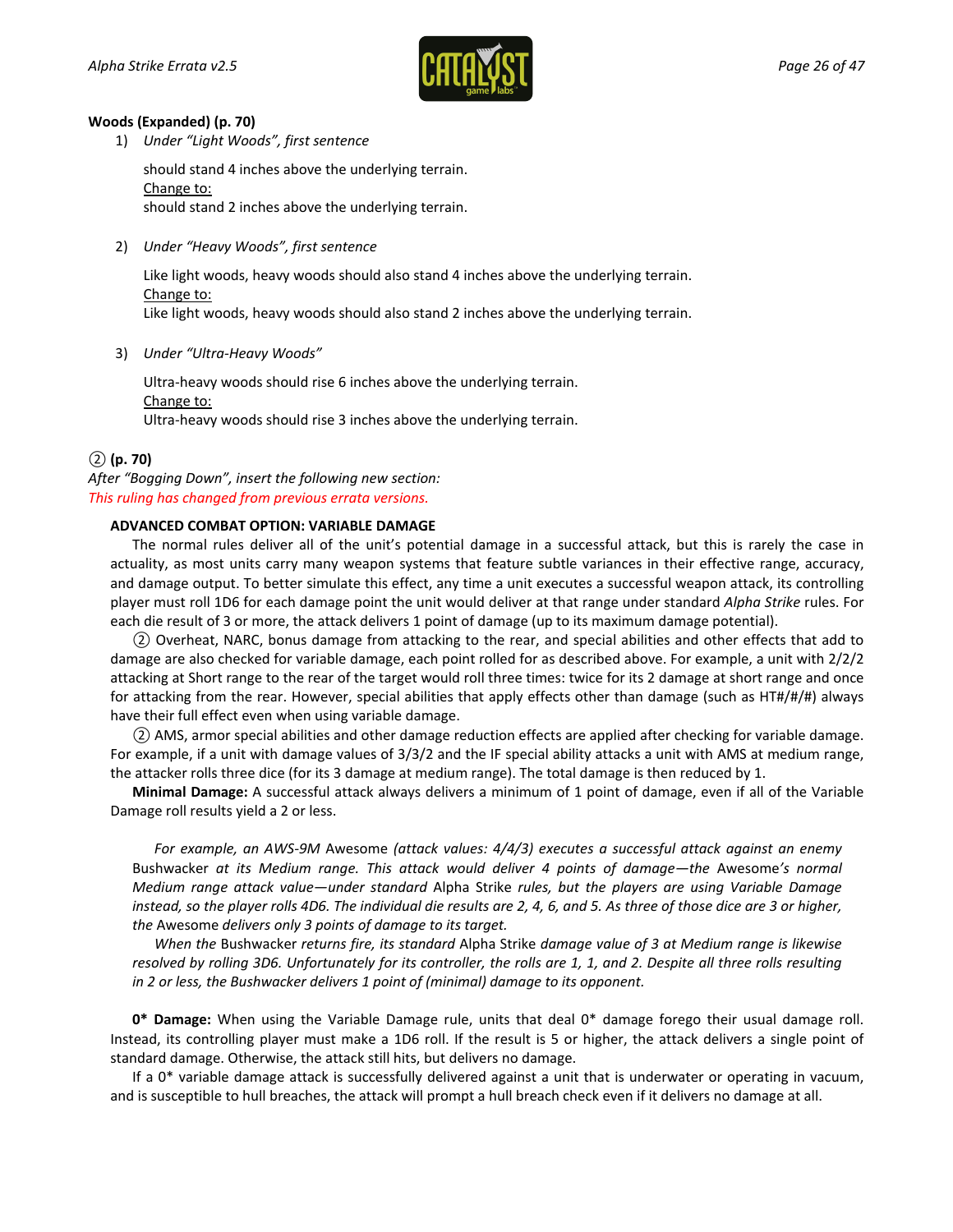**Woods (Expanded) (p. 70)**

1) *Under "Light Woods", first sentence*

   should stand 4 inches above the underlying terrain.
   Change to:
   should stand 2 inches above the underlying terrain.

2) *Under "Heavy Woods", first sentence*

   Like light woods, heavy woods should also stand 4 inches above the underlying terrain.
   Change to:
   Like light woods, heavy woods should also stand 2 inches above the underlying terrain.

3) *Under "Ultra-Heavy Woods"*

   Ultra-heavy woods should rise 6 inches above the underlying terrain.
   Change to:
   Ultra-heavy woods should rise 3 inches above the underlying terrain.

② **(p. 70)**
*After "Bogging Down", insert the following new section:*
*This ruling has changed from previous errata versions.*

**ADVANCED COMBAT OPTION: VARIABLE DAMAGE**

The normal rules deliver all of the unit's potential damage in a successful attack, but this is rarely the case in actuality, as most units carry many weapon systems that feature subtle variances in their effective range, accuracy, and damage output. To better simulate this effect, any time a unit executes a successful weapon attack, its controlling player must roll 1D6 for each damage point the unit would deliver at that range under standard *Alpha Strike* rules. For each die result of 3 or more, the attack delivers 1 point of damage (up to its maximum damage potential).

② Overheat, NARC, bonus damage from attacking to the rear, and special abilities and other effects that add to damage are also checked for variable damage, each point rolled for as described above. For example, a unit with 2/2/2 attacking at Short range to the rear of the target would roll three times: twice for its 2 damage at short range and once for attacking from the rear. However, special abilities that apply effects other than damage (such as HT#/#/#) always have their full effect even when using variable damage.

② AMS, armor special abilities and other damage reduction effects are applied after checking for variable damage. For example, if a unit with damage values of 3/3/2 and the IF special ability attacks a unit with AMS at medium range, the attacker rolls three dice (for its 3 damage at medium range). The total damage is then reduced by 1.

**Minimal Damage:** A successful attack always delivers a minimum of 1 point of damage, even if all of the Variable Damage roll results yield a 2 or less.

*For example, an AWS-9M* Awesome *(attack values: 4/4/3) executes a successful attack against an enemy* Bushwacker *at its Medium range. This attack would deliver 4 points of damage—the* Awesome*'s normal Medium range attack value—under standard* Alpha Strike *rules, but the players are using Variable Damage instead, so the player rolls 4D6. The individual die results are 2, 4, 6, and 5. As three of those dice are 3 or higher, the* Awesome *delivers only 3 points of damage to its target.*

*When the* Bushwacker *returns fire, its standard* Alpha Strike *damage value of 3 at Medium range is likewise resolved by rolling 3D6. Unfortunately for its controller, the rolls are 1, 1, and 2. Despite all three rolls resulting in 2 or less, the Bushwacker delivers 1 point of (minimal) damage to its opponent.*

**0\* Damage:** When using the Variable Damage rule, units that deal 0* damage forego their usual damage roll. Instead, its controlling player must make a 1D6 roll. If the result is 5 or higher, the attack delivers a single point of standard damage. Otherwise, the attack still hits, but delivers no damage.

If a 0* variable damage attack is successfully delivered against a unit that is underwater or operating in vacuum, and is susceptible to hull breaches, the attack will prompt a hull breach check even if it delivers no damage at all.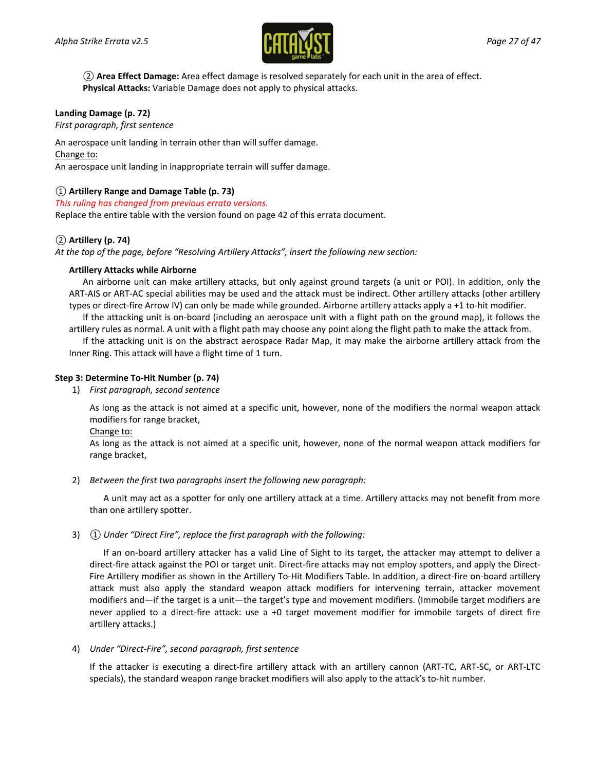② **Area Effect Damage:** Area effect damage is resolved separately for each unit in the area of effect.
**Physical Attacks:** Variable Damage does not apply to physical attacks.

**Landing Damage (p. 72)**
*First paragraph, first sentence*

An aerospace unit landing in terrain other than will suffer damage.
Change to:
An aerospace unit landing in inappropriate terrain will suffer damage.

**① Artillery Range and Damage Table (p. 73)**
*This ruling has changed from previous errata versions.*
Replace the entire table with the version found on page 42 of this errata document.

**② Artillery (p. 74)**
*At the top of the page, before "Resolving Artillery Attacks", insert the following new section:*

**Artillery Attacks while Airborne**

An airborne unit can make artillery attacks, but only against ground targets (a unit or POI). In addition, only the ART-AIS or ART-AC special abilities may be used and the attack must be indirect. Other artillery attacks (other artillery types or direct-fire Arrow IV) can only be made while grounded. Airborne artillery attacks apply a +1 to-hit modifier.

If the attacking unit is on-board (including an aerospace unit with a flight path on the ground map), it follows the artillery rules as normal. A unit with a flight path may choose any point along the flight path to make the attack from.

If the attacking unit is on the abstract aerospace Radar Map, it may make the airborne artillery attack from the Inner Ring. This attack will have a flight time of 1 turn.

**Step 3: Determine To-Hit Number (p. 74)**

1) *First paragraph, second sentence*

   As long as the attack is not aimed at a specific unit, however, none of the modifiers the normal weapon attack modifiers for range bracket,
   Change to:
   As long as the attack is not aimed at a specific unit, however, none of the normal weapon attack modifiers for range bracket,

2) *Between the first two paragraphs insert the following new paragraph:*

   A unit may act as a spotter for only one artillery attack at a time. Artillery attacks may not benefit from more than one artillery spotter.

3) ① *Under "Direct Fire", replace the first paragraph with the following:*

   If an on-board artillery attacker has a valid Line of Sight to its target, the attacker may attempt to deliver a direct-fire attack against the POI or target unit. Direct-fire attacks may not employ spotters, and apply the Direct-Fire Artillery modifier as shown in the Artillery To-Hit Modifiers Table. In addition, a direct-fire on-board artillery attack must also apply the standard weapon attack modifiers for intervening terrain, attacker movement modifiers and—if the target is a unit—the target's type and movement modifiers. (Immobile target modifiers are never applied to a direct-fire attack: use a +0 target movement modifier for immobile targets of direct fire artillery attacks.)

4) *Under "Direct-Fire", second paragraph, first sentence*

   If the attacker is executing a direct-fire artillery attack with an artillery cannon (ART-TC, ART-SC, or ART-LTC specials), the standard weapon range bracket modifiers will also apply to the attack's to-hit number.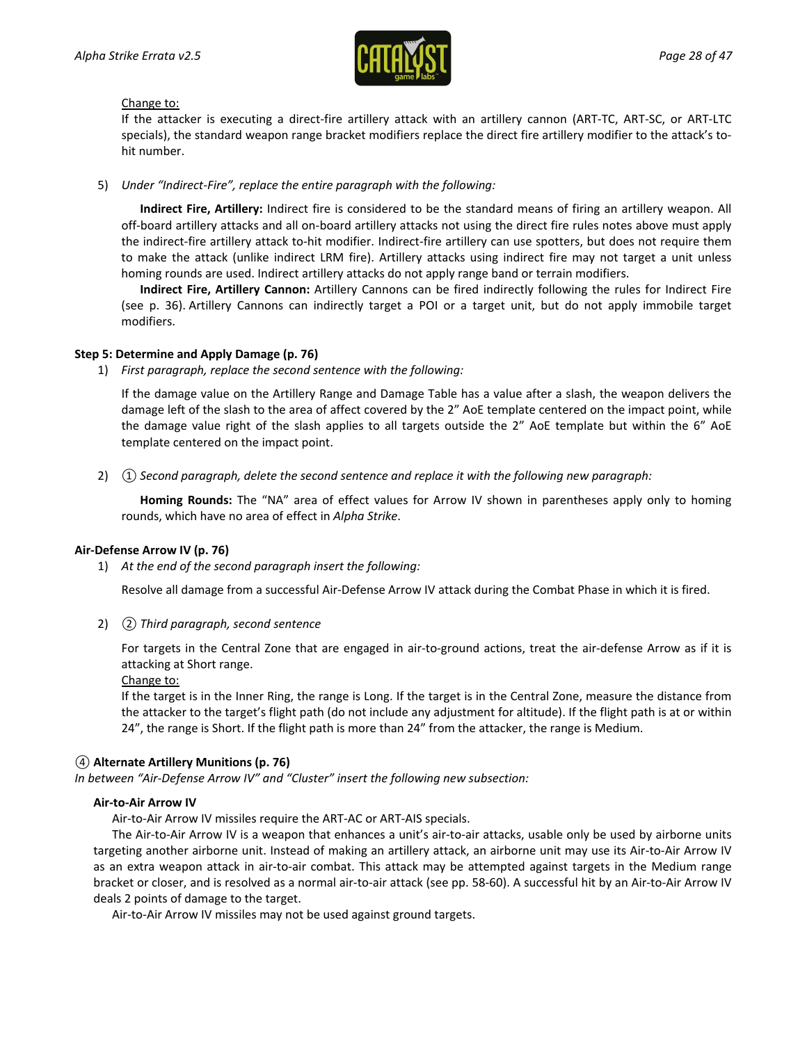<u>Change to:</u>

If the attacker is executing a direct-fire artillery attack with an artillery cannon (ART-TC, ART-SC, or ART-LTC specials), the standard weapon range bracket modifiers replace the direct fire artillery modifier to the attack's to-hit number.

5) *Under "Indirect-Fire", replace the entire paragraph with the following:*

**Indirect Fire, Artillery:** Indirect fire is considered to be the standard means of firing an artillery weapon. All off-board artillery attacks and all on-board artillery attacks not using the direct fire rules notes above must apply the indirect-fire artillery attack to-hit modifier. Indirect-fire artillery can use spotters, but does not require them to make the attack (unlike indirect LRM fire). Artillery attacks using indirect fire may not target a unit unless homing rounds are used. Indirect artillery attacks do not apply range band or terrain modifiers.

**Indirect Fire, Artillery Cannon:** Artillery Cannons can be fired indirectly following the rules for Indirect Fire (see p. 36). Artillery Cannons can indirectly target a POI or a target unit, but do not apply immobile target modifiers.

**Step 5: Determine and Apply Damage (p. 76)**

1) *First paragraph, replace the second sentence with the following:*

If the damage value on the Artillery Range and Damage Table has a value after a slash, the weapon delivers the damage left of the slash to the area of affect covered by the 2" AoE template centered on the impact point, while the damage value right of the slash applies to all targets outside the 2" AoE template but within the 6" AoE template centered on the impact point.

2) ① *Second paragraph, delete the second sentence and replace it with the following new paragraph:*

**Homing Rounds:** The "NA" area of effect values for Arrow IV shown in parentheses apply only to homing rounds, which have no area of effect in *Alpha Strike*.

**Air-Defense Arrow IV (p. 76)**

1) *At the end of the second paragraph insert the following:*

Resolve all damage from a successful Air-Defense Arrow IV attack during the Combat Phase in which it is fired.

2) ② *Third paragraph, second sentence*

For targets in the Central Zone that are engaged in air-to-ground actions, treat the air-defense Arrow as if it is attacking at Short range.

<u>Change to:</u>

If the target is in the Inner Ring, the range is Long. If the target is in the Central Zone, measure the distance from the attacker to the target's flight path (do not include any adjustment for altitude). If the flight path is at or within 24", the range is Short. If the flight path is more than 24" from the attacker, the range is Medium.

④ **Alternate Artillery Munitions (p. 76)**

*In between "Air-Defense Arrow IV" and "Cluster" insert the following new subsection:*

**Air-to-Air Arrow IV**

Air-to-Air Arrow IV missiles require the ART-AC or ART-AIS specials.

The Air-to-Air Arrow IV is a weapon that enhances a unit's air-to-air attacks, usable only be used by airborne units targeting another airborne unit. Instead of making an artillery attack, an airborne unit may use its Air-to-Air Arrow IV as an extra weapon attack in air-to-air combat. This attack may be attempted against targets in the Medium range bracket or closer, and is resolved as a normal air-to-air attack (see pp. 58-60). A successful hit by an Air-to-Air Arrow IV deals 2 points of damage to the target.

Air-to-Air Arrow IV missiles may not be used against ground targets.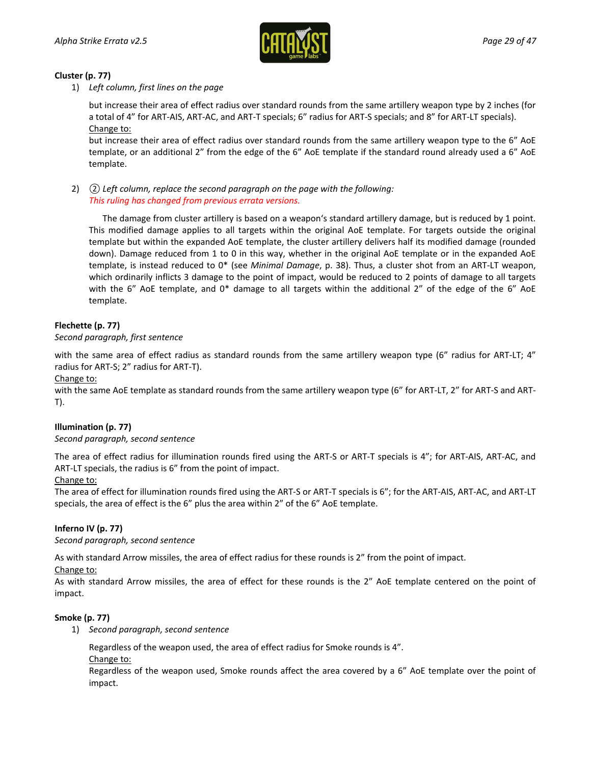**Cluster (p. 77)**

1) *Left column, first lines on the page*

   but increase their area of effect radius over standard rounds from the same artillery weapon type by 2 inches (for a total of 4" for ART-AIS, ART-AC, and ART-T specials; 6" radius for ART-S specials; and 8" for ART-LT specials).

   Change to:

   but increase their area of effect radius over standard rounds from the same artillery weapon type to the 6" AoE template, or an additional 2" from the edge of the 6" AoE template if the standard round already used a 6" AoE template.

2) ② *Left column, replace the second paragraph on the page with the following:*

   *This ruling has changed from previous errata versions.*

   The damage from cluster artillery is based on a weapon's standard artillery damage, but is reduced by 1 point. This modified damage applies to all targets within the original AoE template. For targets outside the original template but within the expanded AoE template, the cluster artillery delivers half its modified damage (rounded down). Damage reduced from 1 to 0 in this way, whether in the original AoE template or in the expanded AoE template, is instead reduced to 0* (see *Minimal Damage*, p. 38). Thus, a cluster shot from an ART-LT weapon, which ordinarily inflicts 3 damage to the point of impact, would be reduced to 2 points of damage to all targets with the 6" AoE template, and 0* damage to all targets within the additional 2" of the edge of the 6" AoE template.

**Flechette (p. 77)**

*Second paragraph, first sentence*

with the same area of effect radius as standard rounds from the same artillery weapon type (6" radius for ART-LT; 4" radius for ART-S; 2" radius for ART-T).

Change to:

with the same AoE template as standard rounds from the same artillery weapon type (6" for ART-LT, 2" for ART-S and ART-T).

**Illumination (p. 77)**

*Second paragraph, second sentence*

The area of effect radius for illumination rounds fired using the ART-S or ART-T specials is 4"; for ART-AIS, ART-AC, and ART-LT specials, the radius is 6" from the point of impact.

Change to:

The area of effect for illumination rounds fired using the ART-S or ART-T specials is 6"; for the ART-AIS, ART-AC, and ART-LT specials, the area of effect is the 6" plus the area within 2" of the 6" AoE template.

**Inferno IV (p. 77)**

*Second paragraph, second sentence*

As with standard Arrow missiles, the area of effect radius for these rounds is 2" from the point of impact.

Change to:

As with standard Arrow missiles, the area of effect for these rounds is the 2" AoE template centered on the point of impact.

**Smoke (p. 77)**

1) *Second paragraph, second sentence*

   Regardless of the weapon used, the area of effect radius for Smoke rounds is 4".

   Change to:

   Regardless of the weapon used, Smoke rounds affect the area covered by a 6" AoE template over the point of impact.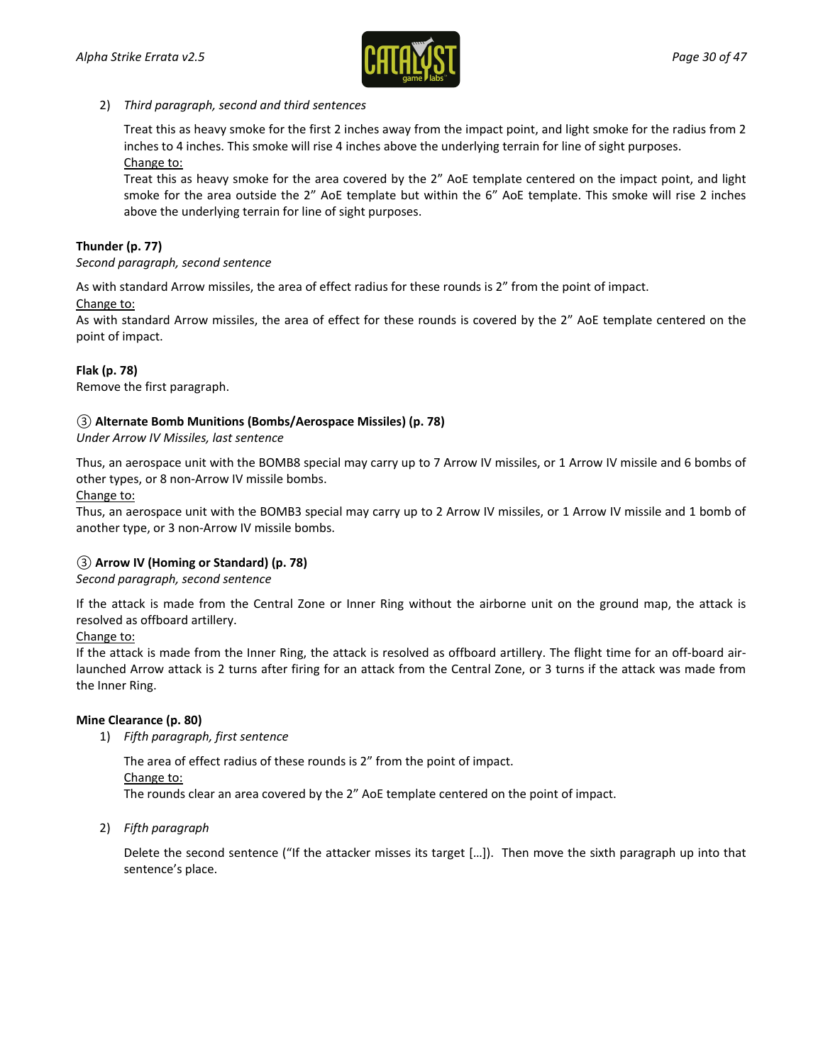2) *Third paragraph, second and third sentences*

   Treat this as heavy smoke for the first 2 inches away from the impact point, and light smoke for the radius from 2 inches to 4 inches. This smoke will rise 4 inches above the underlying terrain for line of sight purposes.
   <u>Change to:</u>
   Treat this as heavy smoke for the area covered by the 2" AoE template centered on the impact point, and light smoke for the area outside the 2" AoE template but within the 6" AoE template. This smoke will rise 2 inches above the underlying terrain for line of sight purposes.

**Thunder (p. 77)**
*Second paragraph, second sentence*

As with standard Arrow missiles, the area of effect radius for these rounds is 2" from the point of impact.
<u>Change to:</u>
As with standard Arrow missiles, the area of effect for these rounds is covered by the 2" AoE template centered on the point of impact.

**Flak (p. 78)**
Remove the first paragraph.

**③ Alternate Bomb Munitions (Bombs/Aerospace Missiles) (p. 78)**
*Under Arrow IV Missiles, last sentence*

Thus, an aerospace unit with the BOMB8 special may carry up to 7 Arrow IV missiles, or 1 Arrow IV missile and 6 bombs of other types, or 8 non-Arrow IV missile bombs.
<u>Change to:</u>
Thus, an aerospace unit with the BOMB3 special may carry up to 2 Arrow IV missiles, or 1 Arrow IV missile and 1 bomb of another type, or 3 non-Arrow IV missile bombs.

**③ Arrow IV (Homing or Standard) (p. 78)**
*Second paragraph, second sentence*

If the attack is made from the Central Zone or Inner Ring without the airborne unit on the ground map, the attack is resolved as offboard artillery.
<u>Change to:</u>
If the attack is made from the Inner Ring, the attack is resolved as offboard artillery. The flight time for an off-board air-launched Arrow attack is 2 turns after firing for an attack from the Central Zone, or 3 turns if the attack was made from the Inner Ring.

**Mine Clearance (p. 80)**

1) *Fifth paragraph, first sentence*

   The area of effect radius of these rounds is 2" from the point of impact.
   <u>Change to:</u>
   The rounds clear an area covered by the 2" AoE template centered on the point of impact.

2) *Fifth paragraph*

   Delete the second sentence ("If the attacker misses its target […]). Then move the sixth paragraph up into that sentence's place.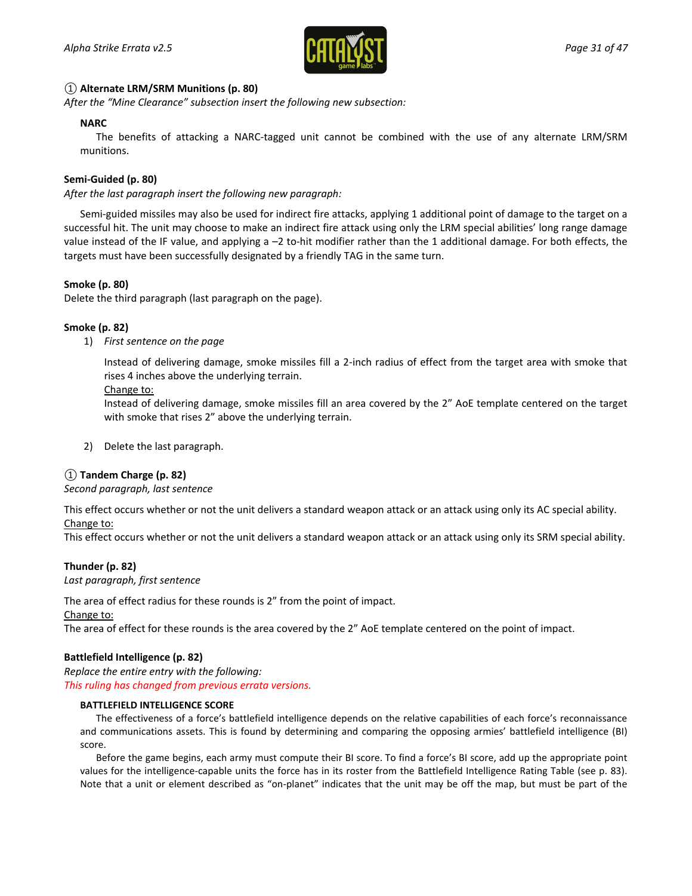**① Alternate LRM/SRM Munitions (p. 80)**

*After the "Mine Clearance" subsection insert the following new subsection:*

**NARC**

The benefits of attacking a NARC-tagged unit cannot be combined with the use of any alternate LRM/SRM munitions.

**Semi-Guided (p. 80)**

*After the last paragraph insert the following new paragraph:*

Semi-guided missiles may also be used for indirect fire attacks, applying 1 additional point of damage to the target on a successful hit. The unit may choose to make an indirect fire attack using only the LRM special abilities' long range damage value instead of the IF value, and applying a –2 to-hit modifier rather than the 1 additional damage. For both effects, the targets must have been successfully designated by a friendly TAG in the same turn.

**Smoke (p. 80)**

Delete the third paragraph (last paragraph on the page).

**Smoke (p. 82)**

1) *First sentence on the page*

   Instead of delivering damage, smoke missiles fill a 2-inch radius of effect from the target area with smoke that rises 4 inches above the underlying terrain.

   Change to:

   Instead of delivering damage, smoke missiles fill an area covered by the 2" AoE template centered on the target with smoke that rises 2" above the underlying terrain.

2) Delete the last paragraph.

**① Tandem Charge (p. 82)**

*Second paragraph, last sentence*

This effect occurs whether or not the unit delivers a standard weapon attack or an attack using only its AC special ability.

Change to:

This effect occurs whether or not the unit delivers a standard weapon attack or an attack using only its SRM special ability.

**Thunder (p. 82)**

*Last paragraph, first sentence*

The area of effect radius for these rounds is 2" from the point of impact.

Change to:

The area of effect for these rounds is the area covered by the 2" AoE template centered on the point of impact.

**Battlefield Intelligence (p. 82)**

*Replace the entire entry with the following:*

*This ruling has changed from previous errata versions.*

**BATTLEFIELD INTELLIGENCE SCORE**

The effectiveness of a force's battlefield intelligence depends on the relative capabilities of each force's reconnaissance and communications assets. This is found by determining and comparing the opposing armies' battlefield intelligence (BI) score.

Before the game begins, each army must compute their BI score. To find a force's BI score, add up the appropriate point values for the intelligence-capable units the force has in its roster from the Battlefield Intelligence Rating Table (see p. 83). Note that a unit or element described as "on-planet" indicates that the unit may be off the map, but must be part of the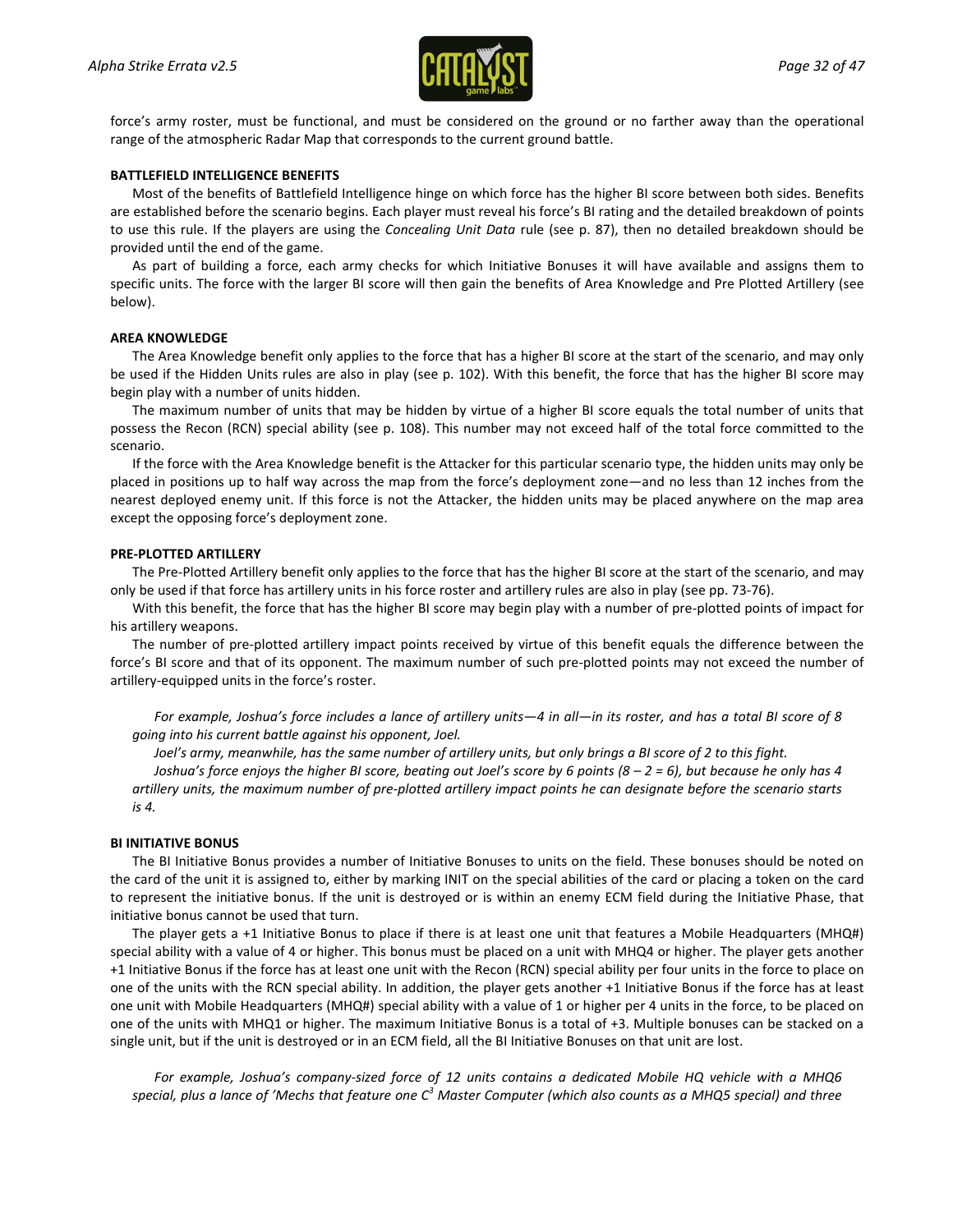force's army roster, must be functional, and must be considered on the ground or no farther away than the operational range of the atmospheric Radar Map that corresponds to the current ground battle.

**BATTLEFIELD INTELLIGENCE BENEFITS**

Most of the benefits of Battlefield Intelligence hinge on which force has the higher BI score between both sides. Benefits are established before the scenario begins. Each player must reveal his force's BI rating and the detailed breakdown of points to use this rule. If the players are using the *Concealing Unit Data* rule (see p. 87), then no detailed breakdown should be provided until the end of the game.

As part of building a force, each army checks for which Initiative Bonuses it will have available and assigns them to specific units. The force with the larger BI score will then gain the benefits of Area Knowledge and Pre Plotted Artillery (see below).

**AREA KNOWLEDGE**

The Area Knowledge benefit only applies to the force that has a higher BI score at the start of the scenario, and may only be used if the Hidden Units rules are also in play (see p. 102). With this benefit, the force that has the higher BI score may begin play with a number of units hidden.

The maximum number of units that may be hidden by virtue of a higher BI score equals the total number of units that possess the Recon (RCN) special ability (see p. 108). This number may not exceed half of the total force committed to the scenario.

If the force with the Area Knowledge benefit is the Attacker for this particular scenario type, the hidden units may only be placed in positions up to half way across the map from the force's deployment zone—and no less than 12 inches from the nearest deployed enemy unit. If this force is not the Attacker, the hidden units may be placed anywhere on the map area except the opposing force's deployment zone.

**PRE-PLOTTED ARTILLERY**

The Pre-Plotted Artillery benefit only applies to the force that has the higher BI score at the start of the scenario, and may only be used if that force has artillery units in his force roster and artillery rules are also in play (see pp. 73-76).

With this benefit, the force that has the higher BI score may begin play with a number of pre-plotted points of impact for his artillery weapons.

The number of pre-plotted artillery impact points received by virtue of this benefit equals the difference between the force's BI score and that of its opponent. The maximum number of such pre-plotted points may not exceed the number of artillery-equipped units in the force's roster.

*For example, Joshua's force includes a lance of artillery units—4 in all—in its roster, and has a total BI score of 8 going into his current battle against his opponent, Joel.*

*Joel's army, meanwhile, has the same number of artillery units, but only brings a BI score of 2 to this fight.*

*Joshua's force enjoys the higher BI score, beating out Joel's score by 6 points (8 – 2 = 6), but because he only has 4 artillery units, the maximum number of pre-plotted artillery impact points he can designate before the scenario starts is 4.*

**BI INITIATIVE BONUS**

The BI Initiative Bonus provides a number of Initiative Bonuses to units on the field. These bonuses should be noted on the card of the unit it is assigned to, either by marking INIT on the special abilities of the card or placing a token on the card to represent the initiative bonus. If the unit is destroyed or is within an enemy ECM field during the Initiative Phase, that initiative bonus cannot be used that turn.

The player gets a +1 Initiative Bonus to place if there is at least one unit that features a Mobile Headquarters (MHQ#) special ability with a value of 4 or higher. This bonus must be placed on a unit with MHQ4 or higher. The player gets another +1 Initiative Bonus if the force has at least one unit with the Recon (RCN) special ability per four units in the force to place on one of the units with the RCN special ability. In addition, the player gets another +1 Initiative Bonus if the force has at least one unit with Mobile Headquarters (MHQ#) special ability with a value of 1 or higher per 4 units in the force, to be placed on one of the units with MHQ1 or higher. The maximum Initiative Bonus is a total of +3. Multiple bonuses can be stacked on a single unit, but if the unit is destroyed or in an ECM field, all the BI Initiative Bonuses on that unit are lost.

*For example, Joshua's company-sized force of 12 units contains a dedicated Mobile HQ vehicle with a MHQ6 special, plus a lance of 'Mechs that feature one $C^3$ Master Computer (which also counts as a MHQ5 special) and three*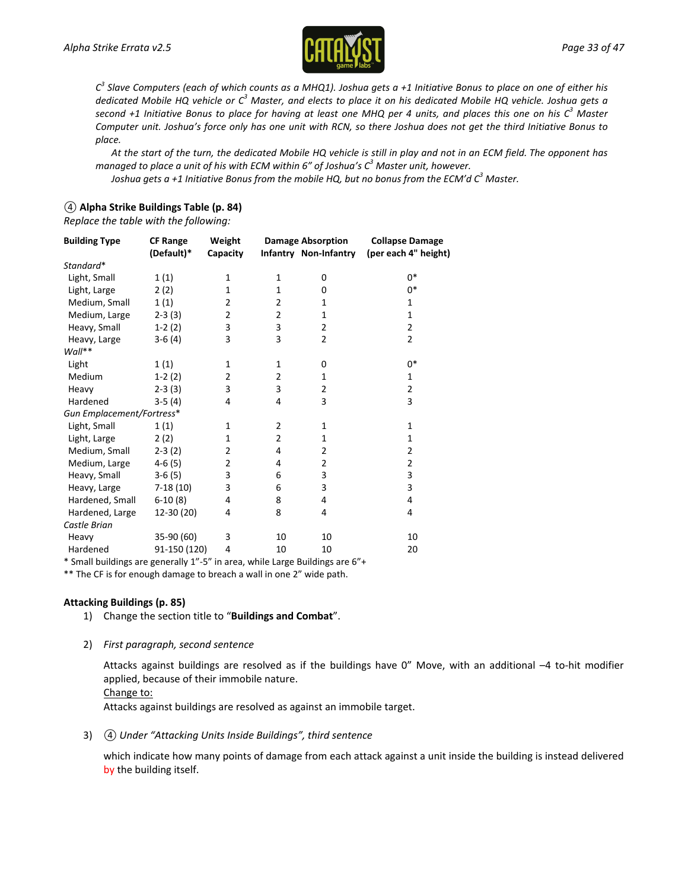*$C^3$ Slave Computers (each of which counts as a MHQ1). Joshua gets a +1 Initiative Bonus to place on one of either his dedicated Mobile HQ vehicle or $C^3$ Master, and elects to place it on his dedicated Mobile HQ vehicle. Joshua gets a second +1 Initiative Bonus to place for having at least one MHQ per 4 units, and places this one on his $C^3$ Master Computer unit. Joshua's force only has one unit with RCN, so there Joshua does not get the third Initiative Bonus to place.*

*At the start of the turn, the dedicated Mobile HQ vehicle is still in play and not in an ECM field. The opponent has managed to place a unit of his with ECM within 6" of Joshua's $C^3$ Master unit, however.*

*Joshua gets a +1 Initiative Bonus from the mobile HQ, but no bonus from the ECM'd $C^3$ Master.*

### ④ Alpha Strike Buildings Table (p. 84)

*Replace the table with the following:*

| Building Type | CF Range (Default)* | Weight Capacity | Damage Absorption Infantry | Damage Absorption Non-Infantry | Collapse Damage (per each 4" height) |
|---|---|---|---|---|---|
| *Standard** | | | | | |
| Light, Small | 1 (1) | 1 | 1 | 0 | 0* |
| Light, Large | 2 (2) | 1 | 1 | 0 | 0* |
| Medium, Small | 1 (1) | 2 | 2 | 1 | 1 |
| Medium, Large | 2-3 (3) | 2 | 2 | 1 | 1 |
| Heavy, Small | 1-2 (2) | 3 | 3 | 2 | 2 |
| Heavy, Large | 3-6 (4) | 3 | 3 | 2 | 2 |
| *Wall*** | | | | | |
| Light | 1 (1) | 1 | 1 | 0 | 0* |
| Medium | 1-2 (2) | 2 | 2 | 1 | 1 |
| Heavy | 2-3 (3) | 3 | 3 | 2 | 2 |
| Hardened | 3-5 (4) | 4 | 4 | 3 | 3 |
| *Gun Emplacement/Fortress** | | | | | |
| Light, Small | 1 (1) | 1 | 2 | 1 | 1 |
| Light, Large | 2 (2) | 1 | 2 | 1 | 1 |
| Medium, Small | 2-3 (2) | 2 | 4 | 2 | 2 |
| Medium, Large | 4-6 (5) | 2 | 4 | 2 | 2 |
| Heavy, Small | 3-6 (5) | 3 | 6 | 3 | 3 |
| Heavy, Large | 7-18 (10) | 3 | 6 | 3 | 3 |
| Hardened, Small | 6-10 (8) | 4 | 8 | 4 | 4 |
| Hardened, Large | 12-30 (20) | 4 | 8 | 4 | 4 |
| *Castle Brian* | | | | | |
| Heavy | 35-90 (60) | 3 | 10 | 10 | 10 |
| Hardened | 91-150 (120) | 4 | 10 | 10 | 20 |

\* Small buildings are generally 1"-5" in area, while Large Buildings are 6"+

\** The CF is for enough damage to breach a wall in one 2" wide path.

### Attacking Buildings (p. 85)

1) Change the section title to "**Buildings and Combat**".

2) *First paragraph, second sentence*

   Attacks against buildings are resolved as if the buildings have 0" Move, with an additional –4 to-hit modifier applied, because of their immobile nature.

   Change to:

   Attacks against buildings are resolved as against an immobile target.

3) ④ *Under "Attacking Units Inside Buildings", third sentence*

   which indicate how many points of damage from each attack against a unit inside the building is instead delivered by the building itself.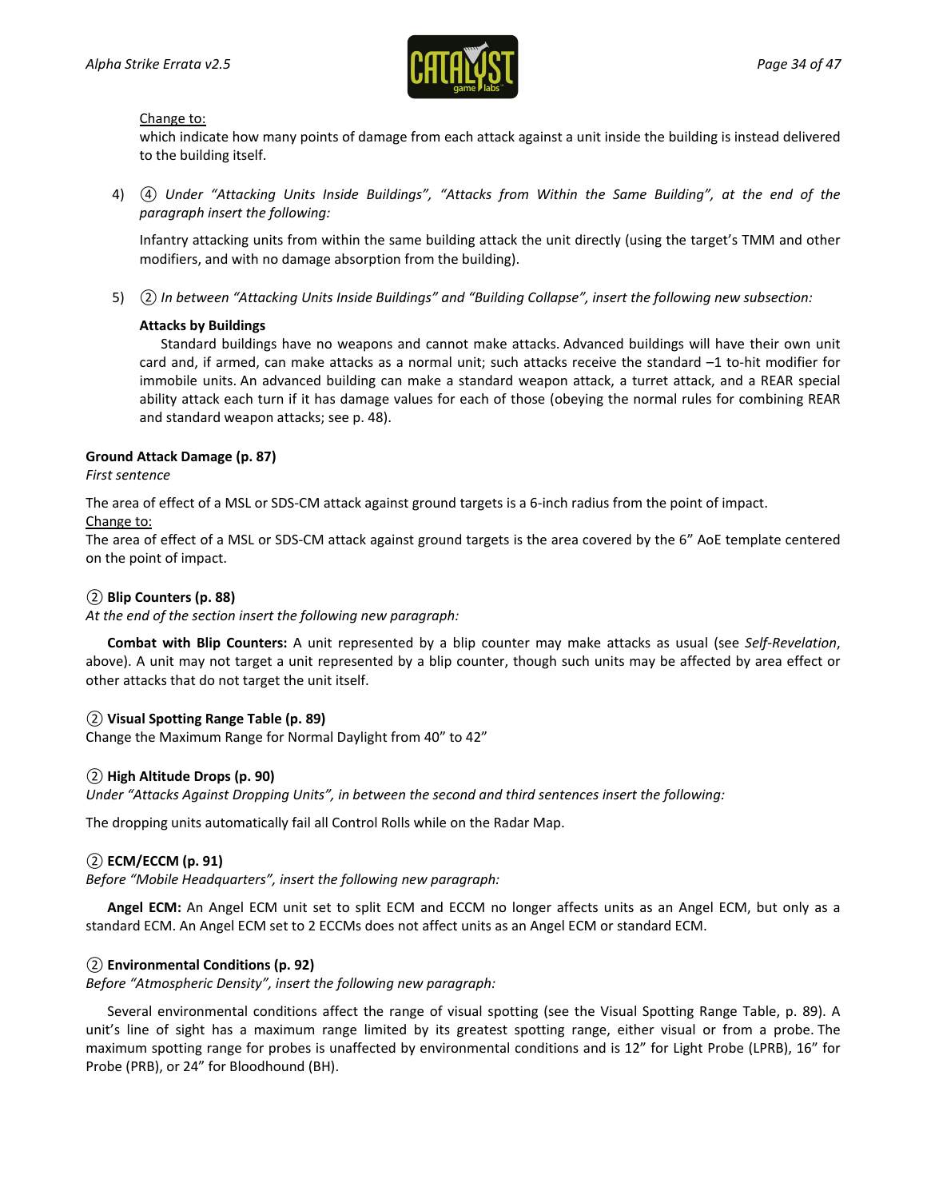Change to:

which indicate how many points of damage from each attack against a unit inside the building is instead delivered to the building itself.

4) ④ *Under "Attacking Units Inside Buildings", "Attacks from Within the Same Building", at the end of the paragraph insert the following:*

   Infantry attacking units from within the same building attack the unit directly (using the target's TMM and other modifiers, and with no damage absorption from the building).

5) ② *In between "Attacking Units Inside Buildings" and "Building Collapse", insert the following new subsection:*

   **Attacks by Buildings**

   Standard buildings have no weapons and cannot make attacks. Advanced buildings will have their own unit card and, if armed, can make attacks as a normal unit; such attacks receive the standard –1 to-hit modifier for immobile units. An advanced building can make a standard weapon attack, a turret attack, and a REAR special ability attack each turn if it has damage values for each of those (obeying the normal rules for combining REAR and standard weapon attacks; see p. 48).

**Ground Attack Damage (p. 87)**

*First sentence*

The area of effect of a MSL or SDS-CM attack against ground targets is a 6-inch radius from the point of impact.

Change to:

The area of effect of a MSL or SDS-CM attack against ground targets is the area covered by the 6" AoE template centered on the point of impact.

② **Blip Counters (p. 88)**

*At the end of the section insert the following new paragraph:*

**Combat with Blip Counters:** A unit represented by a blip counter may make attacks as usual (see *Self-Revelation*, above). A unit may not target a unit represented by a blip counter, though such units may be affected by area effect or other attacks that do not target the unit itself.

② **Visual Spotting Range Table (p. 89)**

Change the Maximum Range for Normal Daylight from 40" to 42"

② **High Altitude Drops (p. 90)**

*Under "Attacks Against Dropping Units", in between the second and third sentences insert the following:*

The dropping units automatically fail all Control Rolls while on the Radar Map.

② **ECM/ECCM (p. 91)**

*Before "Mobile Headquarters", insert the following new paragraph:*

**Angel ECM:** An Angel ECM unit set to split ECM and ECCM no longer affects units as an Angel ECM, but only as a standard ECM. An Angel ECM set to 2 ECCMs does not affect units as an Angel ECM or standard ECM.

② **Environmental Conditions (p. 92)**

*Before "Atmospheric Density", insert the following new paragraph:*

Several environmental conditions affect the range of visual spotting (see the Visual Spotting Range Table, p. 89). A unit's line of sight has a maximum range limited by its greatest spotting range, either visual or from a probe. The maximum spotting range for probes is unaffected by environmental conditions and is 12" for Light Probe (LPRB), 16" for Probe (PRB), or 24" for Bloodhound (BH).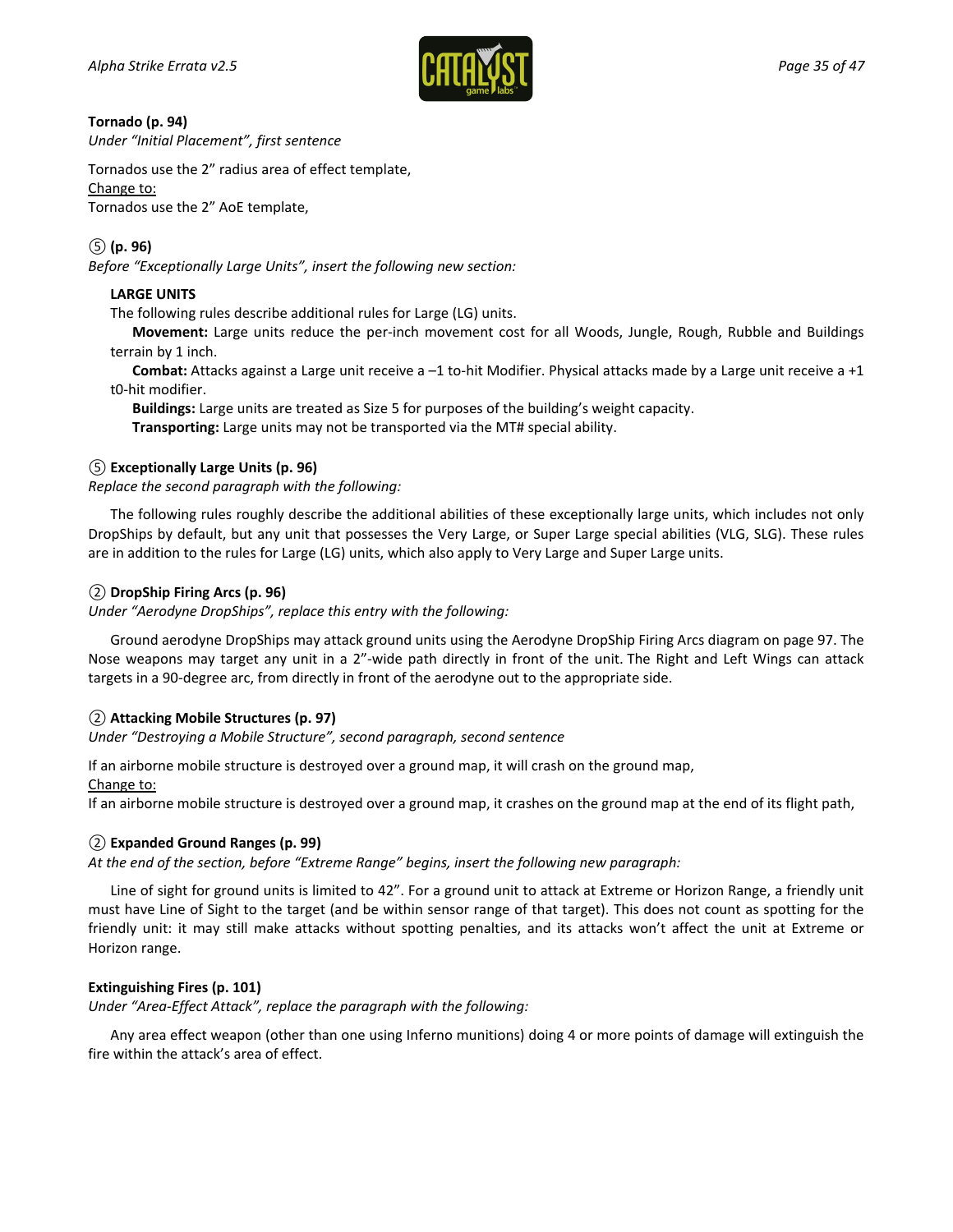**Tornado (p. 94)**
*Under "Initial Placement", first sentence*

Tornados use the 2" radius area of effect template,
Change to:
Tornados use the 2" AoE template,

**⑤ (p. 96)**
*Before "Exceptionally Large Units", insert the following new section:*

**LARGE UNITS**
The following rules describe additional rules for Large (LG) units.

**Movement:** Large units reduce the per-inch movement cost for all Woods, Jungle, Rough, Rubble and Buildings terrain by 1 inch.

**Combat:** Attacks against a Large unit receive a –1 to-hit Modifier. Physical attacks made by a Large unit receive a +1 t0-hit modifier.

**Buildings:** Large units are treated as Size 5 for purposes of the building's weight capacity.

**Transporting:** Large units may not be transported via the MT# special ability.

**⑤ Exceptionally Large Units (p. 96)**
*Replace the second paragraph with the following:*

The following rules roughly describe the additional abilities of these exceptionally large units, which includes not only DropShips by default, but any unit that possesses the Very Large, or Super Large special abilities (VLG, SLG). These rules are in addition to the rules for Large (LG) units, which also apply to Very Large and Super Large units.

**② DropShip Firing Arcs (p. 96)**
*Under "Aerodyne DropShips", replace this entry with the following:*

Ground aerodyne DropShips may attack ground units using the Aerodyne DropShip Firing Arcs diagram on page 97. The Nose weapons may target any unit in a 2"-wide path directly in front of the unit. The Right and Left Wings can attack targets in a 90-degree arc, from directly in front of the aerodyne out to the appropriate side.

**② Attacking Mobile Structures (p. 97)**
*Under "Destroying a Mobile Structure", second paragraph, second sentence*

If an airborne mobile structure is destroyed over a ground map, it will crash on the ground map,
Change to:
If an airborne mobile structure is destroyed over a ground map, it crashes on the ground map at the end of its flight path,

**② Expanded Ground Ranges (p. 99)**
*At the end of the section, before "Extreme Range" begins, insert the following new paragraph:*

Line of sight for ground units is limited to 42". For a ground unit to attack at Extreme or Horizon Range, a friendly unit must have Line of Sight to the target (and be within sensor range of that target). This does not count as spotting for the friendly unit: it may still make attacks without spotting penalties, and its attacks won't affect the unit at Extreme or Horizon range.

**Extinguishing Fires (p. 101)**
*Under "Area-Effect Attack", replace the paragraph with the following:*

Any area effect weapon (other than one using Inferno munitions) doing 4 or more points of damage will extinguish the fire within the attack's area of effect.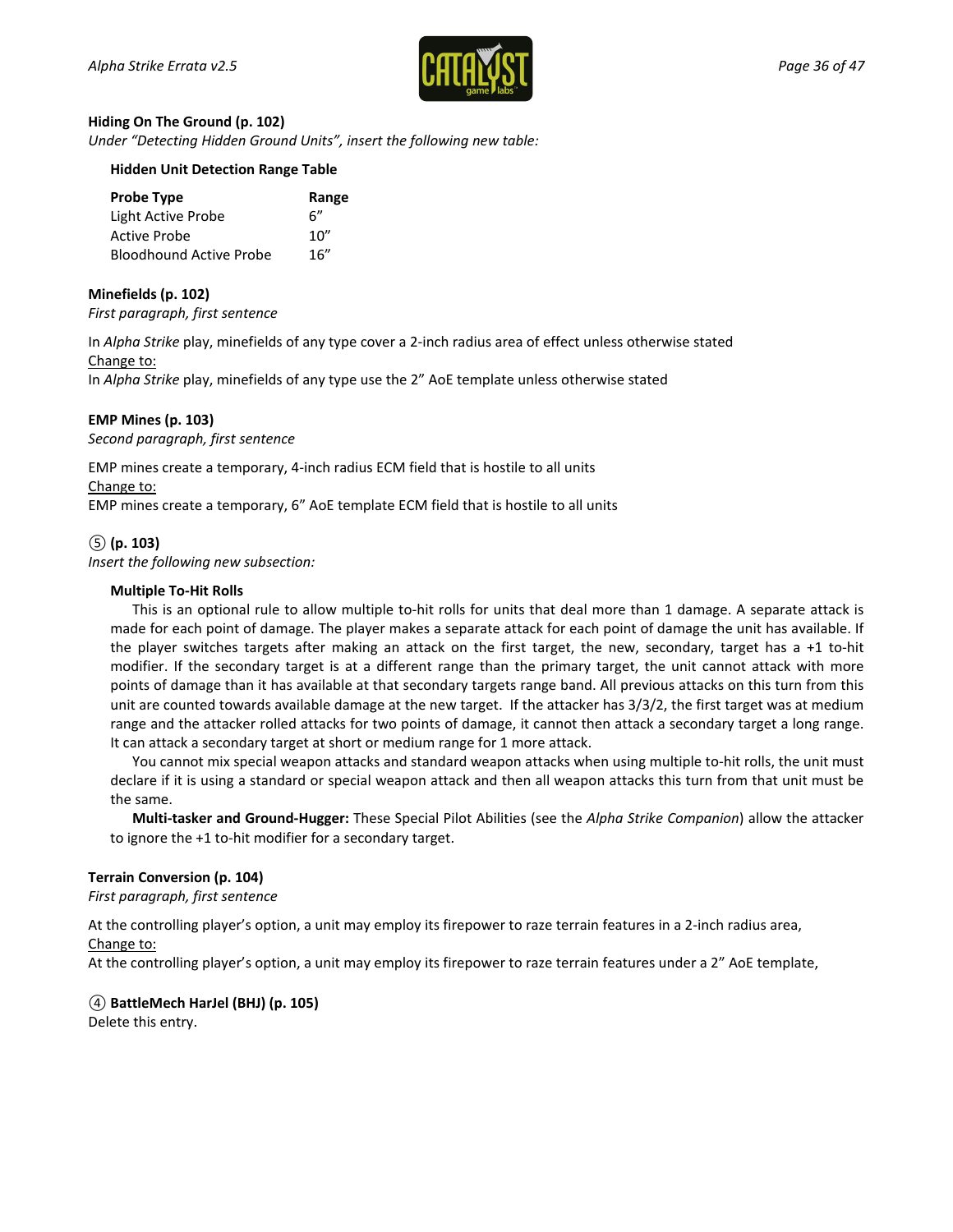**Hiding On The Ground (p. 102)**

*Under "Detecting Hidden Ground Units", insert the following new table:*

**Hidden Unit Detection Range Table**

| Probe Type | Range |
|---|---|
| Light Active Probe | 6" |
| Active Probe | 10" |
| Bloodhound Active Probe | 16" |

**Minefields (p. 102)**

*First paragraph, first sentence*

In *Alpha Strike* play, minefields of any type cover a 2-inch radius area of effect unless otherwise stated

Change to:

In *Alpha Strike* play, minefields of any type use the 2" AoE template unless otherwise stated

**EMP Mines (p. 103)**

*Second paragraph, first sentence*

EMP mines create a temporary, 4-inch radius ECM field that is hostile to all units

Change to:

EMP mines create a temporary, 6" AoE template ECM field that is hostile to all units

⑤ **(p. 103)**

*Insert the following new subsection:*

**Multiple To-Hit Rolls**

This is an optional rule to allow multiple to-hit rolls for units that deal more than 1 damage. A separate attack is made for each point of damage. The player makes a separate attack for each point of damage the unit has available. If the player switches targets after making an attack on the first target, the new, secondary, target has a +1 to-hit modifier. If the secondary target is at a different range than the primary target, the unit cannot attack with more points of damage than it has available at that secondary targets range band. All previous attacks on this turn from this unit are counted towards available damage at the new target. If the attacker has 3/3/2, the first target was at medium range and the attacker rolled attacks for two points of damage, it cannot then attack a secondary target a long range. It can attack a secondary target at short or medium range for 1 more attack.

You cannot mix special weapon attacks and standard weapon attacks when using multiple to-hit rolls, the unit must declare if it is using a standard or special weapon attack and then all weapon attacks this turn from that unit must be the same.

**Multi-tasker and Ground-Hugger:** These Special Pilot Abilities (see the *Alpha Strike Companion*) allow the attacker to ignore the +1 to-hit modifier for a secondary target.

**Terrain Conversion (p. 104)**

*First paragraph, first sentence*

At the controlling player's option, a unit may employ its firepower to raze terrain features in a 2-inch radius area,

Change to:

At the controlling player's option, a unit may employ its firepower to raze terrain features under a 2" AoE template,

④ **BattleMech HarJel (BHJ) (p. 105)**

Delete this entry.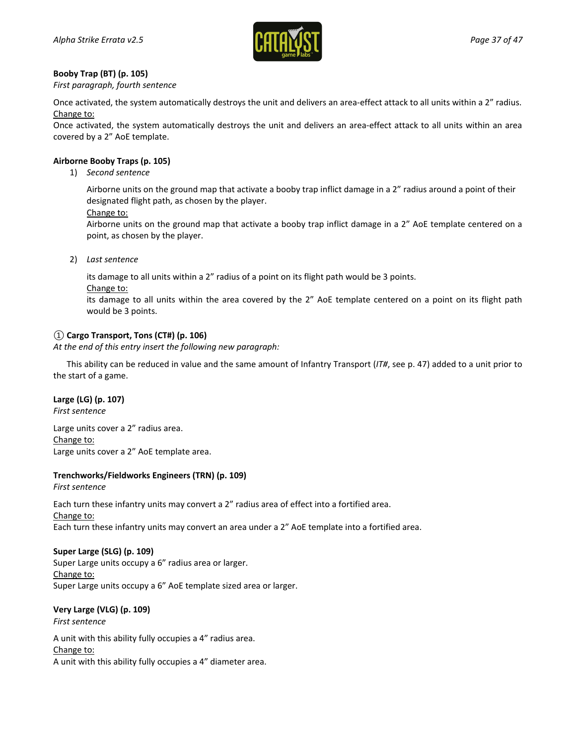**Booby Trap (BT) (p. 105)**
*First paragraph, fourth sentence*

Once activated, the system automatically destroys the unit and delivers an area-effect attack to all units within a 2” radius.
<u>Change to:</u>
Once activated, the system automatically destroys the unit and delivers an area-effect attack to all units within an area covered by a 2” AoE template.

**Airborne Booby Traps (p. 105)**

1) *Second sentence*

   Airborne units on the ground map that activate a booby trap inflict damage in a 2” radius around a point of their designated flight path, as chosen by the player.
   <u>Change to:</u>
   Airborne units on the ground map that activate a booby trap inflict damage in a 2” AoE template centered on a point, as chosen by the player.

2) *Last sentence*

   its damage to all units within a 2” radius of a point on its flight path would be 3 points.
   <u>Change to:</u>
   its damage to all units within the area covered by the 2” AoE template centered on a point on its flight path would be 3 points.

① **Cargo Transport, Tons (CT#) (p. 106)**
*At the end of this entry insert the following new paragraph:*

This ability can be reduced in value and the same amount of Infantry Transport (*IT#*, see p. 47) added to a unit prior to the start of a game.

**Large (LG) (p. 107)**
*First sentence*

Large units cover a 2” radius area.
<u>Change to:</u>
Large units cover a 2” AoE template area.

**Trenchworks/Fieldworks Engineers (TRN) (p. 109)**
*First sentence*

Each turn these infantry units may convert a 2” radius area of effect into a fortified area.
<u>Change to:</u>
Each turn these infantry units may convert an area under a 2” AoE template into a fortified area.

**Super Large (SLG) (p. 109)**
Super Large units occupy a 6” radius area or larger.
<u>Change to:</u>
Super Large units occupy a 6” AoE template sized area or larger.

**Very Large (VLG) (p. 109)**
*First sentence*

A unit with this ability fully occupies a 4” radius area.
<u>Change to:</u>
A unit with this ability fully occupies a 4” diameter area.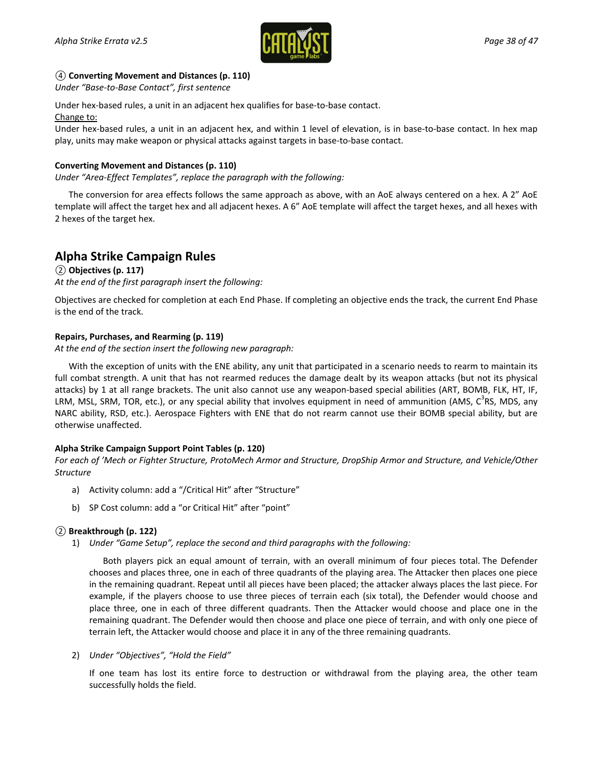④ **Converting Movement and Distances (p. 110)**

*Under "Base-to-Base Contact", first sentence*

Under hex-based rules, a unit in an adjacent hex qualifies for base-to-base contact.

Change to:

Under hex-based rules, a unit in an adjacent hex, and within 1 level of elevation, is in base-to-base contact. In hex map play, units may make weapon or physical attacks against targets in base-to-base contact.

**Converting Movement and Distances (p. 110)**

*Under "Area-Effect Templates", replace the paragraph with the following:*

The conversion for area effects follows the same approach as above, with an AoE always centered on a hex. A 2" AoE template will affect the target hex and all adjacent hexes. A 6" AoE template will affect the target hexes, and all hexes with 2 hexes of the target hex.

## Alpha Strike Campaign Rules

② **Objectives (p. 117)**

*At the end of the first paragraph insert the following:*

Objectives are checked for completion at each End Phase. If completing an objective ends the track, the current End Phase is the end of the track.

**Repairs, Purchases, and Rearming (p. 119)**

*At the end of the section insert the following new paragraph:*

With the exception of units with the ENE ability, any unit that participated in a scenario needs to rearm to maintain its full combat strength. A unit that has not rearmed reduces the damage dealt by its weapon attacks (but not its physical attacks) by 1 at all range brackets. The unit also cannot use any weapon-based special abilities (ART, BOMB, FLK, HT, IF, LRM, MSL, SRM, TOR, etc.), or any special ability that involves equipment in need of ammunition (AMS, C[3]RS, MDS, any NARC ability, RSD, etc.). Aerospace Fighters with ENE that do not rearm cannot use their BOMB special ability, but are otherwise unaffected.

**Alpha Strike Campaign Support Point Tables (p. 120)**

*For each of 'Mech or Fighter Structure, ProtoMech Armor and Structure, DropShip Armor and Structure, and Vehicle/Other Structure*

a) Activity column: add a "/Critical Hit" after "Structure"

b) SP Cost column: add a "or Critical Hit" after "point"

② **Breakthrough (p. 122)**

1) *Under "Game Setup", replace the second and third paragraphs with the following:*

   Both players pick an equal amount of terrain, with an overall minimum of four pieces total. The Defender chooses and places three, one in each of three quadrants of the playing area. The Attacker then places one piece in the remaining quadrant. Repeat until all pieces have been placed; the attacker always places the last piece. For example, if the players choose to use three pieces of terrain each (six total), the Defender would choose and place three, one in each of three different quadrants. Then the Attacker would choose and place one in the remaining quadrant. The Defender would then choose and place one piece of terrain, and with only one piece of terrain left, the Attacker would choose and place it in any of the three remaining quadrants.

2) *Under "Objectives", "Hold the Field"*

   If one team has lost its entire force to destruction or withdrawal from the playing area, the other team successfully holds the field.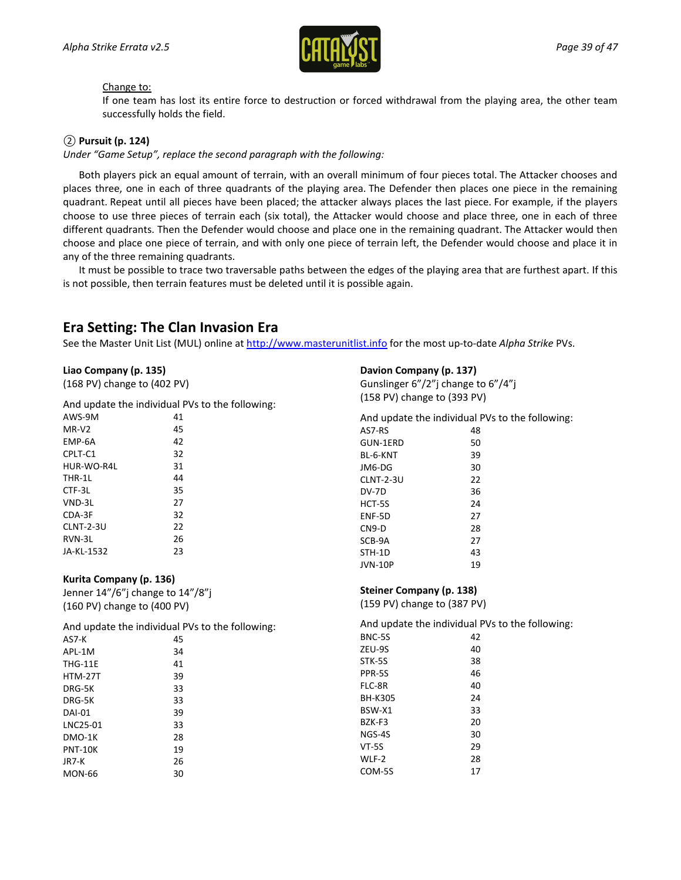Change to:

If one team has lost its entire force to destruction or forced withdrawal from the playing area, the other team successfully holds the field.

② **Pursuit (p. 124)**

*Under "Game Setup", replace the second paragraph with the following:*

Both players pick an equal amount of terrain, with an overall minimum of four pieces total. The Attacker chooses and places three, one in each of three quadrants of the playing area. The Defender then places one piece in the remaining quadrant. Repeat until all pieces have been placed; the attacker always places the last piece. For example, if the players choose to use three pieces of terrain each (six total), the Attacker would choose and place three, one in each of three different quadrants. Then the Defender would choose and place one in the remaining quadrant. The Attacker would then choose and place one piece of terrain, and with only one piece of terrain left, the Defender would choose and place it in any of the three remaining quadrants.

It must be possible to trace two traversable paths between the edges of the playing area that are furthest apart. If this is not possible, then terrain features must be deleted until it is possible again.

## Era Setting: The Clan Invasion Era

See the Master Unit List (MUL) online at http://www.masterunitlist.info for the most up-to-date *Alpha Strike* PVs.

**Liao Company (p. 135)**

(168 PV) change to (402 PV)

And update the individual PVs to the following:

| | |
|---|---|
| AWS-9M | 41 |
| MR-V2 | 45 |
| EMP-6A | 42 |
| CPLT-C1 | 32 |
| HUR-WO-R4L | 31 |
| THR-1L | 44 |
| CTF-3L | 35 |
| VND-3L | 27 |
| CDA-3F | 32 |
| CLNT-2-3U | 22 |
| RVN-3L | 26 |
| JA-KL-1532 | 23 |

**Kurita Company (p. 136)**

Jenner 14"/6"j change to 14"/8"j

(160 PV) change to (400 PV)

And update the individual PVs to the following:

| | |
|---|---|
| AS7-K | 45 |
| APL-1M | 34 |
| THG-11E | 41 |
| HTM-27T | 39 |
| DRG-5K | 33 |
| DRG-5K | 33 |
| DAI-01 | 39 |
| LNC25-01 | 33 |
| DMO-1K | 28 |
| PNT-10K | 19 |
| JR7-K | 26 |
| MON-66 | 30 |

**Davion Company (p. 137)**

Gunslinger 6"/2"j change to 6"/4"j

(158 PV) change to (393 PV)

And update the individual PVs to the following:

| | |
|---|---|
| AS7-RS | 48 |
| GUN-1ERD | 50 |
| BL-6-KNT | 39 |
| JM6-DG | 30 |
| CLNT-2-3U | 22 |
| DV-7D | 36 |
| HCT-5S | 24 |
| ENF-5D | 27 |
| CN9-D | 28 |
| SCB-9A | 27 |
| STH-1D | 43 |
| JVN-10P | 19 |

**Steiner Company (p. 138)**

(159 PV) change to (387 PV)

And update the individual PVs to the following:

| | |
|---|---|
| BNC-5S | 42 |
| ZEU-9S | 40 |
| STK-5S | 38 |
| PPR-5S | 46 |
| FLC-8R | 40 |
| BH-K305 | 24 |
| BSW-X1 | 33 |
| BZK-F3 | 20 |
| NGS-4S | 30 |
| VT-5S | 29 |
| WLF-2 | 28 |
| COM-5S | 17 |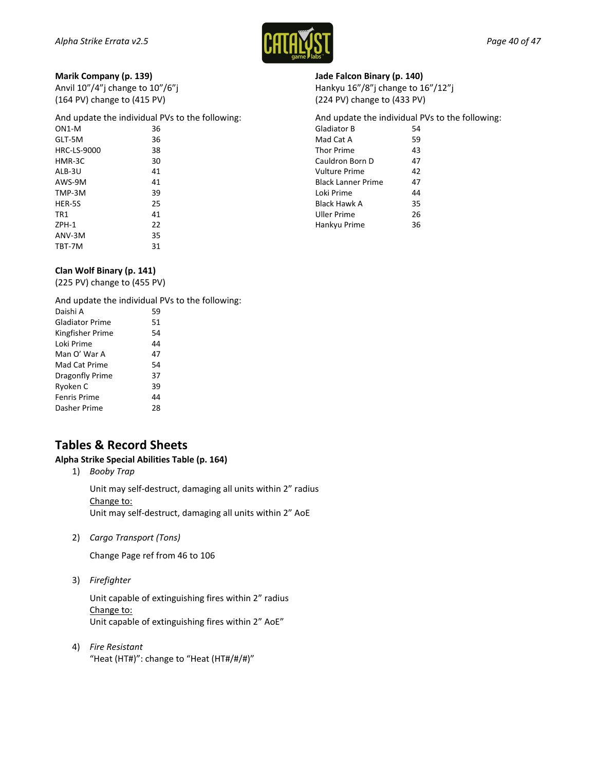**Marik Company (p. 139)**
Anvil 10"/4"j change to 10"/6"j
(164 PV) change to (415 PV)

And update the individual PVs to the following:

| | |
|---|---|
| ON1-M | 36 |
| GLT-5M | 36 |
| HRC-LS-9000 | 38 |
| HMR-3C | 30 |
| ALB-3U | 41 |
| AWS-9M | 41 |
| TMP-3M | 39 |
| HER-5S | 25 |
| TR1 | 41 |
| ZPH-1 | 22 |
| ANV-3M | 35 |
| TBT-7M | 31 |

**Clan Wolf Binary (p. 141)**
(225 PV) change to (455 PV)

And update the individual PVs to the following:

| | |
|---|---|
| Daishi A | 59 |
| Gladiator Prime | 51 |
| Kingfisher Prime | 54 |
| Loki Prime | 44 |
| Man O' War A | 47 |
| Mad Cat Prime | 54 |
| Dragonfly Prime | 37 |
| Ryoken C | 39 |
| Fenris Prime | 44 |
| Dasher Prime | 28 |

**Jade Falcon Binary (p. 140)**
Hankyu 16"/8"j change to 16"/12"j
(224 PV) change to (433 PV)

And update the individual PVs to the following:

| | |
|---|---|
| Gladiator B | 54 |
| Mad Cat A | 59 |
| Thor Prime | 43 |
| Cauldron Born D | 47 |
| Vulture Prime | 42 |
| Black Lanner Prime | 47 |
| Loki Prime | 44 |
| Black Hawk A | 35 |
| Uller Prime | 26 |
| Hankyu Prime | 36 |

## Tables & Record Sheets

**Alpha Strike Special Abilities Table (p. 164)**

1) *Booby Trap*

   Unit may self-destruct, damaging all units within 2" radius
   Change to:
   Unit may self-destruct, damaging all units within 2" AoE

2) *Cargo Transport (Tons)*

   Change Page ref from 46 to 106

3) *Firefighter*

   Unit capable of extinguishing fires within 2" radius
   Change to:
   Unit capable of extinguishing fires within 2" AoE"

4) *Fire Resistant*
   "Heat (HT#)": change to "Heat (HT#/#/#)"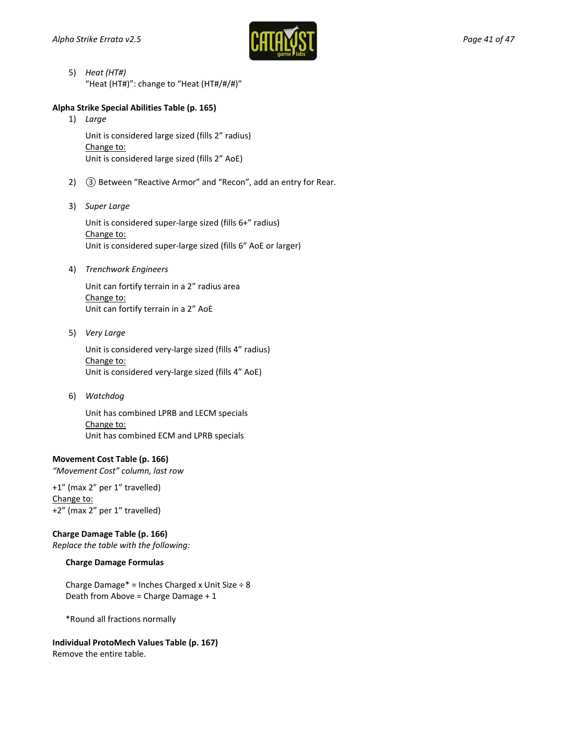5) *Heat (HT#)*
   "Heat (HT#)": change to "Heat (HT#/#/#)"

**Alpha Strike Special Abilities Table (p. 165)**

1) *Large*

   Unit is considered large sized (fills 2" radius)
   Change to:
   Unit is considered large sized (fills 2" AoE)

2) ③ Between "Reactive Armor" and "Recon", add an entry for Rear.

3) *Super Large*

   Unit is considered super-large sized (fills 6+" radius)
   Change to:
   Unit is considered super-large sized (fills 6" AoE or larger)

4) *Trenchwork Engineers*

   Unit can fortify terrain in a 2" radius area
   Change to:
   Unit can fortify terrain in a 2" AoE

5) *Very Large*

   Unit is considered very-large sized (fills 4" radius)
   Change to:
   Unit is considered very-large sized (fills 4" AoE)

6) *Watchdog*

   Unit has combined LPRB and LECM specials
   Change to:
   Unit has combined ECM and LPRB specials

**Movement Cost Table (p. 166)**
*"Movement Cost" column, last row*

+1" (max 2" per 1" travelled)
Change to:
+2" (max 2" per 1" travelled)

**Charge Damage Table (p. 166)**
*Replace the table with the following:*

**Charge Damage Formulas**

Charge Damage* = Inches Charged x Unit Size ÷ 8
Death from Above = Charge Damage + 1

*Round all fractions normally

**Individual ProtoMech Values Table (p. 167)**
Remove the entire table.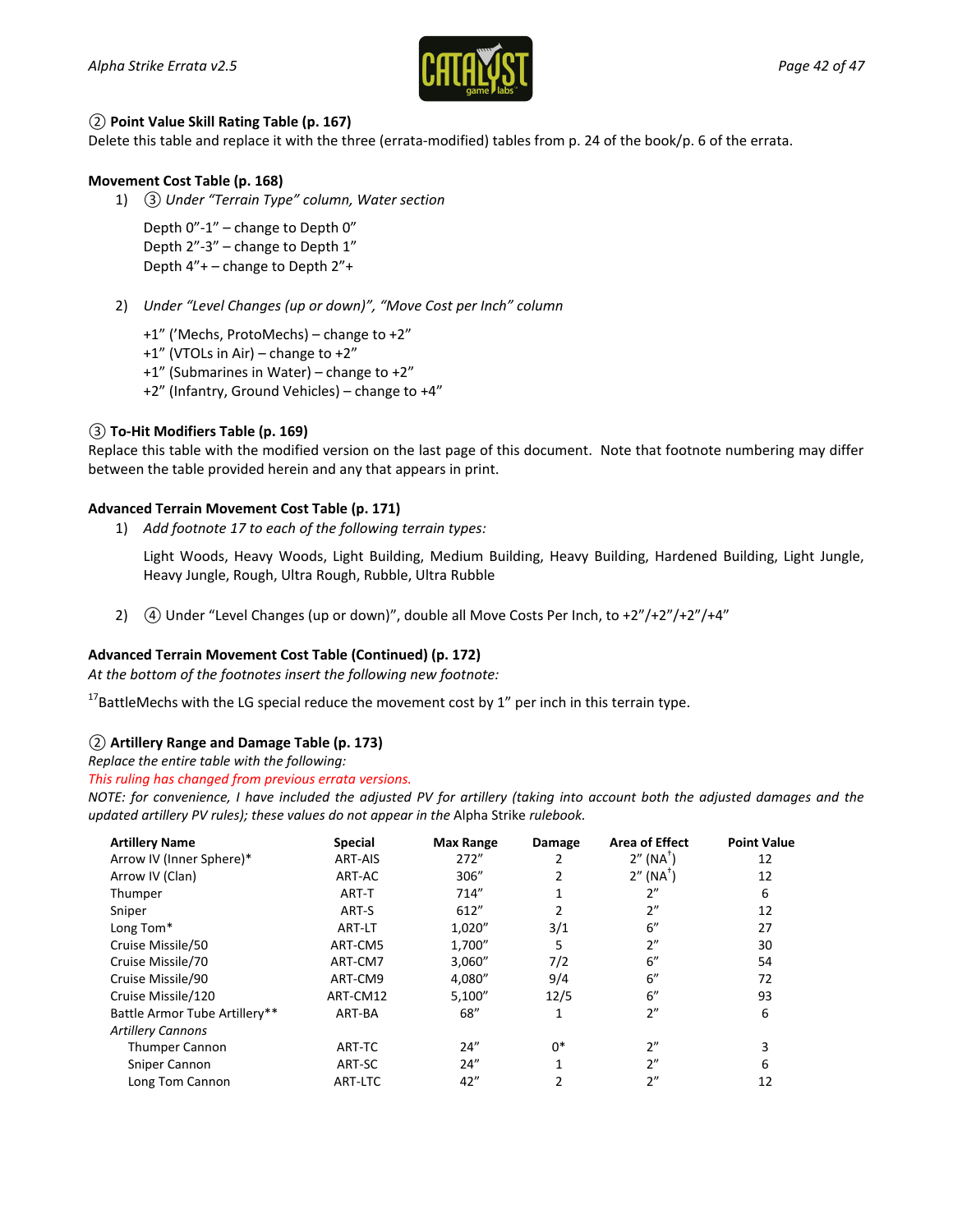**② Point Value Skill Rating Table (p. 167)**

Delete this table and replace it with the three (errata-modified) tables from p. 24 of the book/p. 6 of the errata.

**Movement Cost Table (p. 168)**

1) ③ *Under "Terrain Type" column, Water section*

   Depth 0"-1" – change to Depth 0"
   Depth 2"-3" – change to Depth 1"
   Depth 4"+ – change to Depth 2"+

2) *Under "Level Changes (up or down)", "Move Cost per Inch" column*

   +1" ('Mechs, ProtoMechs) – change to +2"
   +1" (VTOLs in Air) – change to +2"
   +1" (Submarines in Water) – change to +2"
   +2" (Infantry, Ground Vehicles) – change to +4"

**③ To-Hit Modifiers Table (p. 169)**

Replace this table with the modified version on the last page of this document. Note that footnote numbering may differ between the table provided herein and any that appears in print.

**Advanced Terrain Movement Cost Table (p. 171)**

1) *Add footnote 17 to each of the following terrain types:*

   Light Woods, Heavy Woods, Light Building, Medium Building, Heavy Building, Hardened Building, Light Jungle, Heavy Jungle, Rough, Ultra Rough, Rubble, Ultra Rubble

2) ④ Under "Level Changes (up or down)", double all Move Costs Per Inch, to +2"/+2"/+2"/+4"

**Advanced Terrain Movement Cost Table (Continued) (p. 172)**

*At the bottom of the footnotes insert the following new footnote:*

[17]BattleMechs with the LG special reduce the movement cost by 1" per inch in this terrain type.

**② Artillery Range and Damage Table (p. 173)**

*Replace the entire table with the following:*

*This ruling has changed from previous errata versions.*

*NOTE: for convenience, I have included the adjusted PV for artillery (taking into account both the adjusted damages and the updated artillery PV rules); these values do not appear in the* Alpha Strike *rulebook.*

| Artillery Name | Special | Max Range | Damage | Area of Effect | Point Value |
|---|---|---|---|---|---|
| Arrow IV (Inner Sphere)* | ART-AIS | 272" | 2 | 2" (NA†) | 12 |
| Arrow IV (Clan) | ART-AC | 306" | 2 | 2" (NA†) | 12 |
| Thumper | ART-T | 714" | 1 | 2" | 6 |
| Sniper | ART-S | 612" | 2 | 2" | 12 |
| Long Tom* | ART-LT | 1,020" | 3/1 | 6" | 27 |
| Cruise Missile/50 | ART-CM5 | 1,700" | 5 | 2" | 30 |
| Cruise Missile/70 | ART-CM7 | 3,060" | 7/2 | 6" | 54 |
| Cruise Missile/90 | ART-CM9 | 4,080" | 9/4 | 6" | 72 |
| Cruise Missile/120 | ART-CM12 | 5,100" | 12/5 | 6" | 93 |
| Battle Armor Tube Artillery** | ART-BA | 68" | 1 | 2" | 6 |
| *Artillery Cannons* | | | | | |
| Thumper Cannon | ART-TC | 24" | 0* | 2" | 3 |
| Sniper Cannon | ART-SC | 24" | 1 | 2" | 6 |
| Long Tom Cannon | ART-LTC | 42" | 2 | 2" | 12 |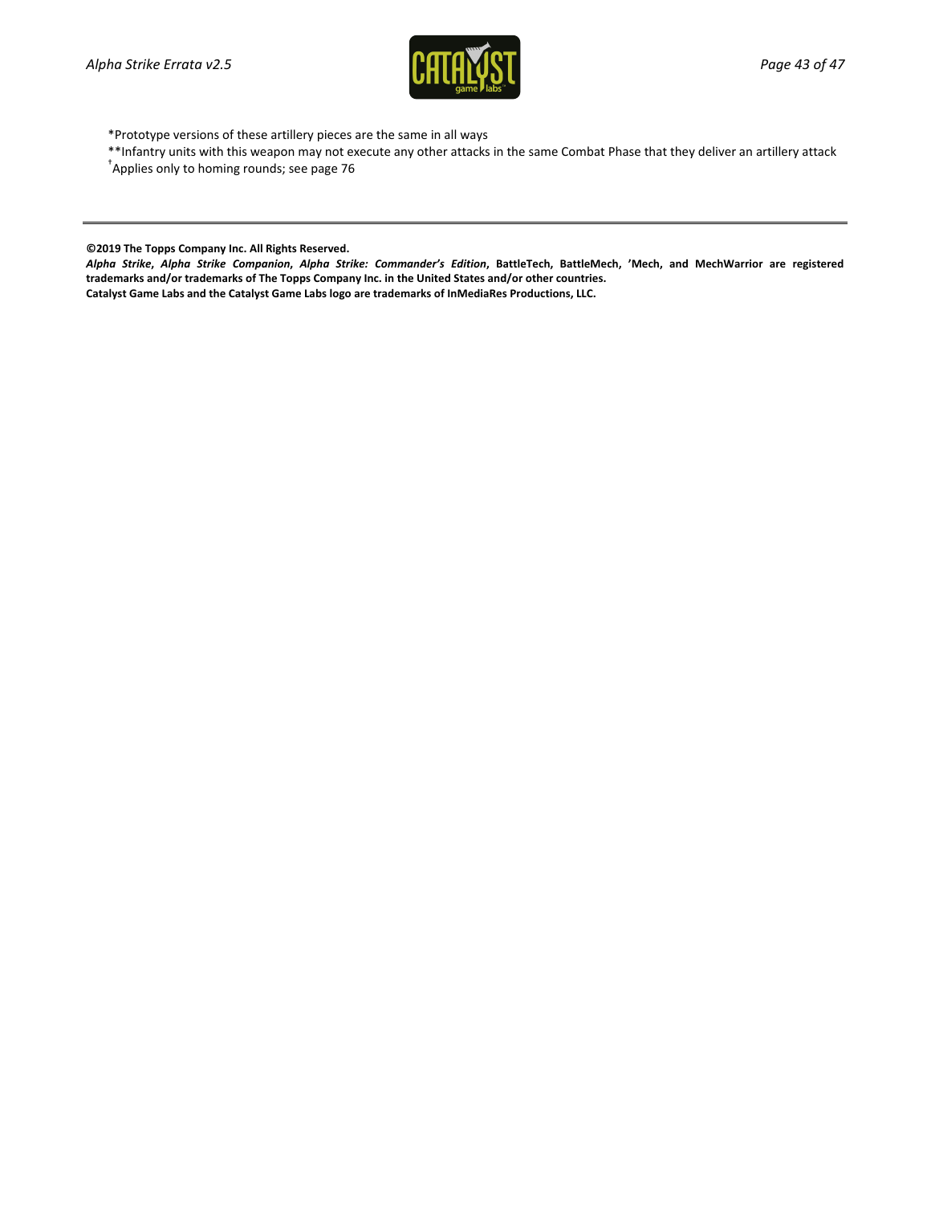*Prototype versions of these artillery pieces are the same in all ways

**Infantry units with this weapon may not execute any other attacks in the same Combat Phase that they deliver an artillery attack

†Applies only to homing rounds; see page 76

---

**©2019 The Topps Company Inc. All Rights Reserved.**

***Alpha Strike*, *Alpha Strike Companion*, *Alpha Strike: Commander's Edition*, BattleTech, BattleMech, 'Mech, and MechWarrior are registered trademarks and/or trademarks of The Topps Company Inc. in the United States and/or other countries.**

**Catalyst Game Labs and the Catalyst Game Labs logo are trademarks of InMediaRes Productions, LLC.**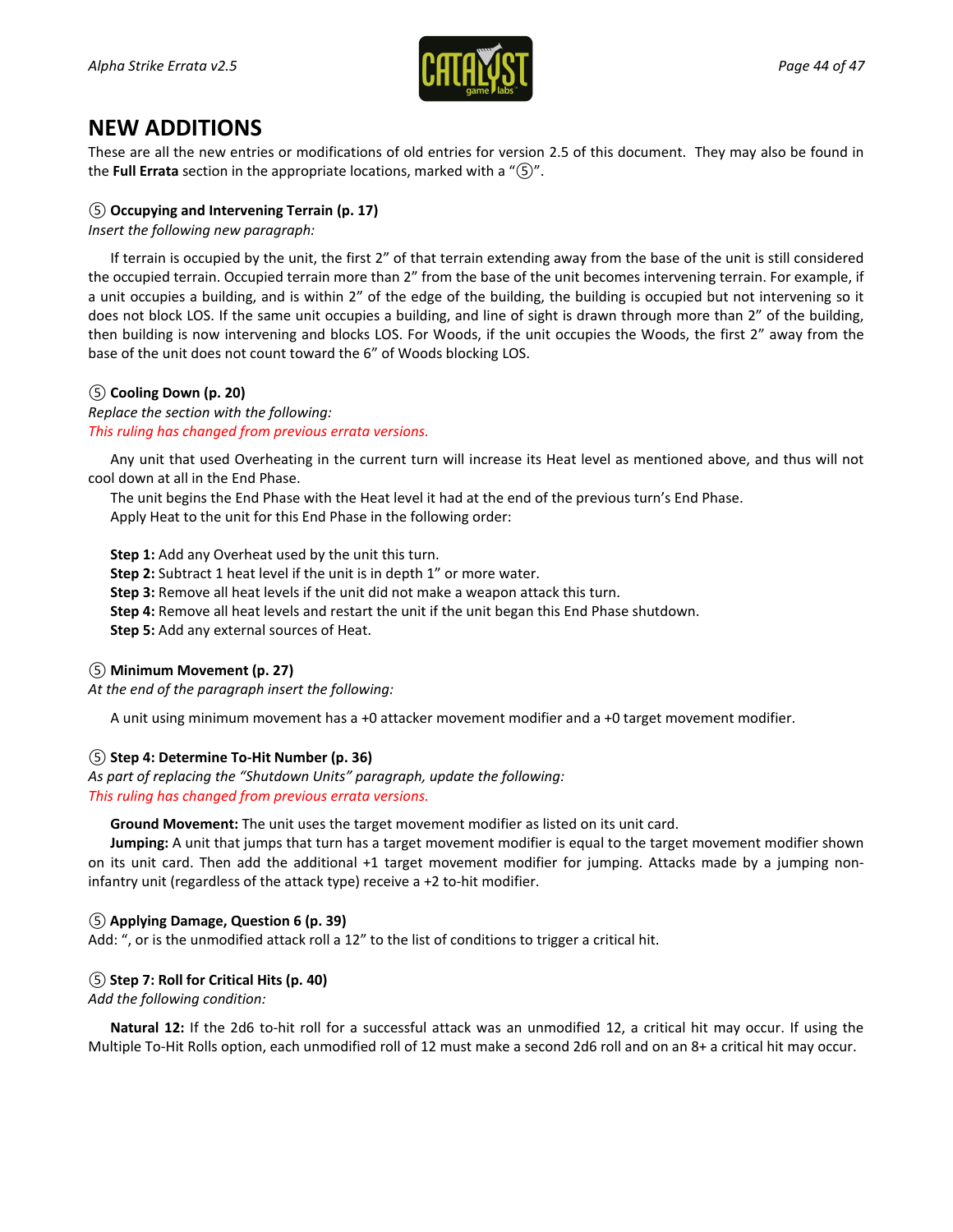## NEW ADDITIONS

These are all the new entries or modifications of old entries for version 2.5 of this document. They may also be found in the **Full Errata** section in the appropriate locations, marked with a "⑤".

### ⑤ Occupying and Intervening Terrain (p. 17)

*Insert the following new paragraph:*

If terrain is occupied by the unit, the first 2" of that terrain extending away from the base of the unit is still considered the occupied terrain. Occupied terrain more than 2" from the base of the unit becomes intervening terrain. For example, if a unit occupies a building, and is within 2" of the edge of the building, the building is occupied but not intervening so it does not block LOS. If the same unit occupies a building, and line of sight is drawn through more than 2" of the building, then building is now intervening and blocks LOS. For Woods, if the unit occupies the Woods, the first 2" away from the base of the unit does not count toward the 6" of Woods blocking LOS.

### ⑤ Cooling Down (p. 20)

*Replace the section with the following:*

*This ruling has changed from previous errata versions.*

Any unit that used Overheating in the current turn will increase its Heat level as mentioned above, and thus will not cool down at all in the End Phase.

The unit begins the End Phase with the Heat level it had at the end of the previous turn's End Phase.

Apply Heat to the unit for this End Phase in the following order:

**Step 1:** Add any Overheat used by the unit this turn.
**Step 2:** Subtract 1 heat level if the unit is in depth 1" or more water.
**Step 3:** Remove all heat levels if the unit did not make a weapon attack this turn.
**Step 4:** Remove all heat levels and restart the unit if the unit began this End Phase shutdown.
**Step 5:** Add any external sources of Heat.

### ⑤ Minimum Movement (p. 27)

*At the end of the paragraph insert the following:*

A unit using minimum movement has a +0 attacker movement modifier and a +0 target movement modifier.

### ⑤ Step 4: Determine To-Hit Number (p. 36)

*As part of replacing the "Shutdown Units" paragraph, update the following:*

*This ruling has changed from previous errata versions.*

**Ground Movement:** The unit uses the target movement modifier as listed on its unit card.

**Jumping:** A unit that jumps that turn has a target movement modifier is equal to the target movement modifier shown on its unit card. Then add the additional +1 target movement modifier for jumping. Attacks made by a jumping non-infantry unit (regardless of the attack type) receive a +2 to-hit modifier.

### ⑤ Applying Damage, Question 6 (p. 39)

Add: ", or is the unmodified attack roll a 12" to the list of conditions to trigger a critical hit.

### ⑤ Step 7: Roll for Critical Hits (p. 40)

*Add the following condition:*

**Natural 12:** If the 2d6 to-hit roll for a successful attack was an unmodified 12, a critical hit may occur. If using the Multiple To-Hit Rolls option, each unmodified roll of 12 must make a second 2d6 roll and on an 8+ a critical hit may occur.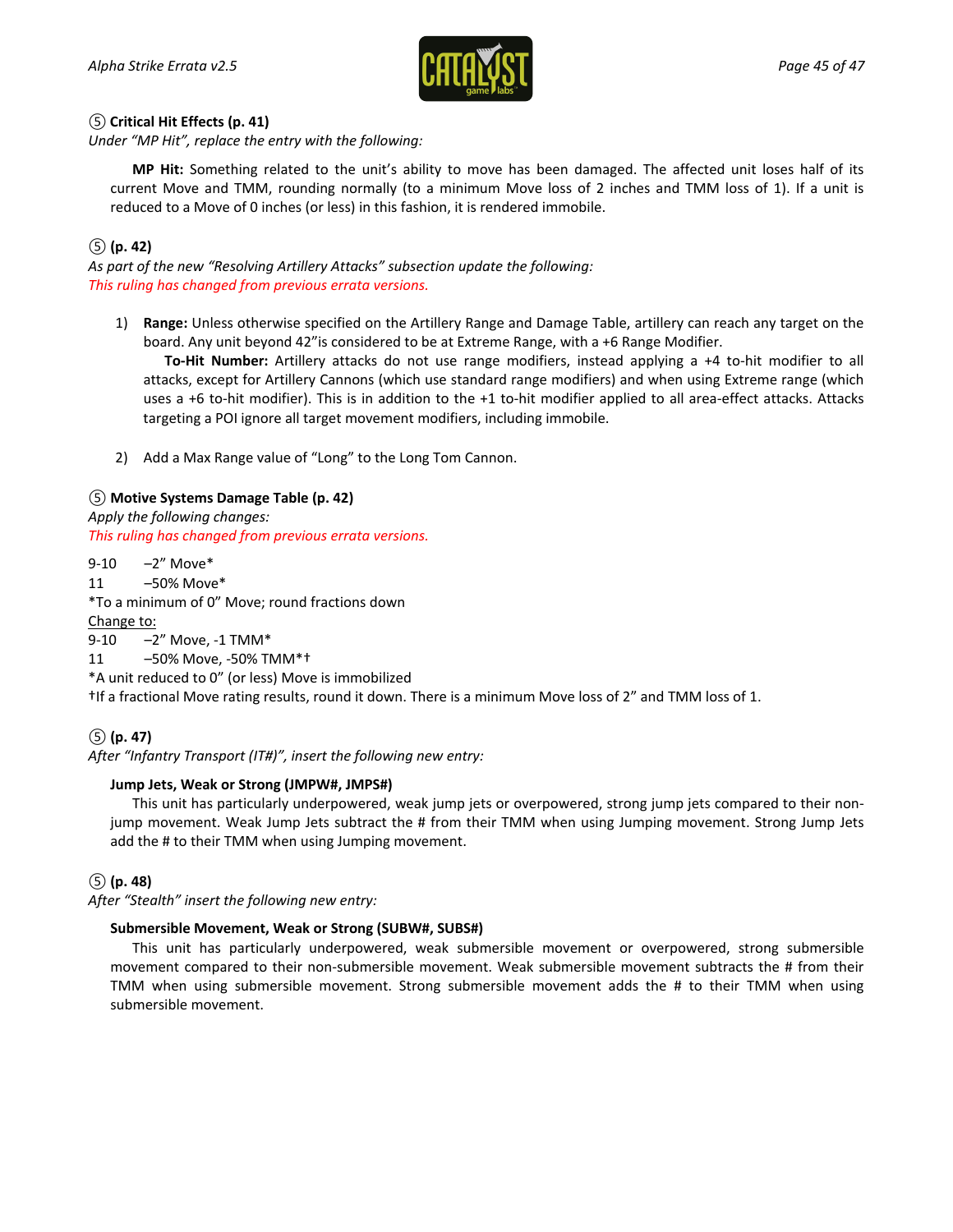### ⑤ Critical Hit Effects (p. 41)

*Under "MP Hit", replace the entry with the following:*

**MP Hit:** Something related to the unit's ability to move has been damaged. The affected unit loses half of its current Move and TMM, rounding normally (to a minimum Move loss of 2 inches and TMM loss of 1). If a unit is reduced to a Move of 0 inches (or less) in this fashion, it is rendered immobile.

### ⑤ (p. 42)

*As part of the new "Resolving Artillery Attacks" subsection update the following:*
*This ruling has changed from previous errata versions.*

1) **Range:** Unless otherwise specified on the Artillery Range and Damage Table, artillery can reach any target on the board. Any unit beyond 42"is considered to be at Extreme Range, with a +6 Range Modifier.
   **To-Hit Number:** Artillery attacks do not use range modifiers, instead applying a +4 to-hit modifier to all attacks, except for Artillery Cannons (which use standard range modifiers) and when using Extreme range (which uses a +6 to-hit modifier). This is in addition to the +1 to-hit modifier applied to all area-effect attacks. Attacks targeting a POI ignore all target movement modifiers, including immobile.

2) Add a Max Range value of "Long" to the Long Tom Cannon.

### ⑤ Motive Systems Damage Table (p. 42)

*Apply the following changes:*
*This ruling has changed from previous errata versions.*

9-10 –2" Move*
11 –50% Move*
*To a minimum of 0" Move; round fractions down

Change to:

9-10 –2" Move, -1 TMM*
11 –50% Move, -50% TMM*†
*A unit reduced to 0" (or less) Move is immobilized
†If a fractional Move rating results, round it down. There is a minimum Move loss of 2" and TMM loss of 1.

### ⑤ (p. 47)

*After "Infantry Transport (IT#)", insert the following new entry:*

**Jump Jets, Weak or Strong (JMPW#, JMPS#)**

This unit has particularly underpowered, weak jump jets or overpowered, strong jump jets compared to their non-jump movement. Weak Jump Jets subtract the # from their TMM when using Jumping movement. Strong Jump Jets add the # to their TMM when using Jumping movement.

### ⑤ (p. 48)

*After "Stealth" insert the following new entry:*

**Submersible Movement, Weak or Strong (SUBW#, SUBS#)**

This unit has particularly underpowered, weak submersible movement or overpowered, strong submersible movement compared to their non-submersible movement. Weak submersible movement subtracts the # from their TMM when using submersible movement. Strong submersible movement adds the # to their TMM when using submersible movement.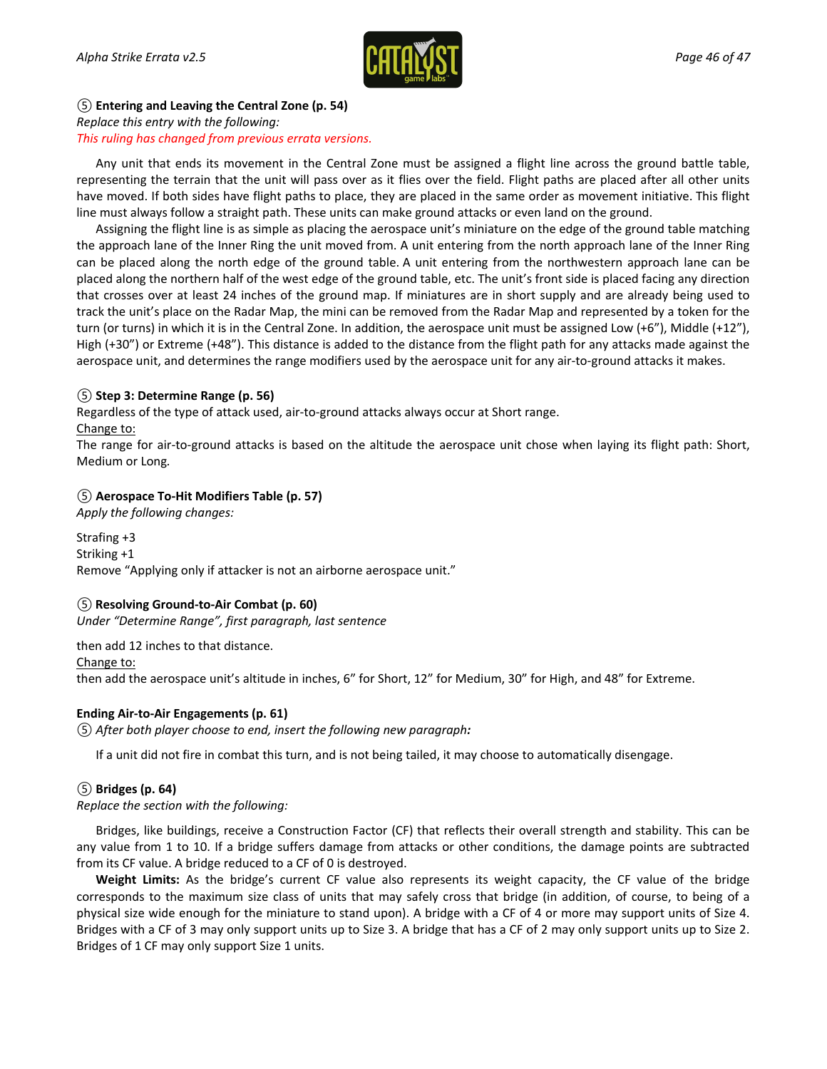**⑤ Entering and Leaving the Central Zone (p. 54)**

*Replace this entry with the following:*

*This ruling has changed from previous errata versions.*

Any unit that ends its movement in the Central Zone must be assigned a flight line across the ground battle table, representing the terrain that the unit will pass over as it flies over the field. Flight paths are placed after all other units have moved. If both sides have flight paths to place, they are placed in the same order as movement initiative. This flight line must always follow a straight path. These units can make ground attacks or even land on the ground.

Assigning the flight line is as simple as placing the aerospace unit's miniature on the edge of the ground table matching the approach lane of the Inner Ring the unit moved from. A unit entering from the north approach lane of the Inner Ring can be placed along the north edge of the ground table. A unit entering from the northwestern approach lane can be placed along the northern half of the west edge of the ground table, etc. The unit's front side is placed facing any direction that crosses over at least 24 inches of the ground map. If miniatures are in short supply and are already being used to track the unit's place on the Radar Map, the mini can be removed from the Radar Map and represented by a token for the turn (or turns) in which it is in the Central Zone. In addition, the aerospace unit must be assigned Low (+6"), Middle (+12"), High (+30") or Extreme (+48"). This distance is added to the distance from the flight path for any attacks made against the aerospace unit, and determines the range modifiers used by the aerospace unit for any air-to-ground attacks it makes.

**⑤ Step 3: Determine Range (p. 56)**

Regardless of the type of attack used, air-to-ground attacks always occur at Short range.

Change to:

The range for air-to-ground attacks is based on the altitude the aerospace unit chose when laying its flight path: Short, Medium or Long.

**⑤ Aerospace To-Hit Modifiers Table (p. 57)**

*Apply the following changes:*

Strafing +3
Striking +1
Remove "Applying only if attacker is not an airborne aerospace unit."

**⑤ Resolving Ground-to-Air Combat (p. 60)**

*Under "Determine Range", first paragraph, last sentence*

then add 12 inches to that distance.

Change to:

then add the aerospace unit's altitude in inches, 6" for Short, 12" for Medium, 30" for High, and 48" for Extreme.

**Ending Air-to-Air Engagements (p. 61)**

⑤ *After both player choose to end, insert the following new paragraph:*

If a unit did not fire in combat this turn, and is not being tailed, it may choose to automatically disengage.

**⑤ Bridges (p. 64)**

*Replace the section with the following:*

Bridges, like buildings, receive a Construction Factor (CF) that reflects their overall strength and stability. This can be any value from 1 to 10. If a bridge suffers damage from attacks or other conditions, the damage points are subtracted from its CF value. A bridge reduced to a CF of 0 is destroyed.

**Weight Limits:** As the bridge's current CF value also represents its weight capacity, the CF value of the bridge corresponds to the maximum size class of units that may safely cross that bridge (in addition, of course, to being of a physical size wide enough for the miniature to stand upon). A bridge with a CF of 4 or more may support units of Size 4. Bridges with a CF of 3 may only support units up to Size 3. A bridge that has a CF of 2 may only support units up to Size 2. Bridges of 1 CF may only support Size 1 units.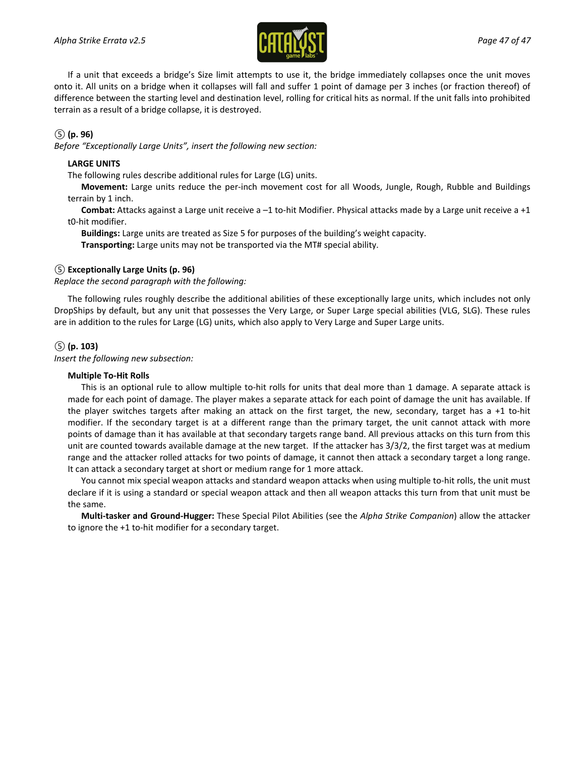If a unit that exceeds a bridge's Size limit attempts to use it, the bridge immediately collapses once the unit moves onto it. All units on a bridge when it collapses will fall and suffer 1 point of damage per 3 inches (or fraction thereof) of difference between the starting level and destination level, rolling for critical hits as normal. If the unit falls into prohibited terrain as a result of a bridge collapse, it is destroyed.

**⑤ (p. 96)**

*Before "Exceptionally Large Units", insert the following new section:*

**LARGE UNITS**

The following rules describe additional rules for Large (LG) units.

**Movement:** Large units reduce the per-inch movement cost for all Woods, Jungle, Rough, Rubble and Buildings terrain by 1 inch.

**Combat:** Attacks against a Large unit receive a –1 to-hit Modifier. Physical attacks made by a Large unit receive a +1 t0-hit modifier.

**Buildings:** Large units are treated as Size 5 for purposes of the building's weight capacity.

**Transporting:** Large units may not be transported via the MT# special ability.

**⑤ Exceptionally Large Units (p. 96)**

*Replace the second paragraph with the following:*

The following rules roughly describe the additional abilities of these exceptionally large units, which includes not only DropShips by default, but any unit that possesses the Very Large, or Super Large special abilities (VLG, SLG). These rules are in addition to the rules for Large (LG) units, which also apply to Very Large and Super Large units.

**⑤ (p. 103)**

*Insert the following new subsection:*

**Multiple To-Hit Rolls**

This is an optional rule to allow multiple to-hit rolls for units that deal more than 1 damage. A separate attack is made for each point of damage. The player makes a separate attack for each point of damage the unit has available. If the player switches targets after making an attack on the first target, the new, secondary, target has a +1 to-hit modifier. If the secondary target is at a different range than the primary target, the unit cannot attack with more points of damage than it has available at that secondary targets range band. All previous attacks on this turn from this unit are counted towards available damage at the new target. If the attacker has 3/3/2, the first target was at medium range and the attacker rolled attacks for two points of damage, it cannot then attack a secondary target a long range. It can attack a secondary target at short or medium range for 1 more attack.

You cannot mix special weapon attacks and standard weapon attacks when using multiple to-hit rolls, the unit must declare if it is using a standard or special weapon attack and then all weapon attacks this turn from that unit must be the same.

**Multi-tasker and Ground-Hugger:** These Special Pilot Abilities (see the *Alpha Strike Companion*) allow the attacker to ignore the +1 to-hit modifier for a secondary target.